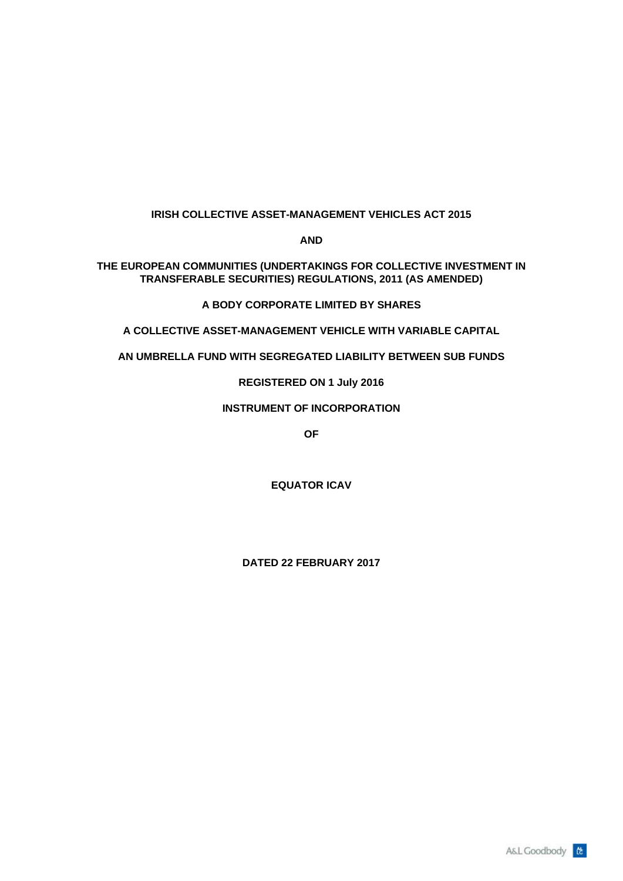**IRISH COLLECTIVE ASSET-MANAGEMENT VEHICLES ACT 2015**

**AND**

**THE EUROPEAN COMMUNITIES (UNDERTAKINGS FOR COLLECTIVE INVESTMENT IN TRANSFERABLE SECURITIES) REGULATIONS, 2011 (AS AMENDED)**

**A BODY CORPORATE LIMITED BY SHARES**

**A COLLECTIVE ASSET-MANAGEMENT VEHICLE WITH VARIABLE CAPITAL**

**AN UMBRELLA FUND WITH SEGREGATED LIABILITY BETWEEN SUB FUNDS**

**REGISTERED ON 1 July 2016**

**INSTRUMENT OF INCORPORATION**

**OF**

**EQUATOR ICAV**

**DATED 22 FEBRUARY 2017**

A&L Goodbody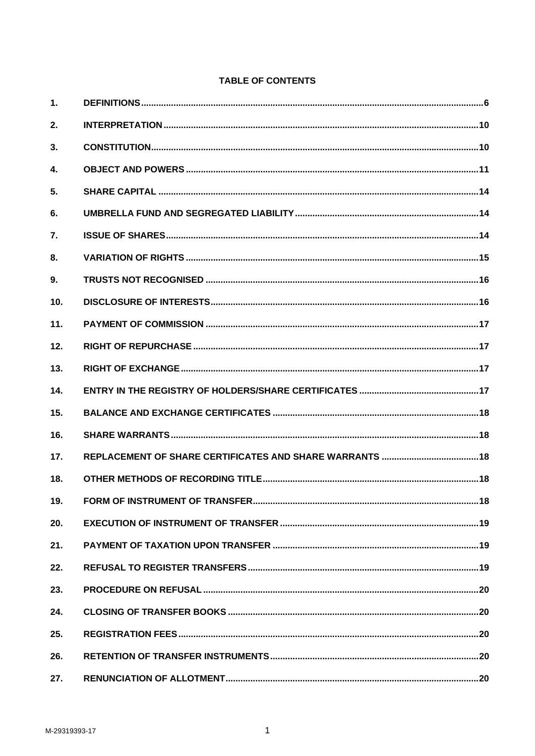**TABLE OF CONTENTS**

| | | |
|---|---|---|
| 1. | DEFINITIONS | 6 |
| 2. | INTERPRETATION | 10 |
| 3. | CONSTITUTION | 10 |
| 4. | OBJECT AND POWERS | 11 |
| 5. | SHARE CAPITAL | 14 |
| 6. | UMBRELLA FUND AND SEGREGATED LIABILITY | 14 |
| 7. | ISSUE OF SHARES | 14 |
| 8. | VARIATION OF RIGHTS | 15 |
| 9. | TRUSTS NOT RECOGNISED | 16 |
| 10. | DISCLOSURE OF INTERESTS | 16 |
| 11. | PAYMENT OF COMMISSION | 17 |
| 12. | RIGHT OF REPURCHASE | 17 |
| 13. | RIGHT OF EXCHANGE | 17 |
| 14. | ENTRY IN THE REGISTRY OF HOLDERS/SHARE CERTIFICATES | 17 |
| 15. | BALANCE AND EXCHANGE CERTIFICATES | 18 |
| 16. | SHARE WARRANTS | 18 |
| 17. | REPLACEMENT OF SHARE CERTIFICATES AND SHARE WARRANTS | 18 |
| 18. | OTHER METHODS OF RECORDING TITLE | 18 |
| 19. | FORM OF INSTRUMENT OF TRANSFER | 18 |
| 20. | EXECUTION OF INSTRUMENT OF TRANSFER | 19 |
| 21. | PAYMENT OF TAXATION UPON TRANSFER | 19 |
| 22. | REFUSAL TO REGISTER TRANSFERS | 19 |
| 23. | PROCEDURE ON REFUSAL | 20 |
| 24. | CLOSING OF TRANSFER BOOKS | 20 |
| 25. | REGISTRATION FEES | 20 |
| 26. | RETENTION OF TRANSFER INSTRUMENTS | 20 |
| 27. | RENUNCIATION OF ALLOTMENT | 20 |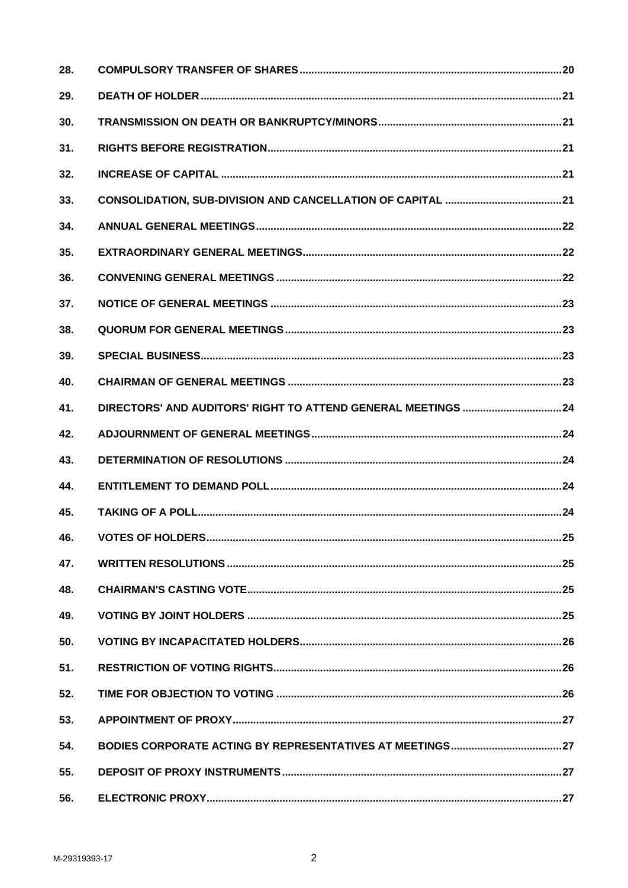| | | |
|---|---|---|
| 28. | **COMPULSORY TRANSFER OF SHARES** | **20** |
| 29. | **DEATH OF HOLDER** | **21** |
| 30. | **TRANSMISSION ON DEATH OR BANKRUPTCY/MINORS** | **21** |
| 31. | **RIGHTS BEFORE REGISTRATION** | **21** |
| 32. | **INCREASE OF CAPITAL** | **21** |
| 33. | **CONSOLIDATION, SUB-DIVISION AND CANCELLATION OF CAPITAL** | **21** |
| 34. | **ANNUAL GENERAL MEETINGS** | **22** |
| 35. | **EXTRAORDINARY GENERAL MEETINGS** | **22** |
| 36. | **CONVENING GENERAL MEETINGS** | **22** |
| 37. | **NOTICE OF GENERAL MEETINGS** | **23** |
| 38. | **QUORUM FOR GENERAL MEETINGS** | **23** |
| 39. | **SPECIAL BUSINESS** | **23** |
| 40. | **CHAIRMAN OF GENERAL MEETINGS** | **23** |
| 41. | **DIRECTORS' AND AUDITORS' RIGHT TO ATTEND GENERAL MEETINGS** | **24** |
| 42. | **ADJOURNMENT OF GENERAL MEETINGS** | **24** |
| 43. | **DETERMINATION OF RESOLUTIONS** | **24** |
| 44. | **ENTITLEMENT TO DEMAND POLL** | **24** |
| 45. | **TAKING OF A POLL** | **24** |
| 46. | **VOTES OF HOLDERS** | **25** |
| 47. | **WRITTEN RESOLUTIONS** | **25** |
| 48. | **CHAIRMAN'S CASTING VOTE** | **25** |
| 49. | **VOTING BY JOINT HOLDERS** | **25** |
| 50. | **VOTING BY INCAPACITATED HOLDERS** | **26** |
| 51. | **RESTRICTION OF VOTING RIGHTS** | **26** |
| 52. | **TIME FOR OBJECTION TO VOTING** | **26** |
| 53. | **APPOINTMENT OF PROXY** | **27** |
| 54. | **BODIES CORPORATE ACTING BY REPRESENTATIVES AT MEETINGS** | **27** |
| 55. | **DEPOSIT OF PROXY INSTRUMENTS** | **27** |
| 56. | **ELECTRONIC PROXY** | **27** |

M-29319393-17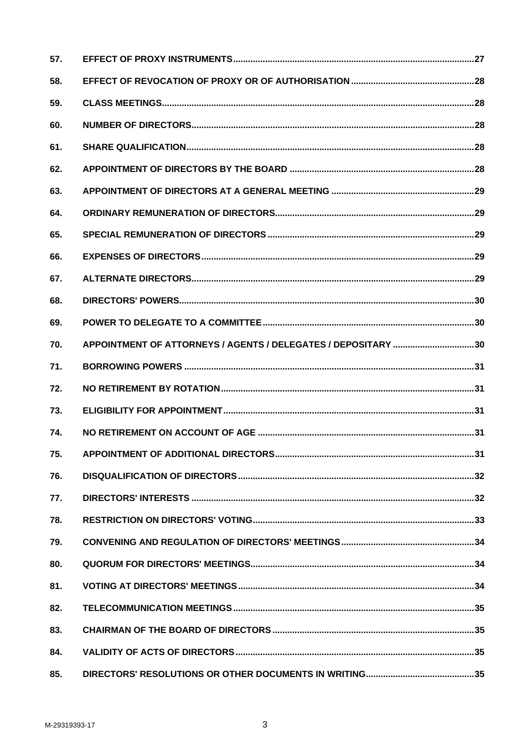| | | |
|---|---|---|
| 57. | EFFECT OF PROXY INSTRUMENTS | 27 |
| 58. | EFFECT OF REVOCATION OF PROXY OR OF AUTHORISATION | 28 |
| 59. | CLASS MEETINGS | 28 |
| 60. | NUMBER OF DIRECTORS | 28 |
| 61. | SHARE QUALIFICATION | 28 |
| 62. | APPOINTMENT OF DIRECTORS BY THE BOARD | 28 |
| 63. | APPOINTMENT OF DIRECTORS AT A GENERAL MEETING | 29 |
| 64. | ORDINARY REMUNERATION OF DIRECTORS | 29 |
| 65. | SPECIAL REMUNERATION OF DIRECTORS | 29 |
| 66. | EXPENSES OF DIRECTORS | 29 |
| 67. | ALTERNATE DIRECTORS | 29 |
| 68. | DIRECTORS' POWERS | 30 |
| 69. | POWER TO DELEGATE TO A COMMITTEE | 30 |
| 70. | APPOINTMENT OF ATTORNEYS / AGENTS / DELEGATES / DEPOSITARY | 30 |
| 71. | BORROWING POWERS | 31 |
| 72. | NO RETIREMENT BY ROTATION | 31 |
| 73. | ELIGIBILITY FOR APPOINTMENT | 31 |
| 74. | NO RETIREMENT ON ACCOUNT OF AGE | 31 |
| 75. | APPOINTMENT OF ADDITIONAL DIRECTORS | 31 |
| 76. | DISQUALIFICATION OF DIRECTORS | 32 |
| 77. | DIRECTORS' INTERESTS | 32 |
| 78. | RESTRICTION ON DIRECTORS' VOTING | 33 |
| 79. | CONVENING AND REGULATION OF DIRECTORS' MEETINGS | 34 |
| 80. | QUORUM FOR DIRECTORS' MEETINGS | 34 |
| 81. | VOTING AT DIRECTORS' MEETINGS | 34 |
| 82. | TELECOMMUNICATION MEETINGS | 35 |
| 83. | CHAIRMAN OF THE BOARD OF DIRECTORS | 35 |
| 84. | VALIDITY OF ACTS OF DIRECTORS | 35 |
| 85. | DIRECTORS' RESOLUTIONS OR OTHER DOCUMENTS IN WRITING | 35 |

M-29319393-17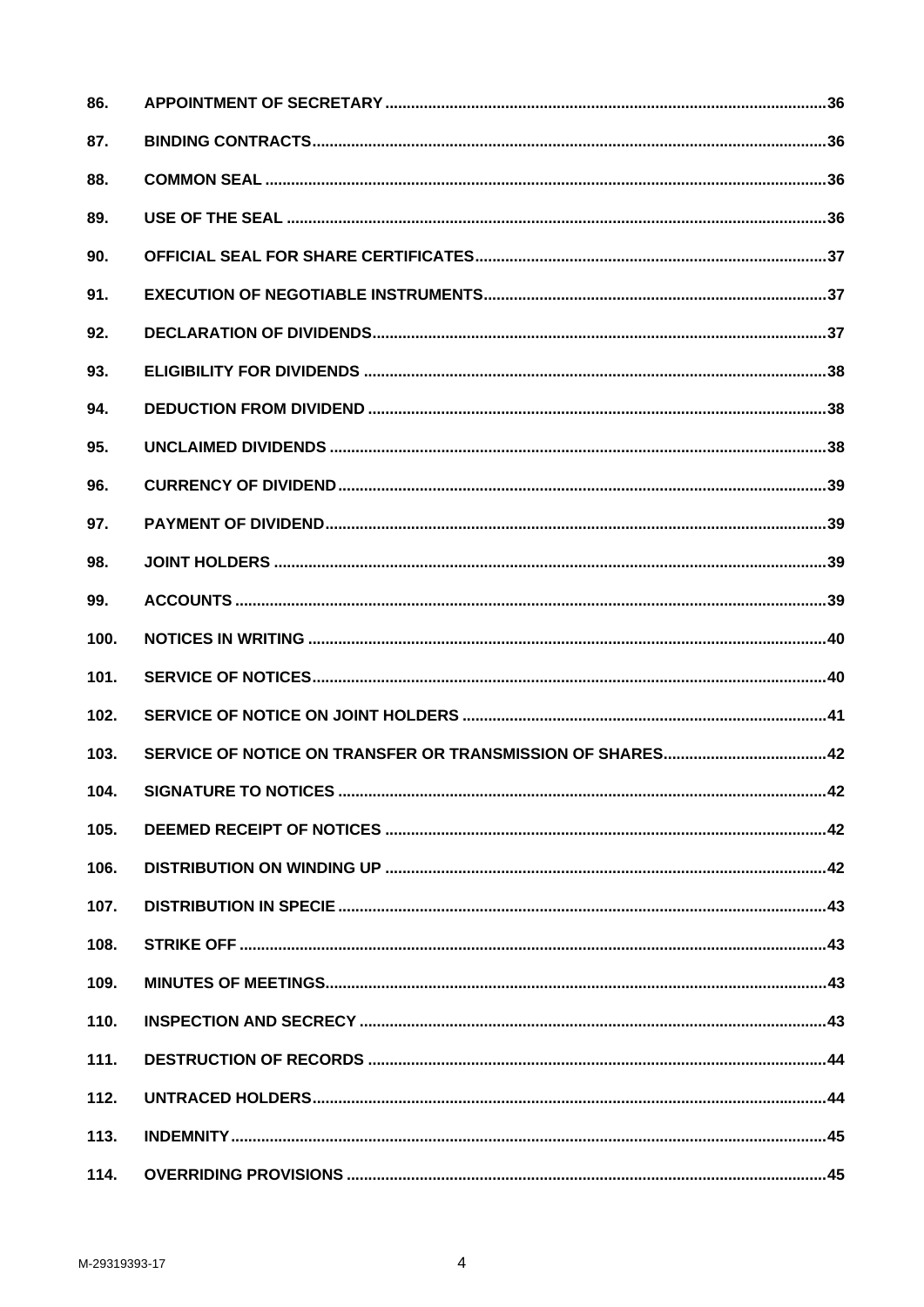| | | |
|---|---|---|
| 86. | APPOINTMENT OF SECRETARY | 36 |
| 87. | BINDING CONTRACTS | 36 |
| 88. | COMMON SEAL | 36 |
| 89. | USE OF THE SEAL | 36 |
| 90. | OFFICIAL SEAL FOR SHARE CERTIFICATES | 37 |
| 91. | EXECUTION OF NEGOTIABLE INSTRUMENTS | 37 |
| 92. | DECLARATION OF DIVIDENDS | 37 |
| 93. | ELIGIBILITY FOR DIVIDENDS | 38 |
| 94. | DEDUCTION FROM DIVIDEND | 38 |
| 95. | UNCLAIMED DIVIDENDS | 38 |
| 96. | CURRENCY OF DIVIDEND | 39 |
| 97. | PAYMENT OF DIVIDEND | 39 |
| 98. | JOINT HOLDERS | 39 |
| 99. | ACCOUNTS | 39 |
| 100. | NOTICES IN WRITING | 40 |
| 101. | SERVICE OF NOTICES | 40 |
| 102. | SERVICE OF NOTICE ON JOINT HOLDERS | 41 |
| 103. | SERVICE OF NOTICE ON TRANSFER OR TRANSMISSION OF SHARES | 42 |
| 104. | SIGNATURE TO NOTICES | 42 |
| 105. | DEEMED RECEIPT OF NOTICES | 42 |
| 106. | DISTRIBUTION ON WINDING UP | 42 |
| 107. | DISTRIBUTION IN SPECIE | 43 |
| 108. | STRIKE OFF | 43 |
| 109. | MINUTES OF MEETINGS | 43 |
| 110. | INSPECTION AND SECRECY | 43 |
| 111. | DESTRUCTION OF RECORDS | 44 |
| 112. | UNTRACED HOLDERS | 44 |
| 113. | INDEMNITY | 45 |
| 114. | OVERRIDING PROVISIONS | 45 |

M-29319393-17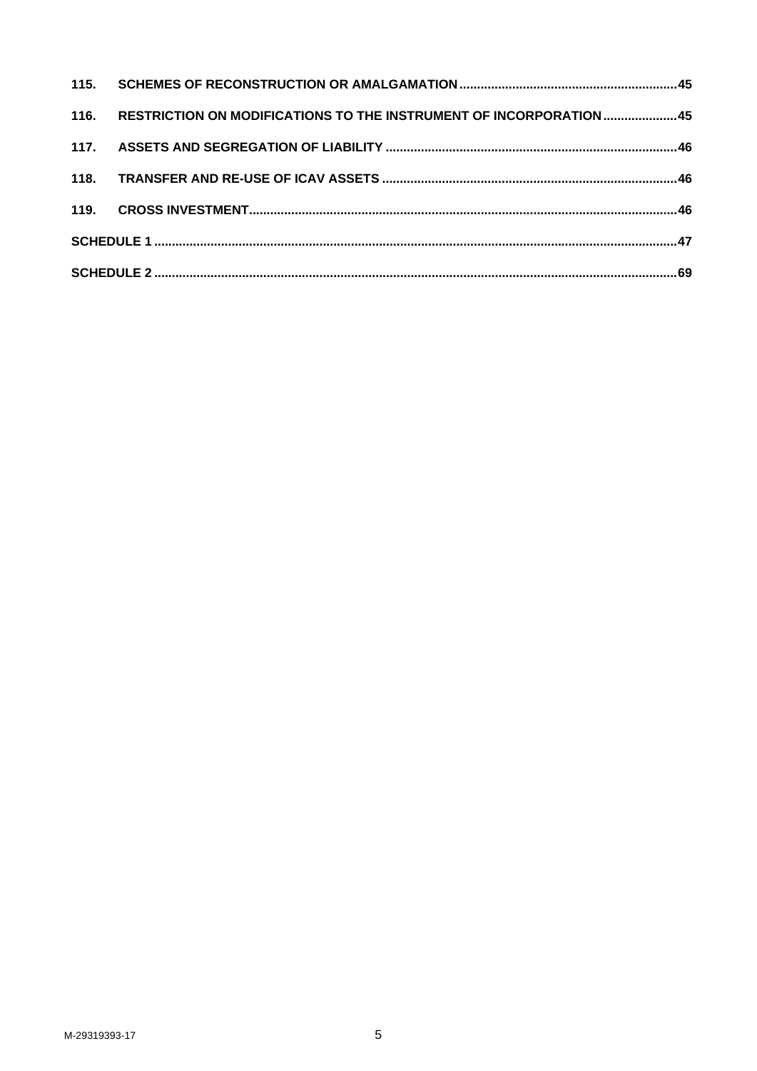115. SCHEMES OF RECONSTRUCTION OR AMALGAMATION ... 45

116. RESTRICTION ON MODIFICATIONS TO THE INSTRUMENT OF INCORPORATION ... 45

117. ASSETS AND SEGREGATION OF LIABILITY ... 46

118. TRANSFER AND RE-USE OF ICAV ASSETS ... 46

119. CROSS INVESTMENT ... 46

SCHEDULE 1 ... 47

SCHEDULE 2 ... 69

M-29319393-17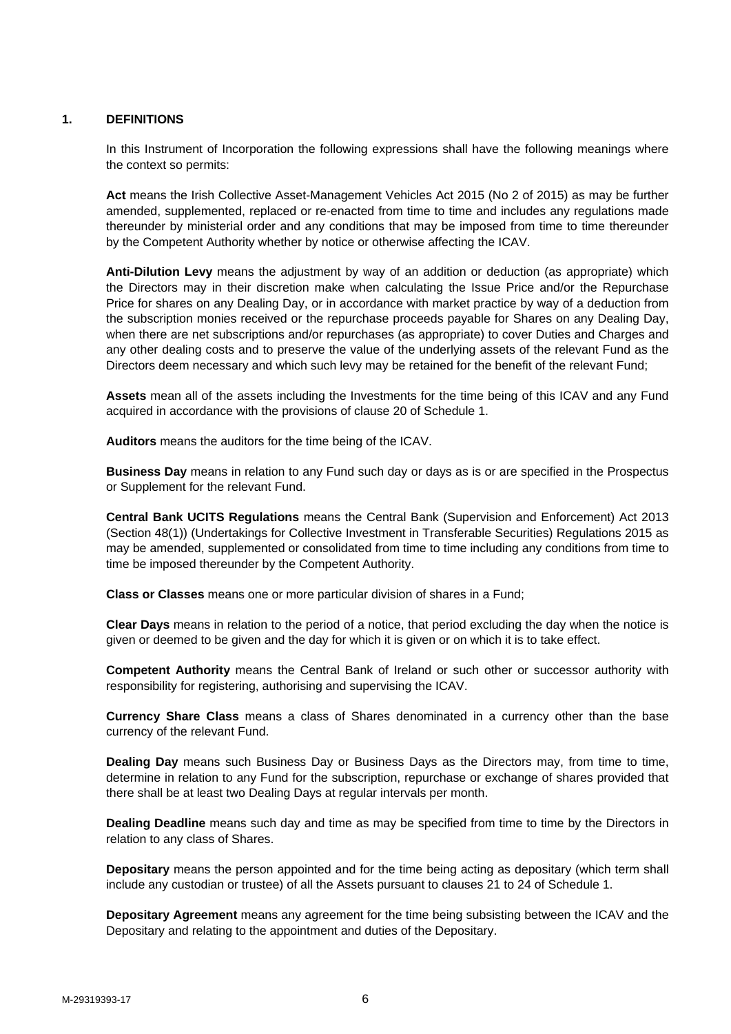## 1. DEFINITIONS

In this Instrument of Incorporation the following expressions shall have the following meanings where the context so permits:

**Act** means the Irish Collective Asset-Management Vehicles Act 2015 (No 2 of 2015) as may be further amended, supplemented, replaced or re-enacted from time to time and includes any regulations made thereunder by ministerial order and any conditions that may be imposed from time to time thereunder by the Competent Authority whether by notice or otherwise affecting the ICAV.

**Anti-Dilution Levy** means the adjustment by way of an addition or deduction (as appropriate) which the Directors may in their discretion make when calculating the Issue Price and/or the Repurchase Price for shares on any Dealing Day, or in accordance with market practice by way of a deduction from the subscription monies received or the repurchase proceeds payable for Shares on any Dealing Day, when there are net subscriptions and/or repurchases (as appropriate) to cover Duties and Charges and any other dealing costs and to preserve the value of the underlying assets of the relevant Fund as the Directors deem necessary and which such levy may be retained for the benefit of the relevant Fund;

**Assets** mean all of the assets including the Investments for the time being of this ICAV and any Fund acquired in accordance with the provisions of clause 20 of Schedule 1.

**Auditors** means the auditors for the time being of the ICAV.

**Business Day** means in relation to any Fund such day or days as is or are specified in the Prospectus or Supplement for the relevant Fund.

**Central Bank UCITS Regulations** means the Central Bank (Supervision and Enforcement) Act 2013 (Section 48(1)) (Undertakings for Collective Investment in Transferable Securities) Regulations 2015 as may be amended, supplemented or consolidated from time to time including any conditions from time to time be imposed thereunder by the Competent Authority.

**Class or Classes** means one or more particular division of shares in a Fund;

**Clear Days** means in relation to the period of a notice, that period excluding the day when the notice is given or deemed to be given and the day for which it is given or on which it is to take effect.

**Competent Authority** means the Central Bank of Ireland or such other or successor authority with responsibility for registering, authorising and supervising the ICAV.

**Currency Share Class** means a class of Shares denominated in a currency other than the base currency of the relevant Fund.

**Dealing Day** means such Business Day or Business Days as the Directors may, from time to time, determine in relation to any Fund for the subscription, repurchase or exchange of shares provided that there shall be at least two Dealing Days at regular intervals per month.

**Dealing Deadline** means such day and time as may be specified from time to time by the Directors in relation to any class of Shares.

**Depositary** means the person appointed and for the time being acting as depositary (which term shall include any custodian or trustee) of all the Assets pursuant to clauses 21 to 24 of Schedule 1.

**Depositary Agreement** means any agreement for the time being subsisting between the ICAV and the Depositary and relating to the appointment and duties of the Depositary.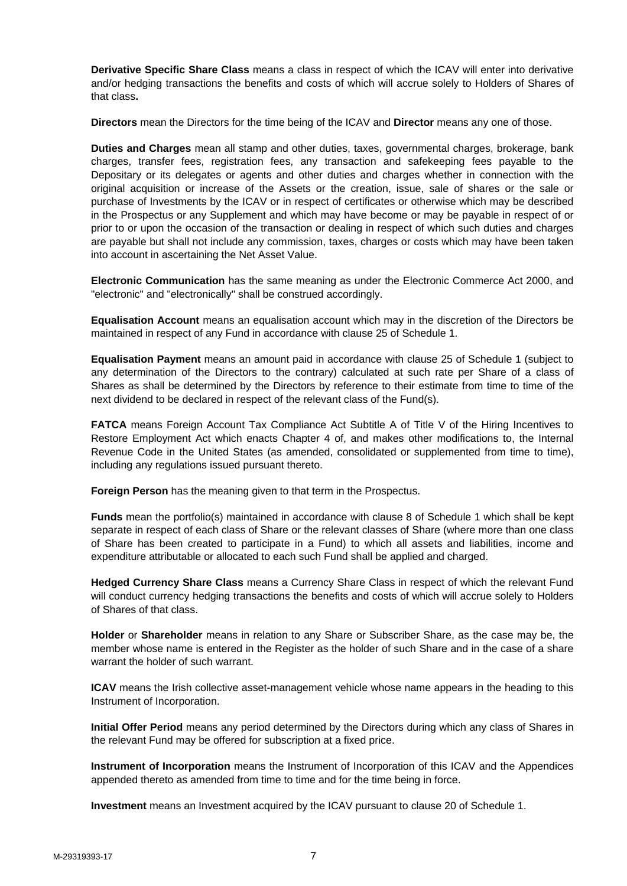**Derivative Specific Share Class** means a class in respect of which the ICAV will enter into derivative and/or hedging transactions the benefits and costs of which will accrue solely to Holders of Shares of that class**.**

**Directors** mean the Directors for the time being of the ICAV and **Director** means any one of those.

**Duties and Charges** mean all stamp and other duties, taxes, governmental charges, brokerage, bank charges, transfer fees, registration fees, any transaction and safekeeping fees payable to the Depositary or its delegates or agents and other duties and charges whether in connection with the original acquisition or increase of the Assets or the creation, issue, sale of shares or the sale or purchase of Investments by the ICAV or in respect of certificates or otherwise which may be described in the Prospectus or any Supplement and which may have become or may be payable in respect of or prior to or upon the occasion of the transaction or dealing in respect of which such duties and charges are payable but shall not include any commission, taxes, charges or costs which may have been taken into account in ascertaining the Net Asset Value.

**Electronic Communication** has the same meaning as under the Electronic Commerce Act 2000, and "electronic" and "electronically" shall be construed accordingly.

**Equalisation Account** means an equalisation account which may in the discretion of the Directors be maintained in respect of any Fund in accordance with clause 25 of Schedule 1.

**Equalisation Payment** means an amount paid in accordance with clause 25 of Schedule 1 (subject to any determination of the Directors to the contrary) calculated at such rate per Share of a class of Shares as shall be determined by the Directors by reference to their estimate from time to time of the next dividend to be declared in respect of the relevant class of the Fund(s).

**FATCA** means Foreign Account Tax Compliance Act Subtitle A of Title V of the Hiring Incentives to Restore Employment Act which enacts Chapter 4 of, and makes other modifications to, the Internal Revenue Code in the United States (as amended, consolidated or supplemented from time to time), including any regulations issued pursuant thereto.

**Foreign Person** has the meaning given to that term in the Prospectus.

**Funds** mean the portfolio(s) maintained in accordance with clause 8 of Schedule 1 which shall be kept separate in respect of each class of Share or the relevant classes of Share (where more than one class of Share has been created to participate in a Fund) to which all assets and liabilities, income and expenditure attributable or allocated to each such Fund shall be applied and charged.

**Hedged Currency Share Class** means a Currency Share Class in respect of which the relevant Fund will conduct currency hedging transactions the benefits and costs of which will accrue solely to Holders of Shares of that class.

**Holder** or **Shareholder** means in relation to any Share or Subscriber Share, as the case may be, the member whose name is entered in the Register as the holder of such Share and in the case of a share warrant the holder of such warrant.

**ICAV** means the Irish collective asset-management vehicle whose name appears in the heading to this Instrument of Incorporation.

**Initial Offer Period** means any period determined by the Directors during which any class of Shares in the relevant Fund may be offered for subscription at a fixed price.

**Instrument of Incorporation** means the Instrument of Incorporation of this ICAV and the Appendices appended thereto as amended from time to time and for the time being in force.

**Investment** means an Investment acquired by the ICAV pursuant to clause 20 of Schedule 1.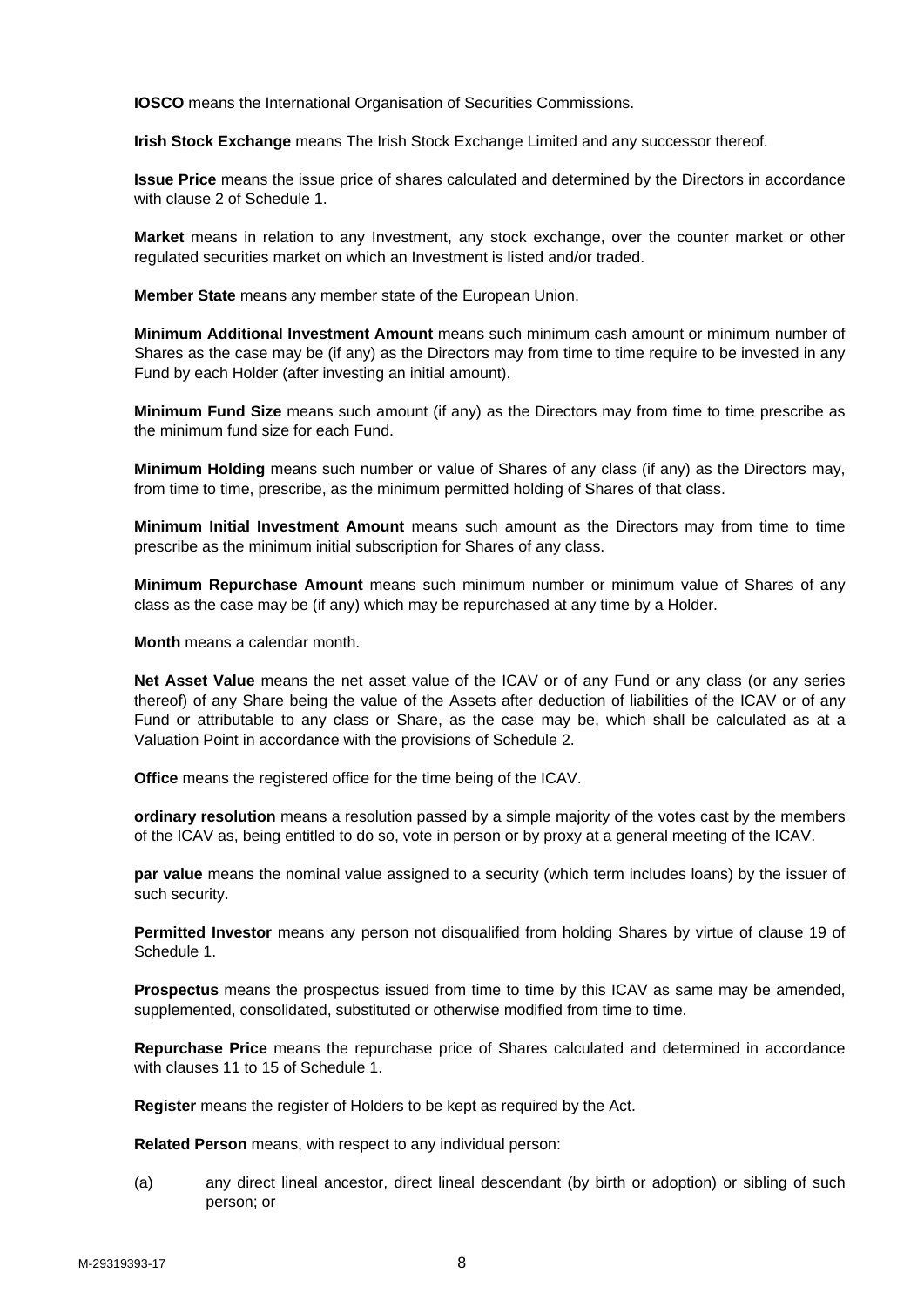**IOSCO** means the International Organisation of Securities Commissions.

**Irish Stock Exchange** means The Irish Stock Exchange Limited and any successor thereof.

**Issue Price** means the issue price of shares calculated and determined by the Directors in accordance with clause 2 of Schedule 1.

**Market** means in relation to any Investment, any stock exchange, over the counter market or other regulated securities market on which an Investment is listed and/or traded.

**Member State** means any member state of the European Union.

**Minimum Additional Investment Amount** means such minimum cash amount or minimum number of Shares as the case may be (if any) as the Directors may from time to time require to be invested in any Fund by each Holder (after investing an initial amount).

**Minimum Fund Size** means such amount (if any) as the Directors may from time to time prescribe as the minimum fund size for each Fund.

**Minimum Holding** means such number or value of Shares of any class (if any) as the Directors may, from time to time, prescribe, as the minimum permitted holding of Shares of that class.

**Minimum Initial Investment Amount** means such amount as the Directors may from time to time prescribe as the minimum initial subscription for Shares of any class.

**Minimum Repurchase Amount** means such minimum number or minimum value of Shares of any class as the case may be (if any) which may be repurchased at any time by a Holder.

**Month** means a calendar month.

**Net Asset Value** means the net asset value of the ICAV or of any Fund or any class (or any series thereof) of any Share being the value of the Assets after deduction of liabilities of the ICAV or of any Fund or attributable to any class or Share, as the case may be, which shall be calculated as at a Valuation Point in accordance with the provisions of Schedule 2.

**Office** means the registered office for the time being of the ICAV.

**ordinary resolution** means a resolution passed by a simple majority of the votes cast by the members of the ICAV as, being entitled to do so, vote in person or by proxy at a general meeting of the ICAV.

**par value** means the nominal value assigned to a security (which term includes loans) by the issuer of such security.

**Permitted Investor** means any person not disqualified from holding Shares by virtue of clause 19 of Schedule 1.

**Prospectus** means the prospectus issued from time to time by this ICAV as same may be amended, supplemented, consolidated, substituted or otherwise modified from time to time.

**Repurchase Price** means the repurchase price of Shares calculated and determined in accordance with clauses 11 to 15 of Schedule 1.

**Register** means the register of Holders to be kept as required by the Act.

**Related Person** means, with respect to any individual person:

(a) any direct lineal ancestor, direct lineal descendant (by birth or adoption) or sibling of such person; or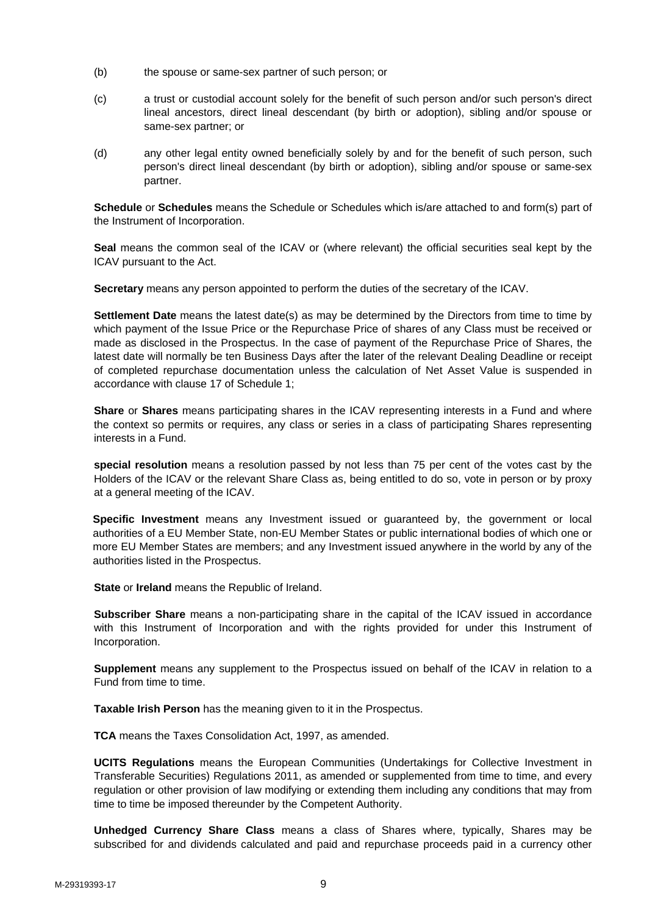(b) the spouse or same-sex partner of such person; or

(c) a trust or custodial account solely for the benefit of such person and/or such person's direct lineal ancestors, direct lineal descendant (by birth or adoption), sibling and/or spouse or same-sex partner; or

(d) any other legal entity owned beneficially solely by and for the benefit of such person, such person's direct lineal descendant (by birth or adoption), sibling and/or spouse or same-sex partner.

**Schedule** or **Schedules** means the Schedule or Schedules which is/are attached to and form(s) part of the Instrument of Incorporation.

**Seal** means the common seal of the ICAV or (where relevant) the official securities seal kept by the ICAV pursuant to the Act.

**Secretary** means any person appointed to perform the duties of the secretary of the ICAV.

**Settlement Date** means the latest date(s) as may be determined by the Directors from time to time by which payment of the Issue Price or the Repurchase Price of shares of any Class must be received or made as disclosed in the Prospectus. In the case of payment of the Repurchase Price of Shares, the latest date will normally be ten Business Days after the later of the relevant Dealing Deadline or receipt of completed repurchase documentation unless the calculation of Net Asset Value is suspended in accordance with clause 17 of Schedule 1;

**Share** or **Shares** means participating shares in the ICAV representing interests in a Fund and where the context so permits or requires, any class or series in a class of participating Shares representing interests in a Fund.

**special resolution** means a resolution passed by not less than 75 per cent of the votes cast by the Holders of the ICAV or the relevant Share Class as, being entitled to do so, vote in person or by proxy at a general meeting of the ICAV.

**Specific Investment** means any Investment issued or guaranteed by, the government or local authorities of a EU Member State, non-EU Member States or public international bodies of which one or more EU Member States are members; and any Investment issued anywhere in the world by any of the authorities listed in the Prospectus.

**State** or **Ireland** means the Republic of Ireland.

**Subscriber Share** means a non-participating share in the capital of the ICAV issued in accordance with this Instrument of Incorporation and with the rights provided for under this Instrument of Incorporation.

**Supplement** means any supplement to the Prospectus issued on behalf of the ICAV in relation to a Fund from time to time.

**Taxable Irish Person** has the meaning given to it in the Prospectus.

**TCA** means the Taxes Consolidation Act, 1997, as amended.

**UCITS Regulations** means the European Communities (Undertakings for Collective Investment in Transferable Securities) Regulations 2011, as amended or supplemented from time to time, and every regulation or other provision of law modifying or extending them including any conditions that may from time to time be imposed thereunder by the Competent Authority.

**Unhedged Currency Share Class** means a class of Shares where, typically, Shares may be subscribed for and dividends calculated and paid and repurchase proceeds paid in a currency other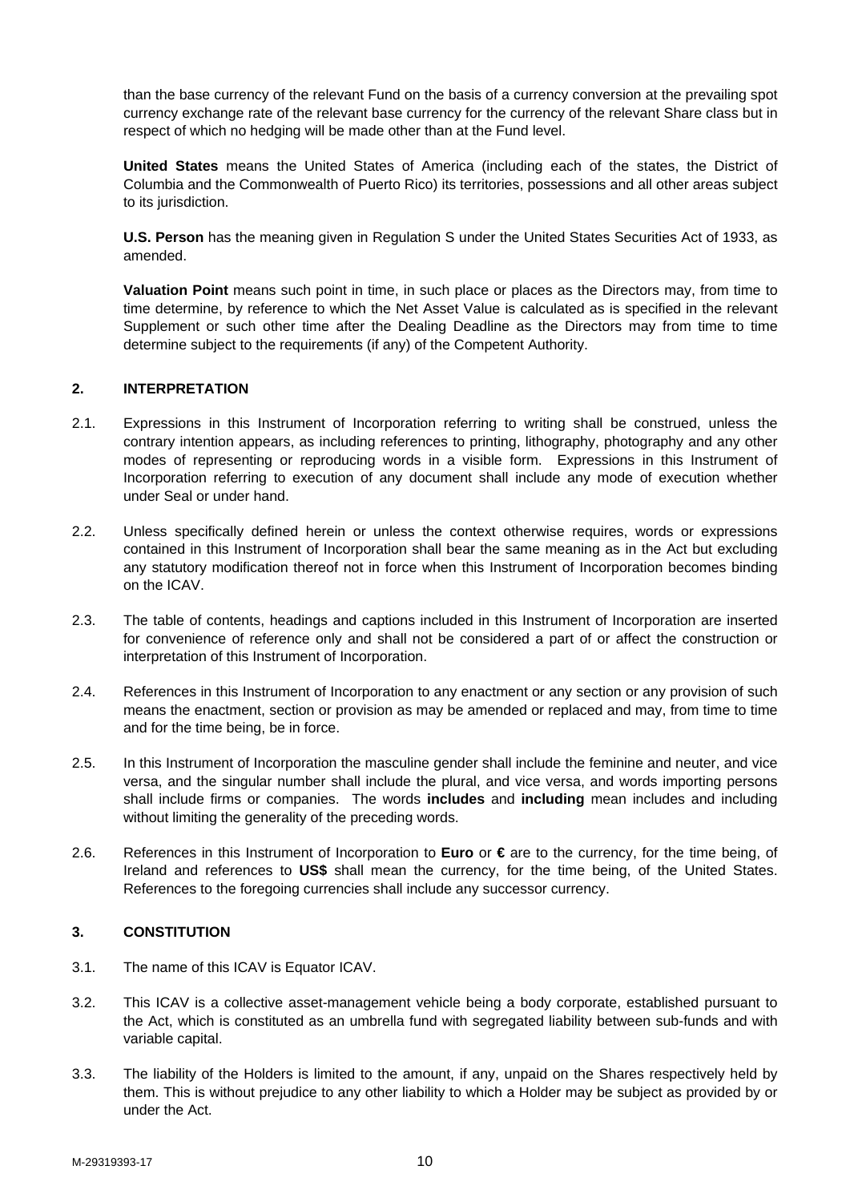than the base currency of the relevant Fund on the basis of a currency conversion at the prevailing spot currency exchange rate of the relevant base currency for the currency of the relevant Share class but in respect of which no hedging will be made other than at the Fund level.

**United States** means the United States of America (including each of the states, the District of Columbia and the Commonwealth of Puerto Rico) its territories, possessions and all other areas subject to its jurisdiction.

**U.S. Person** has the meaning given in Regulation S under the United States Securities Act of 1933, as amended.

**Valuation Point** means such point in time, in such place or places as the Directors may, from time to time determine, by reference to which the Net Asset Value is calculated as is specified in the relevant Supplement or such other time after the Dealing Deadline as the Directors may from time to time determine subject to the requirements (if any) of the Competent Authority.

## 2. INTERPRETATION

2.1. Expressions in this Instrument of Incorporation referring to writing shall be construed, unless the contrary intention appears, as including references to printing, lithography, photography and any other modes of representing or reproducing words in a visible form. Expressions in this Instrument of Incorporation referring to execution of any document shall include any mode of execution whether under Seal or under hand.

2.2. Unless specifically defined herein or unless the context otherwise requires, words or expressions contained in this Instrument of Incorporation shall bear the same meaning as in the Act but excluding any statutory modification thereof not in force when this Instrument of Incorporation becomes binding on the ICAV.

2.3. The table of contents, headings and captions included in this Instrument of Incorporation are inserted for convenience of reference only and shall not be considered a part of or affect the construction or interpretation of this Instrument of Incorporation.

2.4. References in this Instrument of Incorporation to any enactment or any section or any provision of such means the enactment, section or provision as may be amended or replaced and may, from time to time and for the time being, be in force.

2.5. In this Instrument of Incorporation the masculine gender shall include the feminine and neuter, and vice versa, and the singular number shall include the plural, and vice versa, and words importing persons shall include firms or companies. The words **includes** and **including** mean includes and including without limiting the generality of the preceding words.

2.6. References in this Instrument of Incorporation to **Euro** or **€** are to the currency, for the time being, of Ireland and references to **US$** shall mean the currency, for the time being, of the United States. References to the foregoing currencies shall include any successor currency.

## 3. CONSTITUTION

3.1. The name of this ICAV is Equator ICAV.

3.2. This ICAV is a collective asset-management vehicle being a body corporate, established pursuant to the Act, which is constituted as an umbrella fund with segregated liability between sub-funds and with variable capital.

3.3. The liability of the Holders is limited to the amount, if any, unpaid on the Shares respectively held by them. This is without prejudice to any other liability to which a Holder may be subject as provided by or under the Act.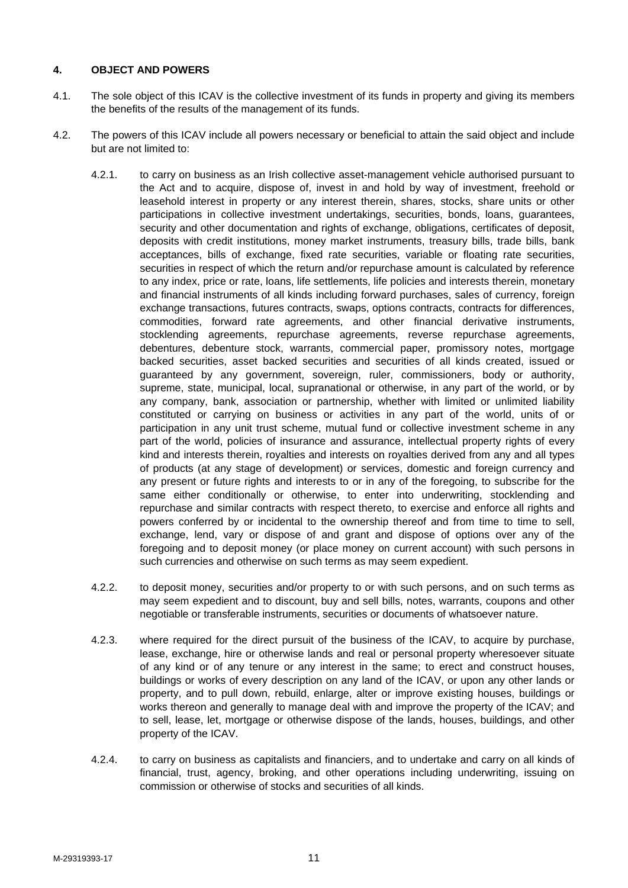## 4. OBJECT AND POWERS

4.1. The sole object of this ICAV is the collective investment of its funds in property and giving its members the benefits of the results of the management of its funds.

4.2. The powers of this ICAV include all powers necessary or beneficial to attain the said object and include but are not limited to:

4.2.1. to carry on business as an Irish collective asset-management vehicle authorised pursuant to the Act and to acquire, dispose of, invest in and hold by way of investment, freehold or leasehold interest in property or any interest therein, shares, stocks, share units or other participations in collective investment undertakings, securities, bonds, loans, guarantees, security and other documentation and rights of exchange, obligations, certificates of deposit, deposits with credit institutions, money market instruments, treasury bills, trade bills, bank acceptances, bills of exchange, fixed rate securities, variable or floating rate securities, securities in respect of which the return and/or repurchase amount is calculated by reference to any index, price or rate, loans, life settlements, life policies and interests therein, monetary and financial instruments of all kinds including forward purchases, sales of currency, foreign exchange transactions, futures contracts, swaps, options contracts, contracts for differences, commodities, forward rate agreements, and other financial derivative instruments, stocklending agreements, repurchase agreements, reverse repurchase agreements, debentures, debenture stock, warrants, commercial paper, promissory notes, mortgage backed securities, asset backed securities and securities of all kinds created, issued or guaranteed by any government, sovereign, ruler, commissioners, body or authority, supreme, state, municipal, local, supranational or otherwise, in any part of the world, or by any company, bank, association or partnership, whether with limited or unlimited liability constituted or carrying on business or activities in any part of the world, units of or participation in any unit trust scheme, mutual fund or collective investment scheme in any part of the world, policies of insurance and assurance, intellectual property rights of every kind and interests therein, royalties and interests on royalties derived from any and all types of products (at any stage of development) or services, domestic and foreign currency and any present or future rights and interests to or in any of the foregoing, to subscribe for the same either conditionally or otherwise, to enter into underwriting, stocklending and repurchase and similar contracts with respect thereto, to exercise and enforce all rights and powers conferred by or incidental to the ownership thereof and from time to time to sell, exchange, lend, vary or dispose of and grant and dispose of options over any of the foregoing and to deposit money (or place money on current account) with such persons in such currencies and otherwise on such terms as may seem expedient.

4.2.2. to deposit money, securities and/or property to or with such persons, and on such terms as may seem expedient and to discount, buy and sell bills, notes, warrants, coupons and other negotiable or transferable instruments, securities or documents of whatsoever nature.

4.2.3. where required for the direct pursuit of the business of the ICAV, to acquire by purchase, lease, exchange, hire or otherwise lands and real or personal property wheresoever situate of any kind or of any tenure or any interest in the same; to erect and construct houses, buildings or works of every description on any land of the ICAV, or upon any other lands or property, and to pull down, rebuild, enlarge, alter or improve existing houses, buildings or works thereon and generally to manage deal with and improve the property of the ICAV; and to sell, lease, let, mortgage or otherwise dispose of the lands, houses, buildings, and other property of the ICAV.

4.2.4. to carry on business as capitalists and financiers, and to undertake and carry on all kinds of financial, trust, agency, broking, and other operations including underwriting, issuing on commission or otherwise of stocks and securities of all kinds.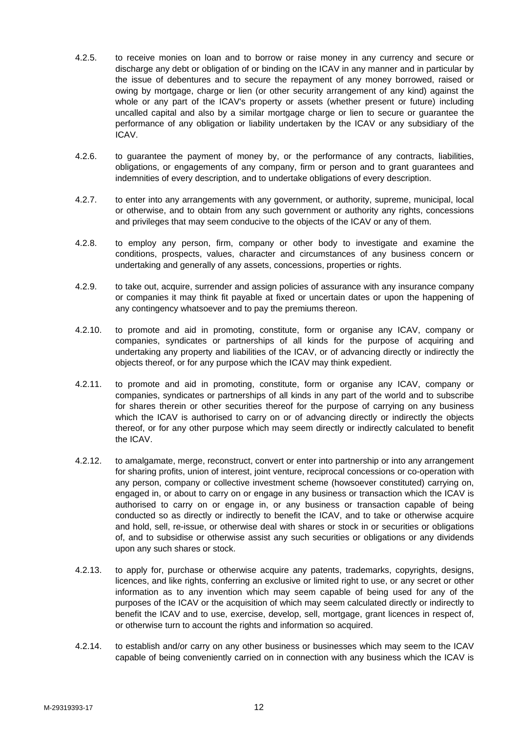4.2.5. to receive monies on loan and to borrow or raise money in any currency and secure or discharge any debt or obligation of or binding on the ICAV in any manner and in particular by the issue of debentures and to secure the repayment of any money borrowed, raised or owing by mortgage, charge or lien (or other security arrangement of any kind) against the whole or any part of the ICAV's property or assets (whether present or future) including uncalled capital and also by a similar mortgage charge or lien to secure or guarantee the performance of any obligation or liability undertaken by the ICAV or any subsidiary of the ICAV.

4.2.6. to guarantee the payment of money by, or the performance of any contracts, liabilities, obligations, or engagements of any company, firm or person and to grant guarantees and indemnities of every description, and to undertake obligations of every description.

4.2.7. to enter into any arrangements with any government, or authority, supreme, municipal, local or otherwise, and to obtain from any such government or authority any rights, concessions and privileges that may seem conducive to the objects of the ICAV or any of them.

4.2.8. to employ any person, firm, company or other body to investigate and examine the conditions, prospects, values, character and circumstances of any business concern or undertaking and generally of any assets, concessions, properties or rights.

4.2.9. to take out, acquire, surrender and assign policies of assurance with any insurance company or companies it may think fit payable at fixed or uncertain dates or upon the happening of any contingency whatsoever and to pay the premiums thereon.

4.2.10. to promote and aid in promoting, constitute, form or organise any ICAV, company or companies, syndicates or partnerships of all kinds for the purpose of acquiring and undertaking any property and liabilities of the ICAV, or of advancing directly or indirectly the objects thereof, or for any purpose which the ICAV may think expedient.

4.2.11. to promote and aid in promoting, constitute, form or organise any ICAV, company or companies, syndicates or partnerships of all kinds in any part of the world and to subscribe for shares therein or other securities thereof for the purpose of carrying on any business which the ICAV is authorised to carry on or of advancing directly or indirectly the objects thereof, or for any other purpose which may seem directly or indirectly calculated to benefit the ICAV.

4.2.12. to amalgamate, merge, reconstruct, convert or enter into partnership or into any arrangement for sharing profits, union of interest, joint venture, reciprocal concessions or co-operation with any person, company or collective investment scheme (howsoever constituted) carrying on, engaged in, or about to carry on or engage in any business or transaction which the ICAV is authorised to carry on or engage in, or any business or transaction capable of being conducted so as directly or indirectly to benefit the ICAV, and to take or otherwise acquire and hold, sell, re-issue, or otherwise deal with shares or stock in or securities or obligations of, and to subsidise or otherwise assist any such securities or obligations or any dividends upon any such shares or stock.

4.2.13. to apply for, purchase or otherwise acquire any patents, trademarks, copyrights, designs, licences, and like rights, conferring an exclusive or limited right to use, or any secret or other information as to any invention which may seem capable of being used for any of the purposes of the ICAV or the acquisition of which may seem calculated directly or indirectly to benefit the ICAV and to use, exercise, develop, sell, mortgage, grant licences in respect of, or otherwise turn to account the rights and information so acquired.

4.2.14. to establish and/or carry on any other business or businesses which may seem to the ICAV capable of being conveniently carried on in connection with any business which the ICAV is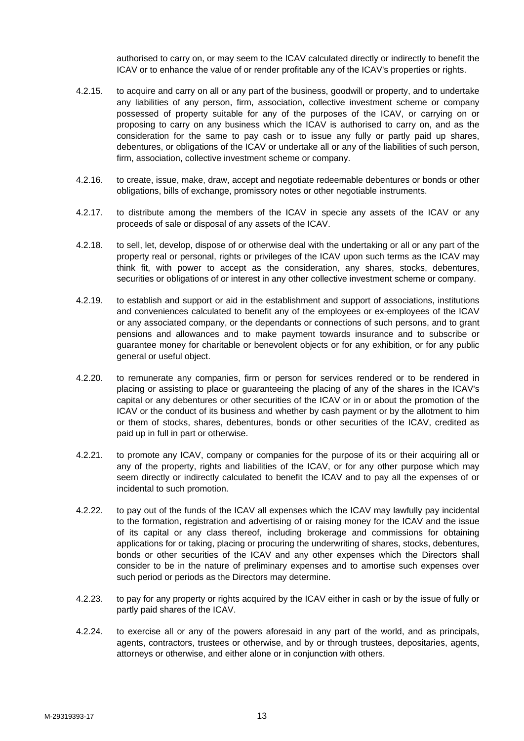authorised to carry on, or may seem to the ICAV calculated directly or indirectly to benefit the ICAV or to enhance the value of or render profitable any of the ICAV's properties or rights.

4.2.15. to acquire and carry on all or any part of the business, goodwill or property, and to undertake any liabilities of any person, firm, association, collective investment scheme or company possessed of property suitable for any of the purposes of the ICAV, or carrying on or proposing to carry on any business which the ICAV is authorised to carry on, and as the consideration for the same to pay cash or to issue any fully or partly paid up shares, debentures, or obligations of the ICAV or undertake all or any of the liabilities of such person, firm, association, collective investment scheme or company.

4.2.16. to create, issue, make, draw, accept and negotiate redeemable debentures or bonds or other obligations, bills of exchange, promissory notes or other negotiable instruments.

4.2.17. to distribute among the members of the ICAV in specie any assets of the ICAV or any proceeds of sale or disposal of any assets of the ICAV.

4.2.18. to sell, let, develop, dispose of or otherwise deal with the undertaking or all or any part of the property real or personal, rights or privileges of the ICAV upon such terms as the ICAV may think fit, with power to accept as the consideration, any shares, stocks, debentures, securities or obligations of or interest in any other collective investment scheme or company.

4.2.19. to establish and support or aid in the establishment and support of associations, institutions and conveniences calculated to benefit any of the employees or ex-employees of the ICAV or any associated company, or the dependants or connections of such persons, and to grant pensions and allowances and to make payment towards insurance and to subscribe or guarantee money for charitable or benevolent objects or for any exhibition, or for any public general or useful object.

4.2.20. to remunerate any companies, firm or person for services rendered or to be rendered in placing or assisting to place or guaranteeing the placing of any of the shares in the ICAV's capital or any debentures or other securities of the ICAV or in or about the promotion of the ICAV or the conduct of its business and whether by cash payment or by the allotment to him or them of stocks, shares, debentures, bonds or other securities of the ICAV, credited as paid up in full in part or otherwise.

4.2.21. to promote any ICAV, company or companies for the purpose of its or their acquiring all or any of the property, rights and liabilities of the ICAV, or for any other purpose which may seem directly or indirectly calculated to benefit the ICAV and to pay all the expenses of or incidental to such promotion.

4.2.22. to pay out of the funds of the ICAV all expenses which the ICAV may lawfully pay incidental to the formation, registration and advertising of or raising money for the ICAV and the issue of its capital or any class thereof, including brokerage and commissions for obtaining applications for or taking, placing or procuring the underwriting of shares, stocks, debentures, bonds or other securities of the ICAV and any other expenses which the Directors shall consider to be in the nature of preliminary expenses and to amortise such expenses over such period or periods as the Directors may determine.

4.2.23. to pay for any property or rights acquired by the ICAV either in cash or by the issue of fully or partly paid shares of the ICAV.

4.2.24. to exercise all or any of the powers aforesaid in any part of the world, and as principals, agents, contractors, trustees or otherwise, and by or through trustees, depositaries, agents, attorneys or otherwise, and either alone or in conjunction with others.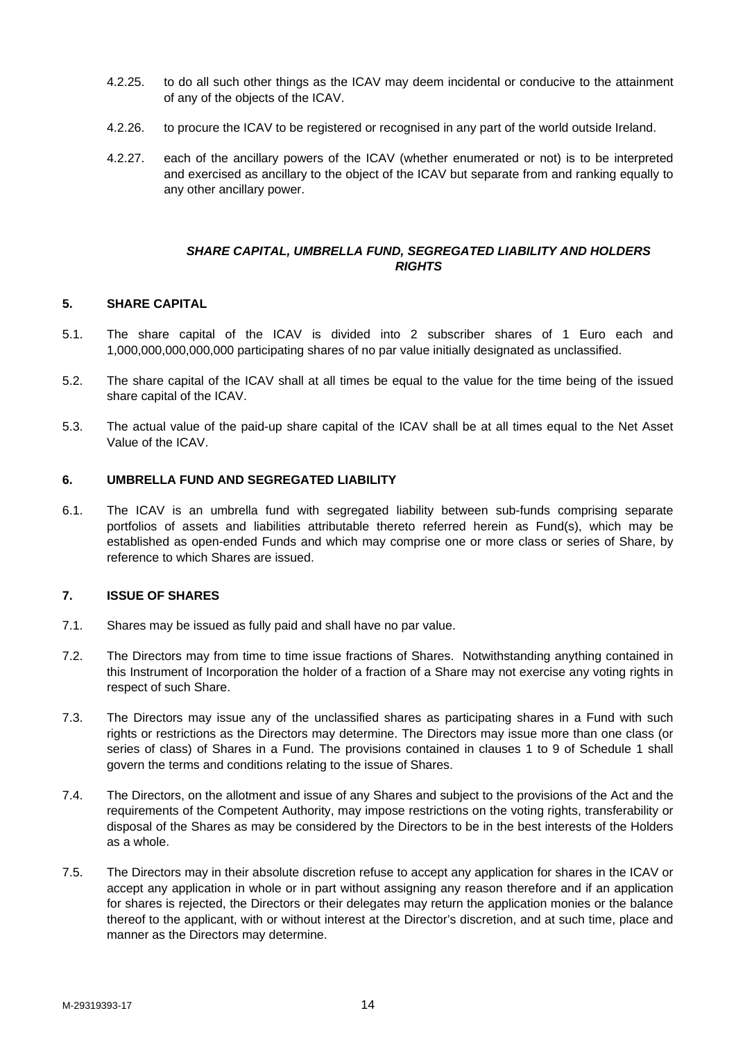4.2.25. to do all such other things as the ICAV may deem incidental or conducive to the attainment of any of the objects of the ICAV.

4.2.26. to procure the ICAV to be registered or recognised in any part of the world outside Ireland.

4.2.27. each of the ancillary powers of the ICAV (whether enumerated or not) is to be interpreted and exercised as ancillary to the object of the ICAV but separate from and ranking equally to any other ancillary power.

***SHARE CAPITAL, UMBRELLA FUND, SEGREGATED LIABILITY AND HOLDERS RIGHTS***

## 5. SHARE CAPITAL

5.1. The share capital of the ICAV is divided into 2 subscriber shares of 1 Euro each and 1,000,000,000,000,000 participating shares of no par value initially designated as unclassified.

5.2. The share capital of the ICAV shall at all times be equal to the value for the time being of the issued share capital of the ICAV.

5.3. The actual value of the paid-up share capital of the ICAV shall be at all times equal to the Net Asset Value of the ICAV.

## 6. UMBRELLA FUND AND SEGREGATED LIABILITY

6.1. The ICAV is an umbrella fund with segregated liability between sub-funds comprising separate portfolios of assets and liabilities attributable thereto referred herein as Fund(s), which may be established as open-ended Funds and which may comprise one or more class or series of Share, by reference to which Shares are issued.

## 7. ISSUE OF SHARES

7.1. Shares may be issued as fully paid and shall have no par value.

7.2. The Directors may from time to time issue fractions of Shares. Notwithstanding anything contained in this Instrument of Incorporation the holder of a fraction of a Share may not exercise any voting rights in respect of such Share.

7.3. The Directors may issue any of the unclassified shares as participating shares in a Fund with such rights or restrictions as the Directors may determine. The Directors may issue more than one class (or series of class) of Shares in a Fund. The provisions contained in clauses 1 to 9 of Schedule 1 shall govern the terms and conditions relating to the issue of Shares.

7.4. The Directors, on the allotment and issue of any Shares and subject to the provisions of the Act and the requirements of the Competent Authority, may impose restrictions on the voting rights, transferability or disposal of the Shares as may be considered by the Directors to be in the best interests of the Holders as a whole.

7.5. The Directors may in their absolute discretion refuse to accept any application for shares in the ICAV or accept any application in whole or in part without assigning any reason therefore and if an application for shares is rejected, the Directors or their delegates may return the application monies or the balance thereof to the applicant, with or without interest at the Director's discretion, and at such time, place and manner as the Directors may determine.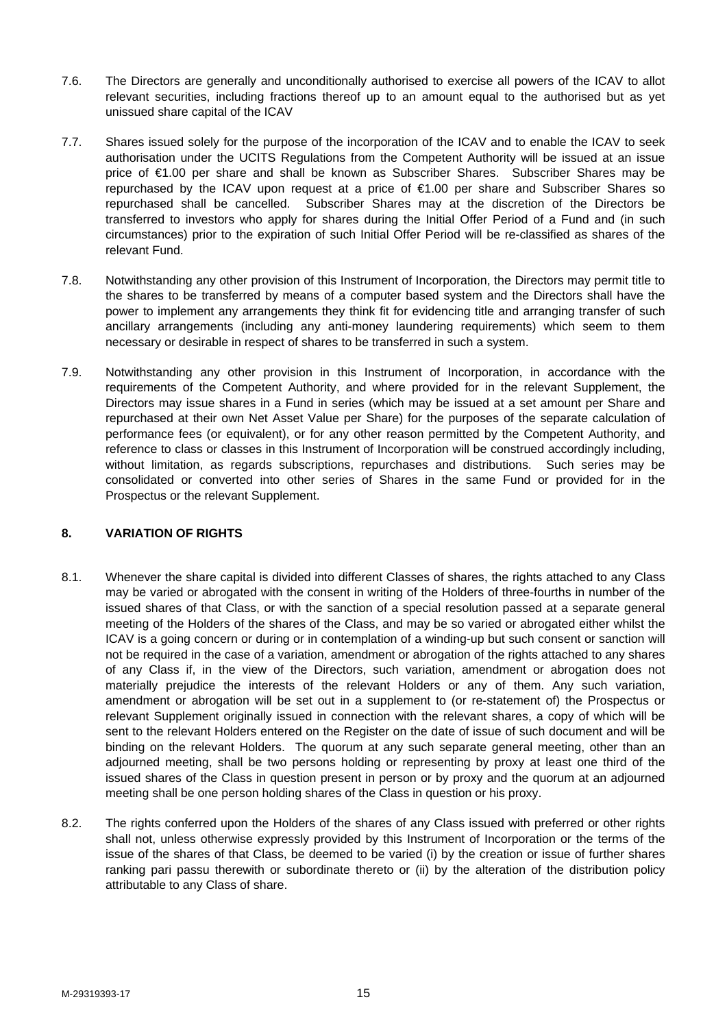7.6. The Directors are generally and unconditionally authorised to exercise all powers of the ICAV to allot relevant securities, including fractions thereof up to an amount equal to the authorised but as yet unissued share capital of the ICAV

7.7. Shares issued solely for the purpose of the incorporation of the ICAV and to enable the ICAV to seek authorisation under the UCITS Regulations from the Competent Authority will be issued at an issue price of €1.00 per share and shall be known as Subscriber Shares. Subscriber Shares may be repurchased by the ICAV upon request at a price of €1.00 per share and Subscriber Shares so repurchased shall be cancelled. Subscriber Shares may at the discretion of the Directors be transferred to investors who apply for shares during the Initial Offer Period of a Fund and (in such circumstances) prior to the expiration of such Initial Offer Period will be re-classified as shares of the relevant Fund.

7.8. Notwithstanding any other provision of this Instrument of Incorporation, the Directors may permit title to the shares to be transferred by means of a computer based system and the Directors shall have the power to implement any arrangements they think fit for evidencing title and arranging transfer of such ancillary arrangements (including any anti-money laundering requirements) which seem to them necessary or desirable in respect of shares to be transferred in such a system.

7.9. Notwithstanding any other provision in this Instrument of Incorporation, in accordance with the requirements of the Competent Authority, and where provided for in the relevant Supplement, the Directors may issue shares in a Fund in series (which may be issued at a set amount per Share and repurchased at their own Net Asset Value per Share) for the purposes of the separate calculation of performance fees (or equivalent), or for any other reason permitted by the Competent Authority, and reference to class or classes in this Instrument of Incorporation will be construed accordingly including, without limitation, as regards subscriptions, repurchases and distributions. Such series may be consolidated or converted into other series of Shares in the same Fund or provided for in the Prospectus or the relevant Supplement.

## 8. VARIATION OF RIGHTS

8.1. Whenever the share capital is divided into different Classes of shares, the rights attached to any Class may be varied or abrogated with the consent in writing of the Holders of three-fourths in number of the issued shares of that Class, or with the sanction of a special resolution passed at a separate general meeting of the Holders of the shares of the Class, and may be so varied or abrogated either whilst the ICAV is a going concern or during or in contemplation of a winding-up but such consent or sanction will not be required in the case of a variation, amendment or abrogation of the rights attached to any shares of any Class if, in the view of the Directors, such variation, amendment or abrogation does not materially prejudice the interests of the relevant Holders or any of them. Any such variation, amendment or abrogation will be set out in a supplement to (or re-statement of) the Prospectus or relevant Supplement originally issued in connection with the relevant shares, a copy of which will be sent to the relevant Holders entered on the Register on the date of issue of such document and will be binding on the relevant Holders. The quorum at any such separate general meeting, other than an adjourned meeting, shall be two persons holding or representing by proxy at least one third of the issued shares of the Class in question present in person or by proxy and the quorum at an adjourned meeting shall be one person holding shares of the Class in question or his proxy.

8.2. The rights conferred upon the Holders of the shares of any Class issued with preferred or other rights shall not, unless otherwise expressly provided by this Instrument of Incorporation or the terms of the issue of the shares of that Class, be deemed to be varied (i) by the creation or issue of further shares ranking pari passu therewith or subordinate thereto or (ii) by the alteration of the distribution policy attributable to any Class of share.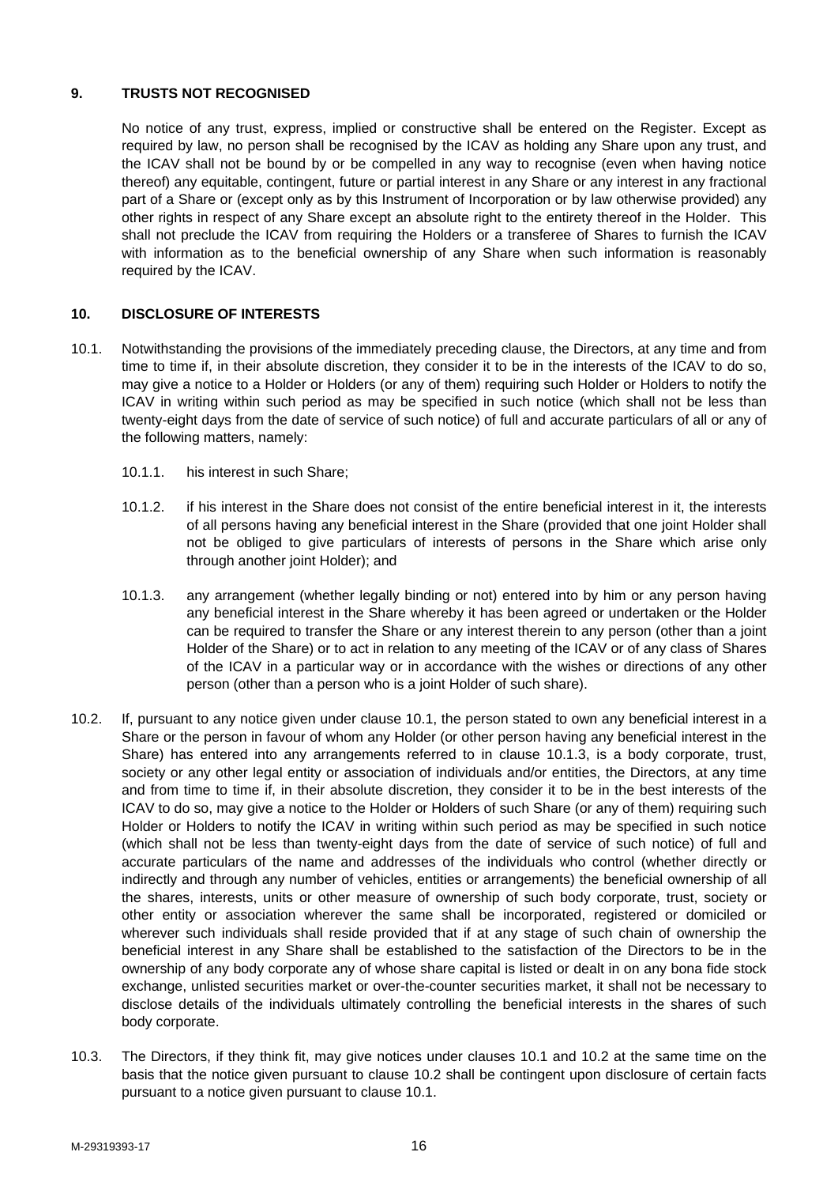## 9. TRUSTS NOT RECOGNISED

No notice of any trust, express, implied or constructive shall be entered on the Register. Except as required by law, no person shall be recognised by the ICAV as holding any Share upon any trust, and the ICAV shall not be bound by or be compelled in any way to recognise (even when having notice thereof) any equitable, contingent, future or partial interest in any Share or any interest in any fractional part of a Share or (except only as by this Instrument of Incorporation or by law otherwise provided) any other rights in respect of any Share except an absolute right to the entirety thereof in the Holder. This shall not preclude the ICAV from requiring the Holders or a transferee of Shares to furnish the ICAV with information as to the beneficial ownership of any Share when such information is reasonably required by the ICAV.

## 10. DISCLOSURE OF INTERESTS

10.1. Notwithstanding the provisions of the immediately preceding clause, the Directors, at any time and from time to time if, in their absolute discretion, they consider it to be in the interests of the ICAV to do so, may give a notice to a Holder or Holders (or any of them) requiring such Holder or Holders to notify the ICAV in writing within such period as may be specified in such notice (which shall not be less than twenty-eight days from the date of service of such notice) of full and accurate particulars of all or any of the following matters, namely:

10.1.1. his interest in such Share;

10.1.2. if his interest in the Share does not consist of the entire beneficial interest in it, the interests of all persons having any beneficial interest in the Share (provided that one joint Holder shall not be obliged to give particulars of interests of persons in the Share which arise only through another joint Holder); and

10.1.3. any arrangement (whether legally binding or not) entered into by him or any person having any beneficial interest in the Share whereby it has been agreed or undertaken or the Holder can be required to transfer the Share or any interest therein to any person (other than a joint Holder of the Share) or to act in relation to any meeting of the ICAV or of any class of Shares of the ICAV in a particular way or in accordance with the wishes or directions of any other person (other than a person who is a joint Holder of such share).

10.2. If, pursuant to any notice given under clause 10.1, the person stated to own any beneficial interest in a Share or the person in favour of whom any Holder (or other person having any beneficial interest in the Share) has entered into any arrangements referred to in clause 10.1.3, is a body corporate, trust, society or any other legal entity or association of individuals and/or entities, the Directors, at any time and from time to time if, in their absolute discretion, they consider it to be in the best interests of the ICAV to do so, may give a notice to the Holder or Holders of such Share (or any of them) requiring such Holder or Holders to notify the ICAV in writing within such period as may be specified in such notice (which shall not be less than twenty-eight days from the date of service of such notice) of full and accurate particulars of the name and addresses of the individuals who control (whether directly or indirectly and through any number of vehicles, entities or arrangements) the beneficial ownership of all the shares, interests, units or other measure of ownership of such body corporate, trust, society or other entity or association wherever the same shall be incorporated, registered or domiciled or wherever such individuals shall reside provided that if at any stage of such chain of ownership the beneficial interest in any Share shall be established to the satisfaction of the Directors to be in the ownership of any body corporate any of whose share capital is listed or dealt in on any bona fide stock exchange, unlisted securities market or over-the-counter securities market, it shall not be necessary to disclose details of the individuals ultimately controlling the beneficial interests in the shares of such body corporate.

10.3. The Directors, if they think fit, may give notices under clauses 10.1 and 10.2 at the same time on the basis that the notice given pursuant to clause 10.2 shall be contingent upon disclosure of certain facts pursuant to a notice given pursuant to clause 10.1.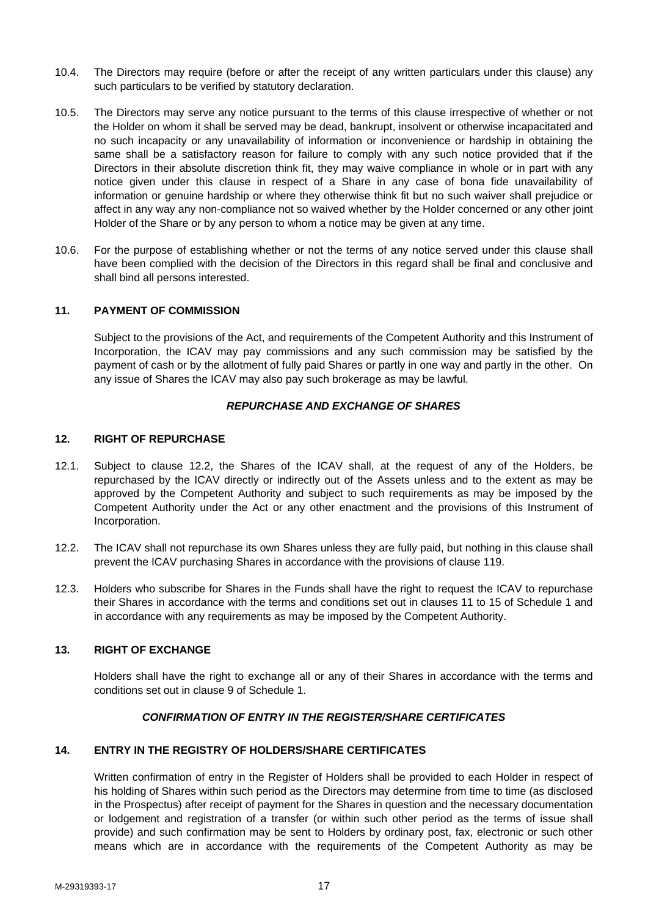10.4. The Directors may require (before or after the receipt of any written particulars under this clause) any such particulars to be verified by statutory declaration.

10.5. The Directors may serve any notice pursuant to the terms of this clause irrespective of whether or not the Holder on whom it shall be served may be dead, bankrupt, insolvent or otherwise incapacitated and no such incapacity or any unavailability of information or inconvenience or hardship in obtaining the same shall be a satisfactory reason for failure to comply with any such notice provided that if the Directors in their absolute discretion think fit, they may waive compliance in whole or in part with any notice given under this clause in respect of a Share in any case of bona fide unavailability of information or genuine hardship or where they otherwise think fit but no such waiver shall prejudice or affect in any way any non-compliance not so waived whether by the Holder concerned or any other joint Holder of the Share or by any person to whom a notice may be given at any time.

10.6. For the purpose of establishing whether or not the terms of any notice served under this clause shall have been complied with the decision of the Directors in this regard shall be final and conclusive and shall bind all persons interested.

**11. PAYMENT OF COMMISSION**

Subject to the provisions of the Act, and requirements of the Competent Authority and this Instrument of Incorporation, the ICAV may pay commissions and any such commission may be satisfied by the payment of cash or by the allotment of fully paid Shares or partly in one way and partly in the other. On any issue of Shares the ICAV may also pay such brokerage as may be lawful.

***REPURCHASE AND EXCHANGE OF SHARES***

**12. RIGHT OF REPURCHASE**

12.1. Subject to clause 12.2, the Shares of the ICAV shall, at the request of any of the Holders, be repurchased by the ICAV directly or indirectly out of the Assets unless and to the extent as may be approved by the Competent Authority and subject to such requirements as may be imposed by the Competent Authority under the Act or any other enactment and the provisions of this Instrument of Incorporation.

12.2. The ICAV shall not repurchase its own Shares unless they are fully paid, but nothing in this clause shall prevent the ICAV purchasing Shares in accordance with the provisions of clause 119.

12.3. Holders who subscribe for Shares in the Funds shall have the right to request the ICAV to repurchase their Shares in accordance with the terms and conditions set out in clauses 11 to 15 of Schedule 1 and in accordance with any requirements as may be imposed by the Competent Authority.

**13. RIGHT OF EXCHANGE**

Holders shall have the right to exchange all or any of their Shares in accordance with the terms and conditions set out in clause 9 of Schedule 1.

***CONFIRMATION OF ENTRY IN THE REGISTER/SHARE CERTIFICATES***

**14. ENTRY IN THE REGISTRY OF HOLDERS/SHARE CERTIFICATES**

Written confirmation of entry in the Register of Holders shall be provided to each Holder in respect of his holding of Shares within such period as the Directors may determine from time to time (as disclosed in the Prospectus) after receipt of payment for the Shares in question and the necessary documentation or lodgement and registration of a transfer (or within such other period as the terms of issue shall provide) and such confirmation may be sent to Holders by ordinary post, fax, electronic or such other means which are in accordance with the requirements of the Competent Authority as may be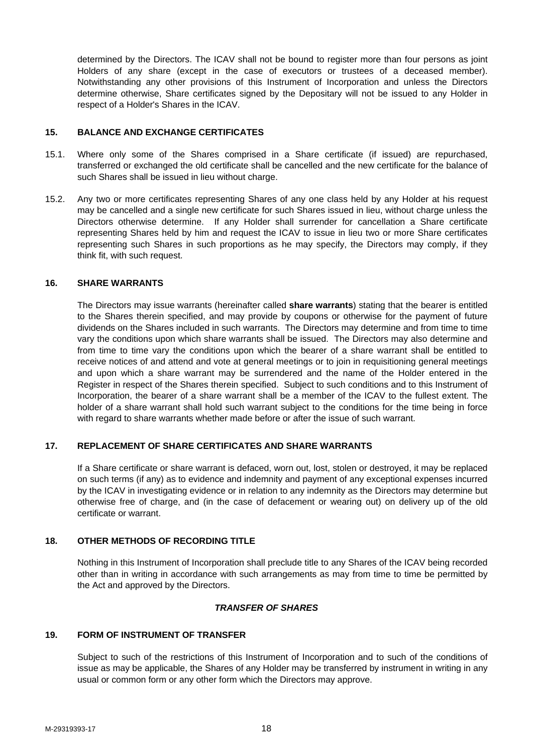determined by the Directors. The ICAV shall not be bound to register more than four persons as joint Holders of any share (except in the case of executors or trustees of a deceased member). Notwithstanding any other provisions of this Instrument of Incorporation and unless the Directors determine otherwise, Share certificates signed by the Depositary will not be issued to any Holder in respect of a Holder's Shares in the ICAV.

## 15. BALANCE AND EXCHANGE CERTIFICATES

15.1. Where only some of the Shares comprised in a Share certificate (if issued) are repurchased, transferred or exchanged the old certificate shall be cancelled and the new certificate for the balance of such Shares shall be issued in lieu without charge.

15.2. Any two or more certificates representing Shares of any one class held by any Holder at his request may be cancelled and a single new certificate for such Shares issued in lieu, without charge unless the Directors otherwise determine. If any Holder shall surrender for cancellation a Share certificate representing Shares held by him and request the ICAV to issue in lieu two or more Share certificates representing such Shares in such proportions as he may specify, the Directors may comply, if they think fit, with such request.

## 16. SHARE WARRANTS

The Directors may issue warrants (hereinafter called **share warrants**) stating that the bearer is entitled to the Shares therein specified, and may provide by coupons or otherwise for the payment of future dividends on the Shares included in such warrants. The Directors may determine and from time to time vary the conditions upon which share warrants shall be issued. The Directors may also determine and from time to time vary the conditions upon which the bearer of a share warrant shall be entitled to receive notices of and attend and vote at general meetings or to join in requisitioning general meetings and upon which a share warrant may be surrendered and the name of the Holder entered in the Register in respect of the Shares therein specified. Subject to such conditions and to this Instrument of Incorporation, the bearer of a share warrant shall be a member of the ICAV to the fullest extent. The holder of a share warrant shall hold such warrant subject to the conditions for the time being in force with regard to share warrants whether made before or after the issue of such warrant.

## 17. REPLACEMENT OF SHARE CERTIFICATES AND SHARE WARRANTS

If a Share certificate or share warrant is defaced, worn out, lost, stolen or destroyed, it may be replaced on such terms (if any) as to evidence and indemnity and payment of any exceptional expenses incurred by the ICAV in investigating evidence or in relation to any indemnity as the Directors may determine but otherwise free of charge, and (in the case of defacement or wearing out) on delivery up of the old certificate or warrant.

## 18. OTHER METHODS OF RECORDING TITLE

Nothing in this Instrument of Incorporation shall preclude title to any Shares of the ICAV being recorded other than in writing in accordance with such arrangements as may from time to time be permitted by the Act and approved by the Directors.

### *TRANSFER OF SHARES*

## 19. FORM OF INSTRUMENT OF TRANSFER

Subject to such of the restrictions of this Instrument of Incorporation and to such of the conditions of issue as may be applicable, the Shares of any Holder may be transferred by instrument in writing in any usual or common form or any other form which the Directors may approve.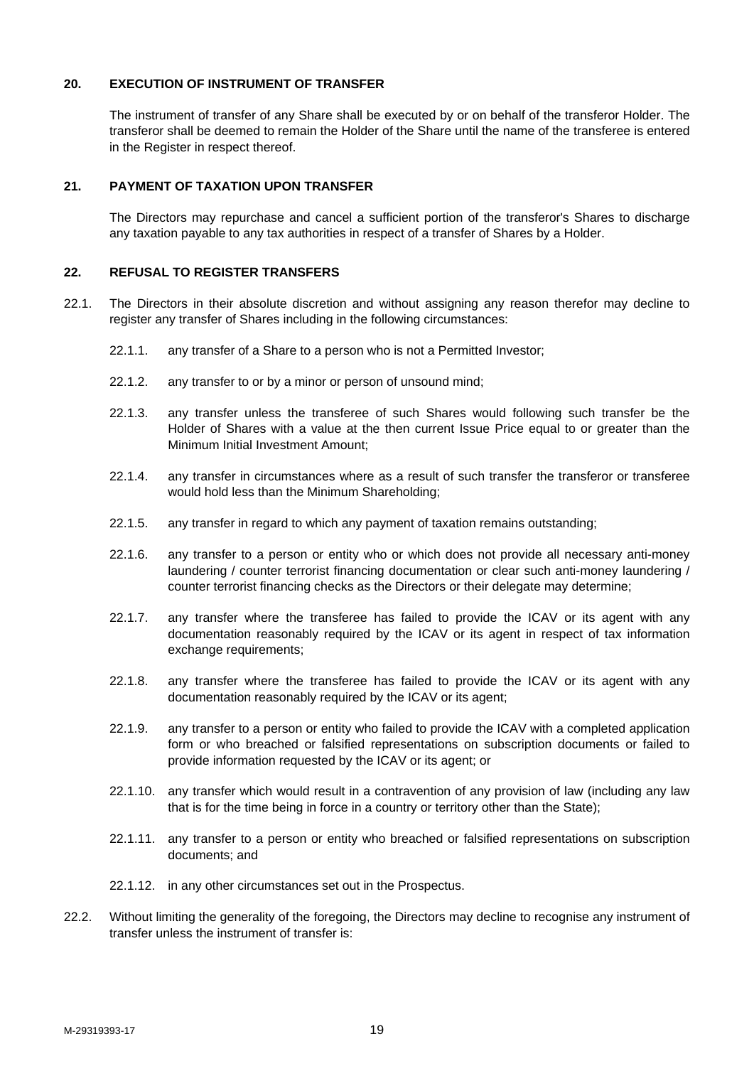## 20. EXECUTION OF INSTRUMENT OF TRANSFER

The instrument of transfer of any Share shall be executed by or on behalf of the transferor Holder. The transferor shall be deemed to remain the Holder of the Share until the name of the transferee is entered in the Register in respect thereof.

## 21. PAYMENT OF TAXATION UPON TRANSFER

The Directors may repurchase and cancel a sufficient portion of the transferor's Shares to discharge any taxation payable to any tax authorities in respect of a transfer of Shares by a Holder.

## 22. REFUSAL TO REGISTER TRANSFERS

22.1. The Directors in their absolute discretion and without assigning any reason therefor may decline to register any transfer of Shares including in the following circumstances:

22.1.1. any transfer of a Share to a person who is not a Permitted Investor;

22.1.2. any transfer to or by a minor or person of unsound mind;

22.1.3. any transfer unless the transferee of such Shares would following such transfer be the Holder of Shares with a value at the then current Issue Price equal to or greater than the Minimum Initial Investment Amount;

22.1.4. any transfer in circumstances where as a result of such transfer the transferor or transferee would hold less than the Minimum Shareholding;

22.1.5. any transfer in regard to which any payment of taxation remains outstanding;

22.1.6. any transfer to a person or entity who or which does not provide all necessary anti-money laundering / counter terrorist financing documentation or clear such anti-money laundering / counter terrorist financing checks as the Directors or their delegate may determine;

22.1.7. any transfer where the transferee has failed to provide the ICAV or its agent with any documentation reasonably required by the ICAV or its agent in respect of tax information exchange requirements;

22.1.8. any transfer where the transferee has failed to provide the ICAV or its agent with any documentation reasonably required by the ICAV or its agent;

22.1.9. any transfer to a person or entity who failed to provide the ICAV with a completed application form or who breached or falsified representations on subscription documents or failed to provide information requested by the ICAV or its agent; or

22.1.10. any transfer which would result in a contravention of any provision of law (including any law that is for the time being in force in a country or territory other than the State);

22.1.11. any transfer to a person or entity who breached or falsified representations on subscription documents; and

22.1.12. in any other circumstances set out in the Prospectus.

22.2. Without limiting the generality of the foregoing, the Directors may decline to recognise any instrument of transfer unless the instrument of transfer is: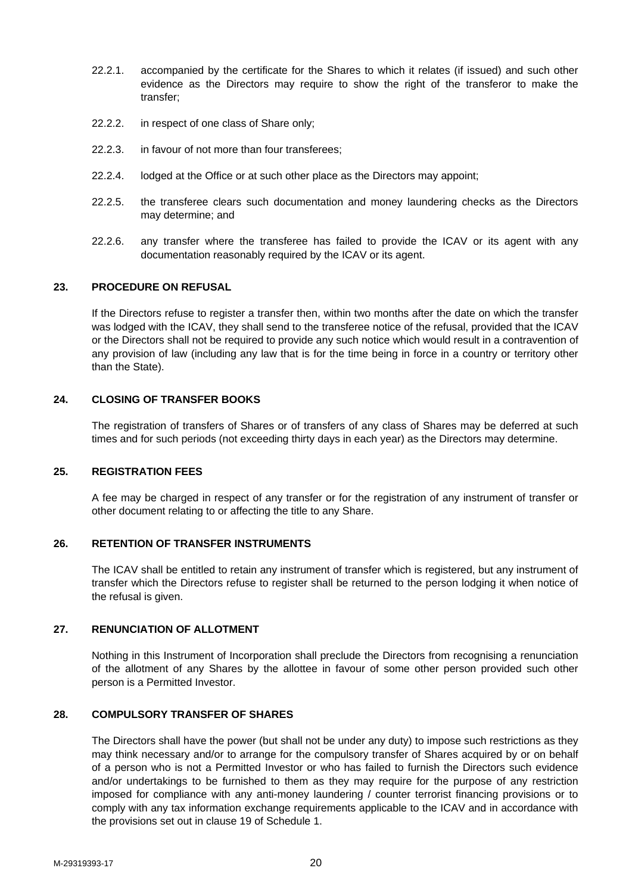22.2.1. accompanied by the certificate for the Shares to which it relates (if issued) and such other evidence as the Directors may require to show the right of the transferor to make the transfer;

22.2.2. in respect of one class of Share only;

22.2.3. in favour of not more than four transferees;

22.2.4. lodged at the Office or at such other place as the Directors may appoint;

22.2.5. the transferee clears such documentation and money laundering checks as the Directors may determine; and

22.2.6. any transfer where the transferee has failed to provide the ICAV or its agent with any documentation reasonably required by the ICAV or its agent.

## 23. PROCEDURE ON REFUSAL

If the Directors refuse to register a transfer then, within two months after the date on which the transfer was lodged with the ICAV, they shall send to the transferee notice of the refusal, provided that the ICAV or the Directors shall not be required to provide any such notice which would result in a contravention of any provision of law (including any law that is for the time being in force in a country or territory other than the State).

## 24. CLOSING OF TRANSFER BOOKS

The registration of transfers of Shares or of transfers of any class of Shares may be deferred at such times and for such periods (not exceeding thirty days in each year) as the Directors may determine.

## 25. REGISTRATION FEES

A fee may be charged in respect of any transfer or for the registration of any instrument of transfer or other document relating to or affecting the title to any Share.

## 26. RETENTION OF TRANSFER INSTRUMENTS

The ICAV shall be entitled to retain any instrument of transfer which is registered, but any instrument of transfer which the Directors refuse to register shall be returned to the person lodging it when notice of the refusal is given.

## 27. RENUNCIATION OF ALLOTMENT

Nothing in this Instrument of Incorporation shall preclude the Directors from recognising a renunciation of the allotment of any Shares by the allottee in favour of some other person provided such other person is a Permitted Investor.

## 28. COMPULSORY TRANSFER OF SHARES

The Directors shall have the power (but shall not be under any duty) to impose such restrictions as they may think necessary and/or to arrange for the compulsory transfer of Shares acquired by or on behalf of a person who is not a Permitted Investor or who has failed to furnish the Directors such evidence and/or undertakings to be furnished to them as they may require for the purpose of any restriction imposed for compliance with any anti-money laundering / counter terrorist financing provisions or to comply with any tax information exchange requirements applicable to the ICAV and in accordance with the provisions set out in clause 19 of Schedule 1.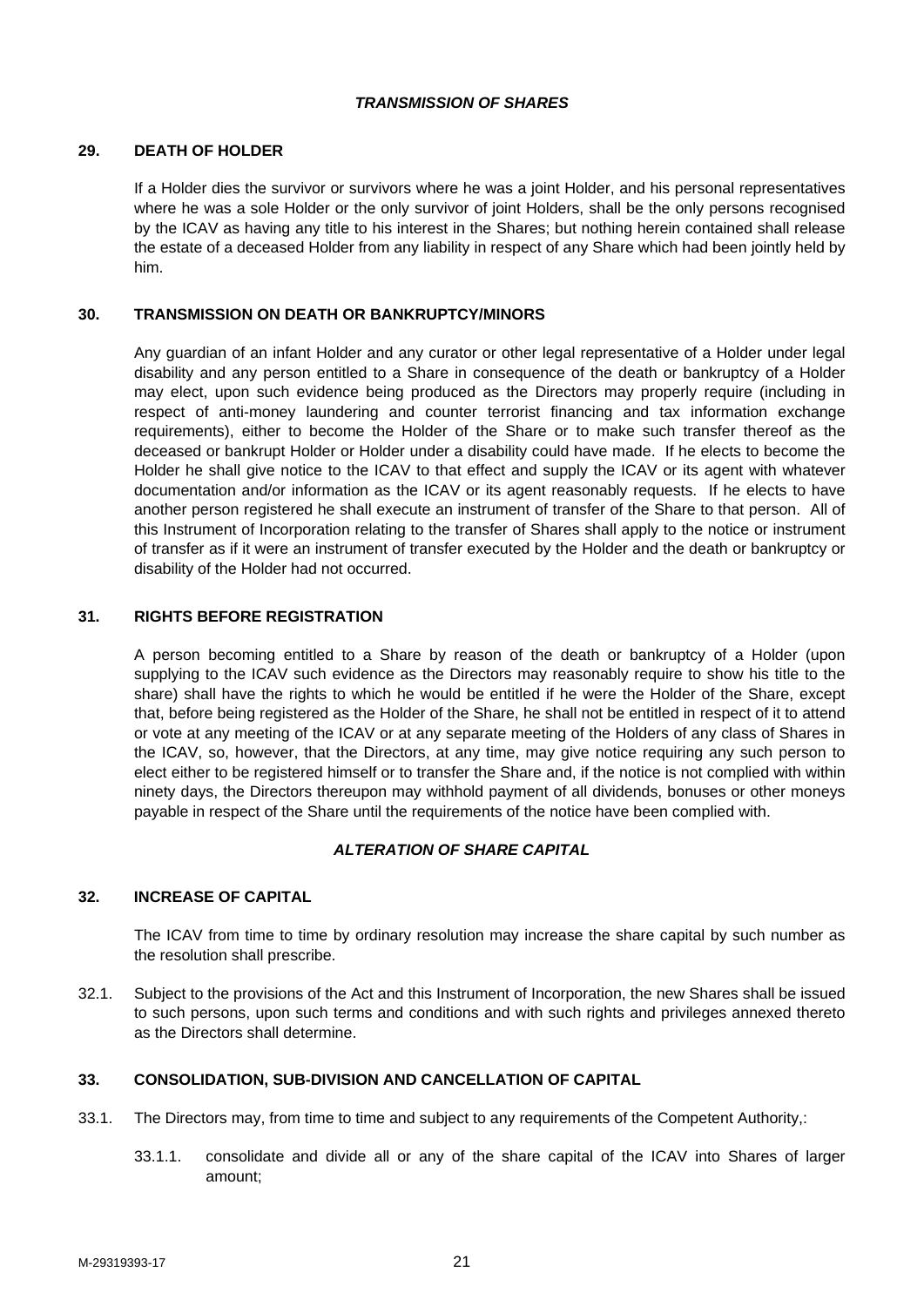### *TRANSMISSION OF SHARES*

**29. DEATH OF HOLDER**

If a Holder dies the survivor or survivors where he was a joint Holder, and his personal representatives where he was a sole Holder or the only survivor of joint Holders, shall be the only persons recognised by the ICAV as having any title to his interest in the Shares; but nothing herein contained shall release the estate of a deceased Holder from any liability in respect of any Share which had been jointly held by him.

**30. TRANSMISSION ON DEATH OR BANKRUPTCY/MINORS**

Any guardian of an infant Holder and any curator or other legal representative of a Holder under legal disability and any person entitled to a Share in consequence of the death or bankruptcy of a Holder may elect, upon such evidence being produced as the Directors may properly require (including in respect of anti-money laundering and counter terrorist financing and tax information exchange requirements), either to become the Holder of the Share or to make such transfer thereof as the deceased or bankrupt Holder or Holder under a disability could have made. If he elects to become the Holder he shall give notice to the ICAV to that effect and supply the ICAV or its agent with whatever documentation and/or information as the ICAV or its agent reasonably requests. If he elects to have another person registered he shall execute an instrument of transfer of the Share to that person. All of this Instrument of Incorporation relating to the transfer of Shares shall apply to the notice or instrument of transfer as if it were an instrument of transfer executed by the Holder and the death or bankruptcy or disability of the Holder had not occurred.

**31. RIGHTS BEFORE REGISTRATION**

A person becoming entitled to a Share by reason of the death or bankruptcy of a Holder (upon supplying to the ICAV such evidence as the Directors may reasonably require to show his title to the share) shall have the rights to which he would be entitled if he were the Holder of the Share, except that, before being registered as the Holder of the Share, he shall not be entitled in respect of it to attend or vote at any meeting of the ICAV or at any separate meeting of the Holders of any class of Shares in the ICAV, so, however, that the Directors, at any time, may give notice requiring any such person to elect either to be registered himself or to transfer the Share and, if the notice is not complied with within ninety days, the Directors thereupon may withhold payment of all dividends, bonuses or other moneys payable in respect of the Share until the requirements of the notice have been complied with.

### *ALTERATION OF SHARE CAPITAL*

**32. INCREASE OF CAPITAL**

The ICAV from time to time by ordinary resolution may increase the share capital by such number as the resolution shall prescribe.

32.1. Subject to the provisions of the Act and this Instrument of Incorporation, the new Shares shall be issued to such persons, upon such terms and conditions and with such rights and privileges annexed thereto as the Directors shall determine.

**33. CONSOLIDATION, SUB-DIVISION AND CANCELLATION OF CAPITAL**

33.1. The Directors may, from time to time and subject to any requirements of the Competent Authority,:

33.1.1. consolidate and divide all or any of the share capital of the ICAV into Shares of larger amount;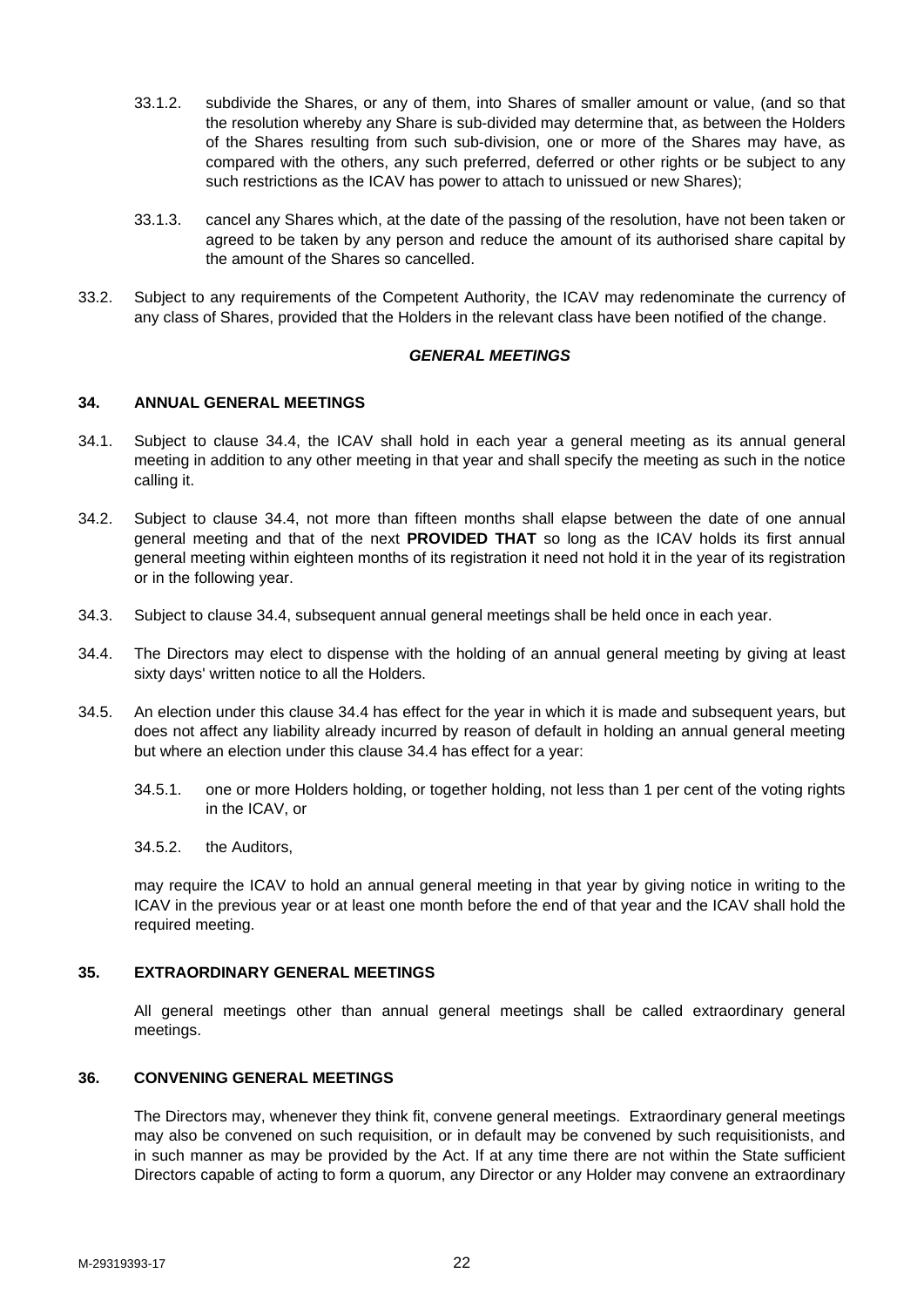33.1.2. subdivide the Shares, or any of them, into Shares of smaller amount or value, (and so that the resolution whereby any Share is sub-divided may determine that, as between the Holders of the Shares resulting from such sub-division, one or more of the Shares may have, as compared with the others, any such preferred, deferred or other rights or be subject to any such restrictions as the ICAV has power to attach to unissued or new Shares);

33.1.3. cancel any Shares which, at the date of the passing of the resolution, have not been taken or agreed to be taken by any person and reduce the amount of its authorised share capital by the amount of the Shares so cancelled.

33.2. Subject to any requirements of the Competent Authority, the ICAV may redenominate the currency of any class of Shares, provided that the Holders in the relevant class have been notified of the change.

***GENERAL MEETINGS***

## 34. ANNUAL GENERAL MEETINGS

34.1. Subject to clause 34.4, the ICAV shall hold in each year a general meeting as its annual general meeting in addition to any other meeting in that year and shall specify the meeting as such in the notice calling it.

34.2. Subject to clause 34.4, not more than fifteen months shall elapse between the date of one annual general meeting and that of the next **PROVIDED THAT** so long as the ICAV holds its first annual general meeting within eighteen months of its registration it need not hold it in the year of its registration or in the following year.

34.3. Subject to clause 34.4, subsequent annual general meetings shall be held once in each year.

34.4. The Directors may elect to dispense with the holding of an annual general meeting by giving at least sixty days' written notice to all the Holders.

34.5. An election under this clause 34.4 has effect for the year in which it is made and subsequent years, but does not affect any liability already incurred by reason of default in holding an annual general meeting but where an election under this clause 34.4 has effect for a year:

34.5.1. one or more Holders holding, or together holding, not less than 1 per cent of the voting rights in the ICAV, or

34.5.2. the Auditors,

may require the ICAV to hold an annual general meeting in that year by giving notice in writing to the ICAV in the previous year or at least one month before the end of that year and the ICAV shall hold the required meeting.

## 35. EXTRAORDINARY GENERAL MEETINGS

All general meetings other than annual general meetings shall be called extraordinary general meetings.

## 36. CONVENING GENERAL MEETINGS

The Directors may, whenever they think fit, convene general meetings. Extraordinary general meetings may also be convened on such requisition, or in default may be convened by such requisitionists, and in such manner as may be provided by the Act. If at any time there are not within the State sufficient Directors capable of acting to form a quorum, any Director or any Holder may convene an extraordinary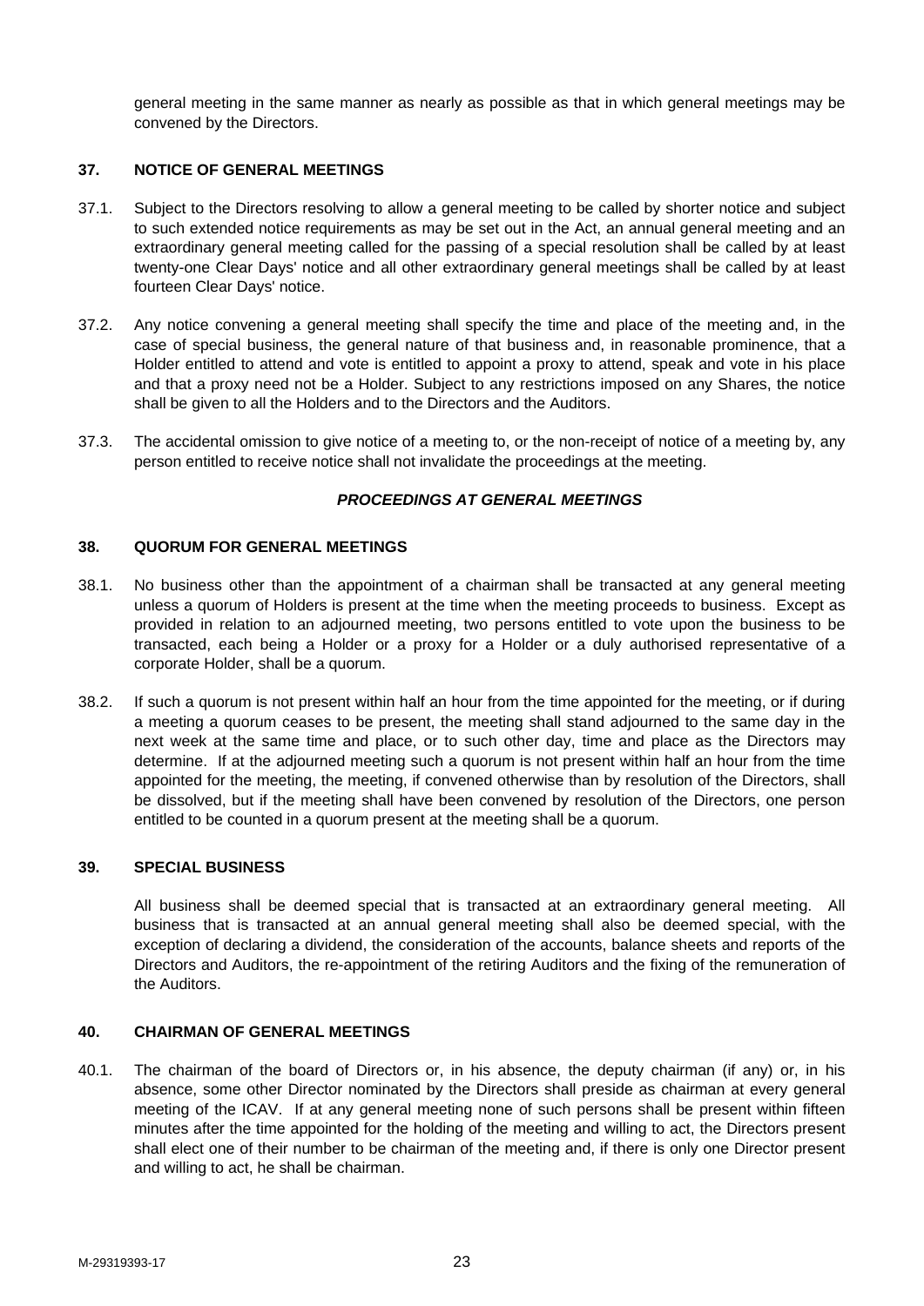general meeting in the same manner as nearly as possible as that in which general meetings may be convened by the Directors.

## 37. NOTICE OF GENERAL MEETINGS

37.1. Subject to the Directors resolving to allow a general meeting to be called by shorter notice and subject to such extended notice requirements as may be set out in the Act, an annual general meeting and an extraordinary general meeting called for the passing of a special resolution shall be called by at least twenty-one Clear Days' notice and all other extraordinary general meetings shall be called by at least fourteen Clear Days' notice.

37.2. Any notice convening a general meeting shall specify the time and place of the meeting and, in the case of special business, the general nature of that business and, in reasonable prominence, that a Holder entitled to attend and vote is entitled to appoint a proxy to attend, speak and vote in his place and that a proxy need not be a Holder. Subject to any restrictions imposed on any Shares, the notice shall be given to all the Holders and to the Directors and the Auditors.

37.3. The accidental omission to give notice of a meeting to, or the non-receipt of notice of a meeting by, any person entitled to receive notice shall not invalidate the proceedings at the meeting.

### *PROCEEDINGS AT GENERAL MEETINGS*

## 38. QUORUM FOR GENERAL MEETINGS

38.1. No business other than the appointment of a chairman shall be transacted at any general meeting unless a quorum of Holders is present at the time when the meeting proceeds to business. Except as provided in relation to an adjourned meeting, two persons entitled to vote upon the business to be transacted, each being a Holder or a proxy for a Holder or a duly authorised representative of a corporate Holder, shall be a quorum.

38.2. If such a quorum is not present within half an hour from the time appointed for the meeting, or if during a meeting a quorum ceases to be present, the meeting shall stand adjourned to the same day in the next week at the same time and place, or to such other day, time and place as the Directors may determine. If at the adjourned meeting such a quorum is not present within half an hour from the time appointed for the meeting, the meeting, if convened otherwise than by resolution of the Directors, shall be dissolved, but if the meeting shall have been convened by resolution of the Directors, one person entitled to be counted in a quorum present at the meeting shall be a quorum.

## 39. SPECIAL BUSINESS

All business shall be deemed special that is transacted at an extraordinary general meeting. All business that is transacted at an annual general meeting shall also be deemed special, with the exception of declaring a dividend, the consideration of the accounts, balance sheets and reports of the Directors and Auditors, the re-appointment of the retiring Auditors and the fixing of the remuneration of the Auditors.

## 40. CHAIRMAN OF GENERAL MEETINGS

40.1. The chairman of the board of Directors or, in his absence, the deputy chairman (if any) or, in his absence, some other Director nominated by the Directors shall preside as chairman at every general meeting of the ICAV. If at any general meeting none of such persons shall be present within fifteen minutes after the time appointed for the holding of the meeting and willing to act, the Directors present shall elect one of their number to be chairman of the meeting and, if there is only one Director present and willing to act, he shall be chairman.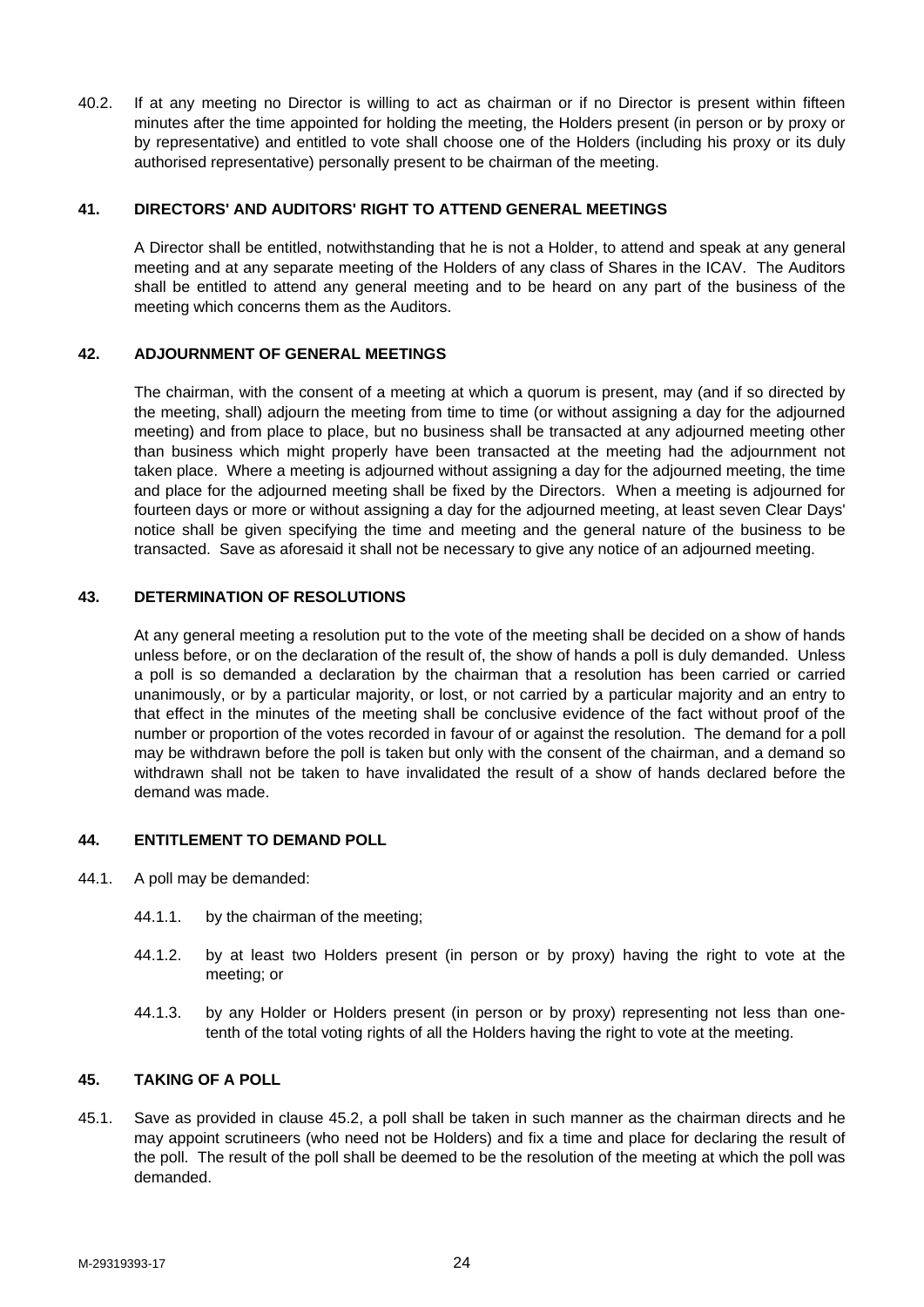40.2. If at any meeting no Director is willing to act as chairman or if no Director is present within fifteen minutes after the time appointed for holding the meeting, the Holders present (in person or by proxy or by representative) and entitled to vote shall choose one of the Holders (including his proxy or its duly authorised representative) personally present to be chairman of the meeting.

## 41. DIRECTORS' AND AUDITORS' RIGHT TO ATTEND GENERAL MEETINGS

A Director shall be entitled, notwithstanding that he is not a Holder, to attend and speak at any general meeting and at any separate meeting of the Holders of any class of Shares in the ICAV. The Auditors shall be entitled to attend any general meeting and to be heard on any part of the business of the meeting which concerns them as the Auditors.

## 42. ADJOURNMENT OF GENERAL MEETINGS

The chairman, with the consent of a meeting at which a quorum is present, may (and if so directed by the meeting, shall) adjourn the meeting from time to time (or without assigning a day for the adjourned meeting) and from place to place, but no business shall be transacted at any adjourned meeting other than business which might properly have been transacted at the meeting had the adjournment not taken place. Where a meeting is adjourned without assigning a day for the adjourned meeting, the time and place for the adjourned meeting shall be fixed by the Directors. When a meeting is adjourned for fourteen days or more or without assigning a day for the adjourned meeting, at least seven Clear Days' notice shall be given specifying the time and meeting and the general nature of the business to be transacted. Save as aforesaid it shall not be necessary to give any notice of an adjourned meeting.

## 43. DETERMINATION OF RESOLUTIONS

At any general meeting a resolution put to the vote of the meeting shall be decided on a show of hands unless before, or on the declaration of the result of, the show of hands a poll is duly demanded. Unless a poll is so demanded a declaration by the chairman that a resolution has been carried or carried unanimously, or by a particular majority, or lost, or not carried by a particular majority and an entry to that effect in the minutes of the meeting shall be conclusive evidence of the fact without proof of the number or proportion of the votes recorded in favour of or against the resolution. The demand for a poll may be withdrawn before the poll is taken but only with the consent of the chairman, and a demand so withdrawn shall not be taken to have invalidated the result of a show of hands declared before the demand was made.

## 44. ENTITLEMENT TO DEMAND POLL

44.1. A poll may be demanded:

44.1.1. by the chairman of the meeting;

44.1.2. by at least two Holders present (in person or by proxy) having the right to vote at the meeting; or

44.1.3. by any Holder or Holders present (in person or by proxy) representing not less than one-tenth of the total voting rights of all the Holders having the right to vote at the meeting.

## 45. TAKING OF A POLL

45.1. Save as provided in clause 45.2, a poll shall be taken in such manner as the chairman directs and he may appoint scrutineers (who need not be Holders) and fix a time and place for declaring the result of the poll. The result of the poll shall be deemed to be the resolution of the meeting at which the poll was demanded.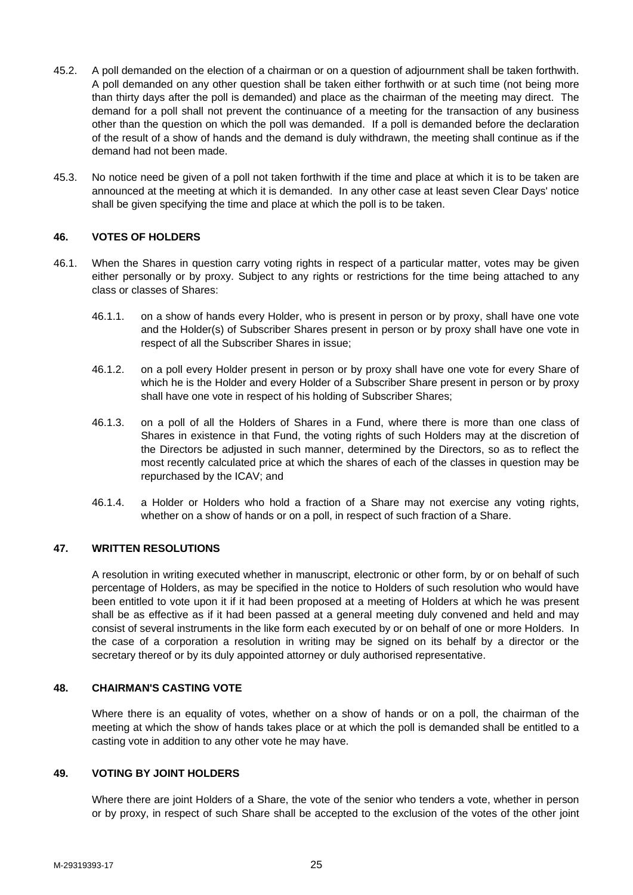45.2. A poll demanded on the election of a chairman or on a question of adjournment shall be taken forthwith. A poll demanded on any other question shall be taken either forthwith or at such time (not being more than thirty days after the poll is demanded) and place as the chairman of the meeting may direct. The demand for a poll shall not prevent the continuance of a meeting for the transaction of any business other than the question on which the poll was demanded. If a poll is demanded before the declaration of the result of a show of hands and the demand is duly withdrawn, the meeting shall continue as if the demand had not been made.

45.3. No notice need be given of a poll not taken forthwith if the time and place at which it is to be taken are announced at the meeting at which it is demanded. In any other case at least seven Clear Days' notice shall be given specifying the time and place at which the poll is to be taken.

## 46. VOTES OF HOLDERS

46.1. When the Shares in question carry voting rights in respect of a particular matter, votes may be given either personally or by proxy. Subject to any rights or restrictions for the time being attached to any class or classes of Shares:

46.1.1. on a show of hands every Holder, who is present in person or by proxy, shall have one vote and the Holder(s) of Subscriber Shares present in person or by proxy shall have one vote in respect of all the Subscriber Shares in issue;

46.1.2. on a poll every Holder present in person or by proxy shall have one vote for every Share of which he is the Holder and every Holder of a Subscriber Share present in person or by proxy shall have one vote in respect of his holding of Subscriber Shares;

46.1.3. on a poll of all the Holders of Shares in a Fund, where there is more than one class of Shares in existence in that Fund, the voting rights of such Holders may at the discretion of the Directors be adjusted in such manner, determined by the Directors, so as to reflect the most recently calculated price at which the shares of each of the classes in question may be repurchased by the ICAV; and

46.1.4. a Holder or Holders who hold a fraction of a Share may not exercise any voting rights, whether on a show of hands or on a poll, in respect of such fraction of a Share.

## 47. WRITTEN RESOLUTIONS

A resolution in writing executed whether in manuscript, electronic or other form, by or on behalf of such percentage of Holders, as may be specified in the notice to Holders of such resolution who would have been entitled to vote upon it if it had been proposed at a meeting of Holders at which he was present shall be as effective as if it had been passed at a general meeting duly convened and held and may consist of several instruments in the like form each executed by or on behalf of one or more Holders. In the case of a corporation a resolution in writing may be signed on its behalf by a director or the secretary thereof or by its duly appointed attorney or duly authorised representative.

## 48. CHAIRMAN'S CASTING VOTE

Where there is an equality of votes, whether on a show of hands or on a poll, the chairman of the meeting at which the show of hands takes place or at which the poll is demanded shall be entitled to a casting vote in addition to any other vote he may have.

## 49. VOTING BY JOINT HOLDERS

Where there are joint Holders of a Share, the vote of the senior who tenders a vote, whether in person or by proxy, in respect of such Share shall be accepted to the exclusion of the votes of the other joint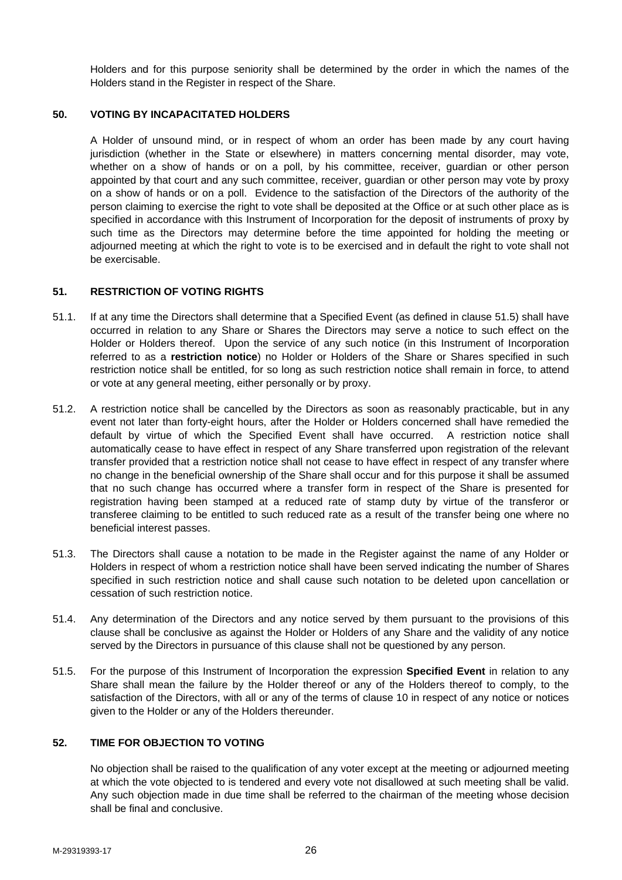Holders and for this purpose seniority shall be determined by the order in which the names of the Holders stand in the Register in respect of the Share.

### 50. VOTING BY INCAPACITATED HOLDERS

A Holder of unsound mind, or in respect of whom an order has been made by any court having jurisdiction (whether in the State or elsewhere) in matters concerning mental disorder, may vote, whether on a show of hands or on a poll, by his committee, receiver, guardian or other person appointed by that court and any such committee, receiver, guardian or other person may vote by proxy on a show of hands or on a poll. Evidence to the satisfaction of the Directors of the authority of the person claiming to exercise the right to vote shall be deposited at the Office or at such other place as is specified in accordance with this Instrument of Incorporation for the deposit of instruments of proxy by such time as the Directors may determine before the time appointed for holding the meeting or adjourned meeting at which the right to vote is to be exercised and in default the right to vote shall not be exercisable.

### 51. RESTRICTION OF VOTING RIGHTS

51.1. If at any time the Directors shall determine that a Specified Event (as defined in clause 51.5) shall have occurred in relation to any Share or Shares the Directors may serve a notice to such effect on the Holder or Holders thereof. Upon the service of any such notice (in this Instrument of Incorporation referred to as a **restriction notice**) no Holder or Holders of the Share or Shares specified in such restriction notice shall be entitled, for so long as such restriction notice shall remain in force, to attend or vote at any general meeting, either personally or by proxy.

51.2. A restriction notice shall be cancelled by the Directors as soon as reasonably practicable, but in any event not later than forty-eight hours, after the Holder or Holders concerned shall have remedied the default by virtue of which the Specified Event shall have occurred. A restriction notice shall automatically cease to have effect in respect of any Share transferred upon registration of the relevant transfer provided that a restriction notice shall not cease to have effect in respect of any transfer where no change in the beneficial ownership of the Share shall occur and for this purpose it shall be assumed that no such change has occurred where a transfer form in respect of the Share is presented for registration having been stamped at a reduced rate of stamp duty by virtue of the transferor or transferee claiming to be entitled to such reduced rate as a result of the transfer being one where no beneficial interest passes.

51.3. The Directors shall cause a notation to be made in the Register against the name of any Holder or Holders in respect of whom a restriction notice shall have been served indicating the number of Shares specified in such restriction notice and shall cause such notation to be deleted upon cancellation or cessation of such restriction notice.

51.4. Any determination of the Directors and any notice served by them pursuant to the provisions of this clause shall be conclusive as against the Holder or Holders of any Share and the validity of any notice served by the Directors in pursuance of this clause shall not be questioned by any person.

51.5. For the purpose of this Instrument of Incorporation the expression **Specified Event** in relation to any Share shall mean the failure by the Holder thereof or any of the Holders thereof to comply, to the satisfaction of the Directors, with all or any of the terms of clause 10 in respect of any notice or notices given to the Holder or any of the Holders thereunder.

### 52. TIME FOR OBJECTION TO VOTING

No objection shall be raised to the qualification of any voter except at the meeting or adjourned meeting at which the vote objected to is tendered and every vote not disallowed at such meeting shall be valid. Any such objection made in due time shall be referred to the chairman of the meeting whose decision shall be final and conclusive.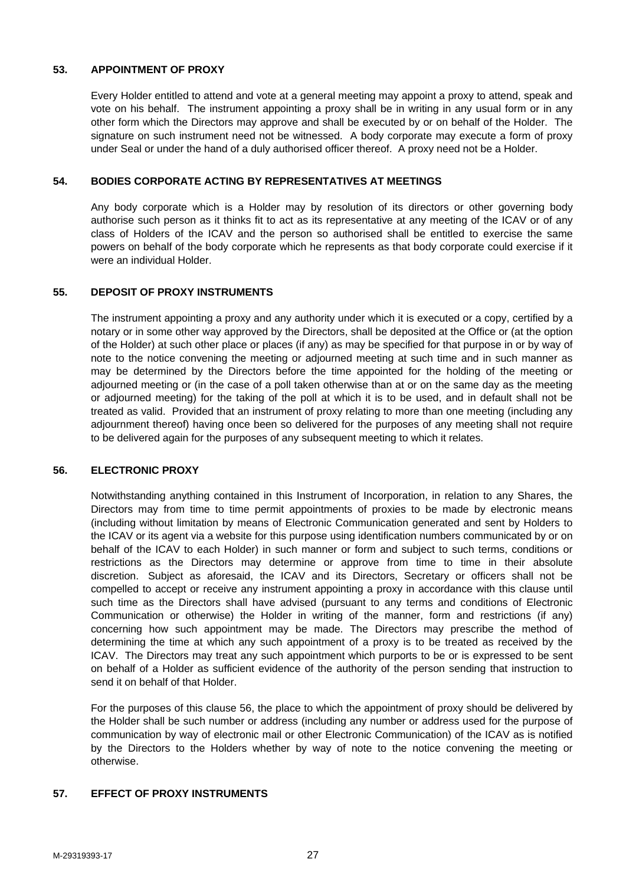## 53. APPOINTMENT OF PROXY

Every Holder entitled to attend and vote at a general meeting may appoint a proxy to attend, speak and vote on his behalf. The instrument appointing a proxy shall be in writing in any usual form or in any other form which the Directors may approve and shall be executed by or on behalf of the Holder. The signature on such instrument need not be witnessed. A body corporate may execute a form of proxy under Seal or under the hand of a duly authorised officer thereof. A proxy need not be a Holder.

## 54. BODIES CORPORATE ACTING BY REPRESENTATIVES AT MEETINGS

Any body corporate which is a Holder may by resolution of its directors or other governing body authorise such person as it thinks fit to act as its representative at any meeting of the ICAV or of any class of Holders of the ICAV and the person so authorised shall be entitled to exercise the same powers on behalf of the body corporate which he represents as that body corporate could exercise if it were an individual Holder.

## 55. DEPOSIT OF PROXY INSTRUMENTS

The instrument appointing a proxy and any authority under which it is executed or a copy, certified by a notary or in some other way approved by the Directors, shall be deposited at the Office or (at the option of the Holder) at such other place or places (if any) as may be specified for that purpose in or by way of note to the notice convening the meeting or adjourned meeting at such time and in such manner as may be determined by the Directors before the time appointed for the holding of the meeting or adjourned meeting or (in the case of a poll taken otherwise than at or on the same day as the meeting or adjourned meeting) for the taking of the poll at which it is to be used, and in default shall not be treated as valid. Provided that an instrument of proxy relating to more than one meeting (including any adjournment thereof) having once been so delivered for the purposes of any meeting shall not require to be delivered again for the purposes of any subsequent meeting to which it relates.

## 56. ELECTRONIC PROXY

Notwithstanding anything contained in this Instrument of Incorporation, in relation to any Shares, the Directors may from time to time permit appointments of proxies to be made by electronic means (including without limitation by means of Electronic Communication generated and sent by Holders to the ICAV or its agent via a website for this purpose using identification numbers communicated by or on behalf of the ICAV to each Holder) in such manner or form and subject to such terms, conditions or restrictions as the Directors may determine or approve from time to time in their absolute discretion. Subject as aforesaid, the ICAV and its Directors, Secretary or officers shall not be compelled to accept or receive any instrument appointing a proxy in accordance with this clause until such time as the Directors shall have advised (pursuant to any terms and conditions of Electronic Communication or otherwise) the Holder in writing of the manner, form and restrictions (if any) concerning how such appointment may be made. The Directors may prescribe the method of determining the time at which any such appointment of a proxy is to be treated as received by the ICAV. The Directors may treat any such appointment which purports to be or is expressed to be sent on behalf of a Holder as sufficient evidence of the authority of the person sending that instruction to send it on behalf of that Holder.

For the purposes of this clause 56, the place to which the appointment of proxy should be delivered by the Holder shall be such number or address (including any number or address used for the purpose of communication by way of electronic mail or other Electronic Communication) of the ICAV as is notified by the Directors to the Holders whether by way of note to the notice convening the meeting or otherwise.

## 57. EFFECT OF PROXY INSTRUMENTS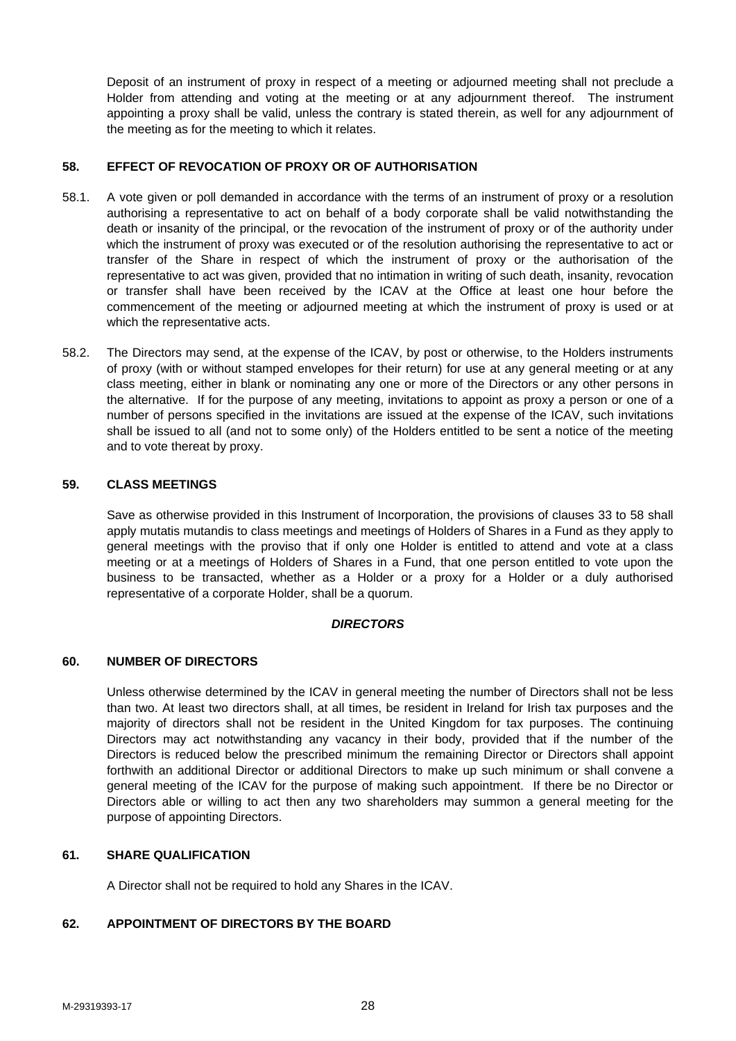Deposit of an instrument of proxy in respect of a meeting or adjourned meeting shall not preclude a Holder from attending and voting at the meeting or at any adjournment thereof. The instrument appointing a proxy shall be valid, unless the contrary is stated therein, as well for any adjournment of the meeting as for the meeting to which it relates.

## 58. EFFECT OF REVOCATION OF PROXY OR OF AUTHORISATION

58.1. A vote given or poll demanded in accordance with the terms of an instrument of proxy or a resolution authorising a representative to act on behalf of a body corporate shall be valid notwithstanding the death or insanity of the principal, or the revocation of the instrument of proxy or of the authority under which the instrument of proxy was executed or of the resolution authorising the representative to act or transfer of the Share in respect of which the instrument of proxy or the authorisation of the representative to act was given, provided that no intimation in writing of such death, insanity, revocation or transfer shall have been received by the ICAV at the Office at least one hour before the commencement of the meeting or adjourned meeting at which the instrument of proxy is used or at which the representative acts.

58.2. The Directors may send, at the expense of the ICAV, by post or otherwise, to the Holders instruments of proxy (with or without stamped envelopes for their return) for use at any general meeting or at any class meeting, either in blank or nominating any one or more of the Directors or any other persons in the alternative. If for the purpose of any meeting, invitations to appoint as proxy a person or one of a number of persons specified in the invitations are issued at the expense of the ICAV, such invitations shall be issued to all (and not to some only) of the Holders entitled to be sent a notice of the meeting and to vote thereat by proxy.

## 59. CLASS MEETINGS

Save as otherwise provided in this Instrument of Incorporation, the provisions of clauses 33 to 58 shall apply mutatis mutandis to class meetings and meetings of Holders of Shares in a Fund as they apply to general meetings with the proviso that if only one Holder is entitled to attend and vote at a class meeting or at a meetings of Holders of Shares in a Fund, that one person entitled to vote upon the business to be transacted, whether as a Holder or a proxy for a Holder or a duly authorised representative of a corporate Holder, shall be a quorum.

***DIRECTORS***

## 60. NUMBER OF DIRECTORS

Unless otherwise determined by the ICAV in general meeting the number of Directors shall not be less than two. At least two directors shall, at all times, be resident in Ireland for Irish tax purposes and the majority of directors shall not be resident in the United Kingdom for tax purposes. The continuing Directors may act notwithstanding any vacancy in their body, provided that if the number of the Directors is reduced below the prescribed minimum the remaining Director or Directors shall appoint forthwith an additional Director or additional Directors to make up such minimum or shall convene a general meeting of the ICAV for the purpose of making such appointment. If there be no Director or Directors able or willing to act then any two shareholders may summon a general meeting for the purpose of appointing Directors.

## 61. SHARE QUALIFICATION

A Director shall not be required to hold any Shares in the ICAV.

## 62. APPOINTMENT OF DIRECTORS BY THE BOARD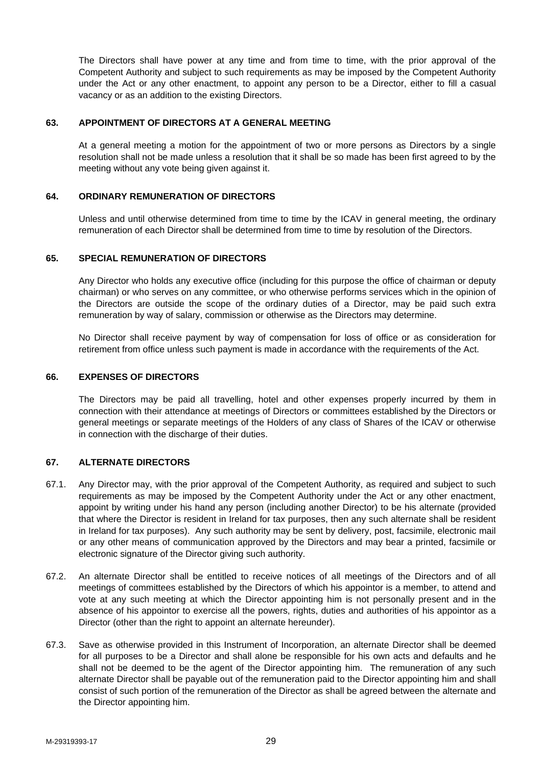The Directors shall have power at any time and from time to time, with the prior approval of the Competent Authority and subject to such requirements as may be imposed by the Competent Authority under the Act or any other enactment, to appoint any person to be a Director, either to fill a casual vacancy or as an addition to the existing Directors.

## 63. APPOINTMENT OF DIRECTORS AT A GENERAL MEETING

At a general meeting a motion for the appointment of two or more persons as Directors by a single resolution shall not be made unless a resolution that it shall be so made has been first agreed to by the meeting without any vote being given against it.

## 64. ORDINARY REMUNERATION OF DIRECTORS

Unless and until otherwise determined from time to time by the ICAV in general meeting, the ordinary remuneration of each Director shall be determined from time to time by resolution of the Directors.

## 65. SPECIAL REMUNERATION OF DIRECTORS

Any Director who holds any executive office (including for this purpose the office of chairman or deputy chairman) or who serves on any committee, or who otherwise performs services which in the opinion of the Directors are outside the scope of the ordinary duties of a Director, may be paid such extra remuneration by way of salary, commission or otherwise as the Directors may determine.

No Director shall receive payment by way of compensation for loss of office or as consideration for retirement from office unless such payment is made in accordance with the requirements of the Act.

## 66. EXPENSES OF DIRECTORS

The Directors may be paid all travelling, hotel and other expenses properly incurred by them in connection with their attendance at meetings of Directors or committees established by the Directors or general meetings or separate meetings of the Holders of any class of Shares of the ICAV or otherwise in connection with the discharge of their duties.

## 67. ALTERNATE DIRECTORS

67.1. Any Director may, with the prior approval of the Competent Authority, as required and subject to such requirements as may be imposed by the Competent Authority under the Act or any other enactment, appoint by writing under his hand any person (including another Director) to be his alternate (provided that where the Director is resident in Ireland for tax purposes, then any such alternate shall be resident in Ireland for tax purposes). Any such authority may be sent by delivery, post, facsimile, electronic mail or any other means of communication approved by the Directors and may bear a printed, facsimile or electronic signature of the Director giving such authority.

67.2. An alternate Director shall be entitled to receive notices of all meetings of the Directors and of all meetings of committees established by the Directors of which his appointor is a member, to attend and vote at any such meeting at which the Director appointing him is not personally present and in the absence of his appointor to exercise all the powers, rights, duties and authorities of his appointor as a Director (other than the right to appoint an alternate hereunder).

67.3. Save as otherwise provided in this Instrument of Incorporation, an alternate Director shall be deemed for all purposes to be a Director and shall alone be responsible for his own acts and defaults and he shall not be deemed to be the agent of the Director appointing him. The remuneration of any such alternate Director shall be payable out of the remuneration paid to the Director appointing him and shall consist of such portion of the remuneration of the Director as shall be agreed between the alternate and the Director appointing him.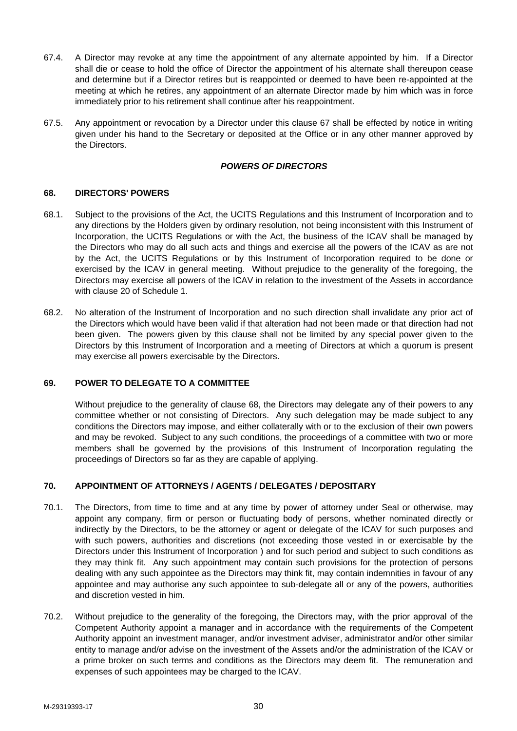67.4. A Director may revoke at any time the appointment of any alternate appointed by him. If a Director shall die or cease to hold the office of Director the appointment of his alternate shall thereupon cease and determine but if a Director retires but is reappointed or deemed to have been re-appointed at the meeting at which he retires, any appointment of an alternate Director made by him which was in force immediately prior to his retirement shall continue after his reappointment.

67.5. Any appointment or revocation by a Director under this clause 67 shall be effected by notice in writing given under his hand to the Secretary or deposited at the Office or in any other manner approved by the Directors.

## ***POWERS OF DIRECTORS***

### 68. DIRECTORS' POWERS

68.1. Subject to the provisions of the Act, the UCITS Regulations and this Instrument of Incorporation and to any directions by the Holders given by ordinary resolution, not being inconsistent with this Instrument of Incorporation, the UCITS Regulations or with the Act, the business of the ICAV shall be managed by the Directors who may do all such acts and things and exercise all the powers of the ICAV as are not by the Act, the UCITS Regulations or by this Instrument of Incorporation required to be done or exercised by the ICAV in general meeting. Without prejudice to the generality of the foregoing, the Directors may exercise all powers of the ICAV in relation to the investment of the Assets in accordance with clause 20 of Schedule 1.

68.2. No alteration of the Instrument of Incorporation and no such direction shall invalidate any prior act of the Directors which would have been valid if that alteration had not been made or that direction had not been given. The powers given by this clause shall not be limited by any special power given to the Directors by this Instrument of Incorporation and a meeting of Directors at which a quorum is present may exercise all powers exercisable by the Directors.

### 69. POWER TO DELEGATE TO A COMMITTEE

Without prejudice to the generality of clause 68, the Directors may delegate any of their powers to any committee whether or not consisting of Directors. Any such delegation may be made subject to any conditions the Directors may impose, and either collaterally with or to the exclusion of their own powers and may be revoked. Subject to any such conditions, the proceedings of a committee with two or more members shall be governed by the provisions of this Instrument of Incorporation regulating the proceedings of Directors so far as they are capable of applying.

### 70. APPOINTMENT OF ATTORNEYS / AGENTS / DELEGATES / DEPOSITARY

70.1. The Directors, from time to time and at any time by power of attorney under Seal or otherwise, may appoint any company, firm or person or fluctuating body of persons, whether nominated directly or indirectly by the Directors, to be the attorney or agent or delegate of the ICAV for such purposes and with such powers, authorities and discretions (not exceeding those vested in or exercisable by the Directors under this Instrument of Incorporation ) and for such period and subject to such conditions as they may think fit. Any such appointment may contain such provisions for the protection of persons dealing with any such appointee as the Directors may think fit, may contain indemnities in favour of any appointee and may authorise any such appointee to sub-delegate all or any of the powers, authorities and discretion vested in him.

70.2. Without prejudice to the generality of the foregoing, the Directors may, with the prior approval of the Competent Authority appoint a manager and in accordance with the requirements of the Competent Authority appoint an investment manager, and/or investment adviser, administrator and/or other similar entity to manage and/or advise on the investment of the Assets and/or the administration of the ICAV or a prime broker on such terms and conditions as the Directors may deem fit. The remuneration and expenses of such appointees may be charged to the ICAV.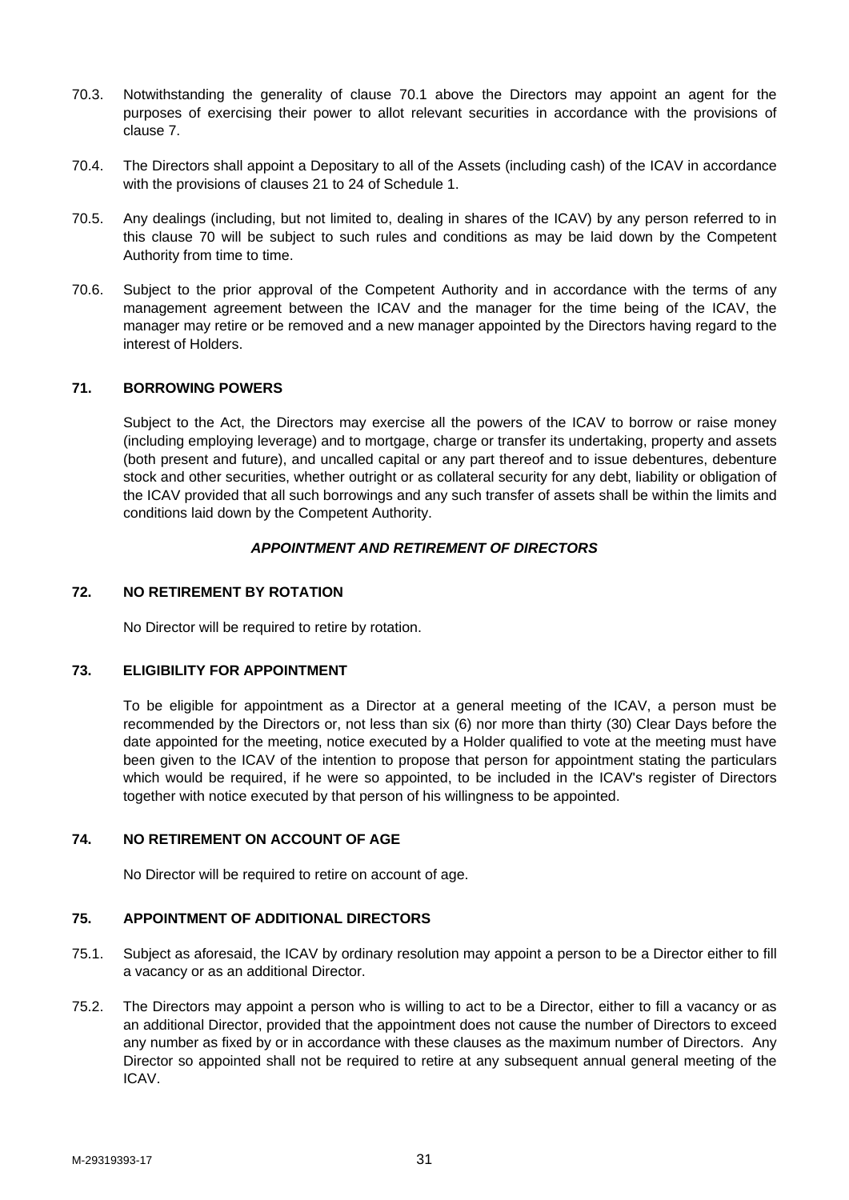70.3. Notwithstanding the generality of clause 70.1 above the Directors may appoint an agent for the purposes of exercising their power to allot relevant securities in accordance with the provisions of clause 7.

70.4. The Directors shall appoint a Depositary to all of the Assets (including cash) of the ICAV in accordance with the provisions of clauses 21 to 24 of Schedule 1.

70.5. Any dealings (including, but not limited to, dealing in shares of the ICAV) by any person referred to in this clause 70 will be subject to such rules and conditions as may be laid down by the Competent Authority from time to time.

70.6. Subject to the prior approval of the Competent Authority and in accordance with the terms of any management agreement between the ICAV and the manager for the time being of the ICAV, the manager may retire or be removed and a new manager appointed by the Directors having regard to the interest of Holders.

## 71. BORROWING POWERS

Subject to the Act, the Directors may exercise all the powers of the ICAV to borrow or raise money (including employing leverage) and to mortgage, charge or transfer its undertaking, property and assets (both present and future), and uncalled capital or any part thereof and to issue debentures, debenture stock and other securities, whether outright or as collateral security for any debt, liability or obligation of the ICAV provided that all such borrowings and any such transfer of assets shall be within the limits and conditions laid down by the Competent Authority.

### *APPOINTMENT AND RETIREMENT OF DIRECTORS*

## 72. NO RETIREMENT BY ROTATION

No Director will be required to retire by rotation.

## 73. ELIGIBILITY FOR APPOINTMENT

To be eligible for appointment as a Director at a general meeting of the ICAV, a person must be recommended by the Directors or, not less than six (6) nor more than thirty (30) Clear Days before the date appointed for the meeting, notice executed by a Holder qualified to vote at the meeting must have been given to the ICAV of the intention to propose that person for appointment stating the particulars which would be required, if he were so appointed, to be included in the ICAV's register of Directors together with notice executed by that person of his willingness to be appointed.

## 74. NO RETIREMENT ON ACCOUNT OF AGE

No Director will be required to retire on account of age.

## 75. APPOINTMENT OF ADDITIONAL DIRECTORS

75.1. Subject as aforesaid, the ICAV by ordinary resolution may appoint a person to be a Director either to fill a vacancy or as an additional Director.

75.2. The Directors may appoint a person who is willing to act to be a Director, either to fill a vacancy or as an additional Director, provided that the appointment does not cause the number of Directors to exceed any number as fixed by or in accordance with these clauses as the maximum number of Directors. Any Director so appointed shall not be required to retire at any subsequent annual general meeting of the ICAV.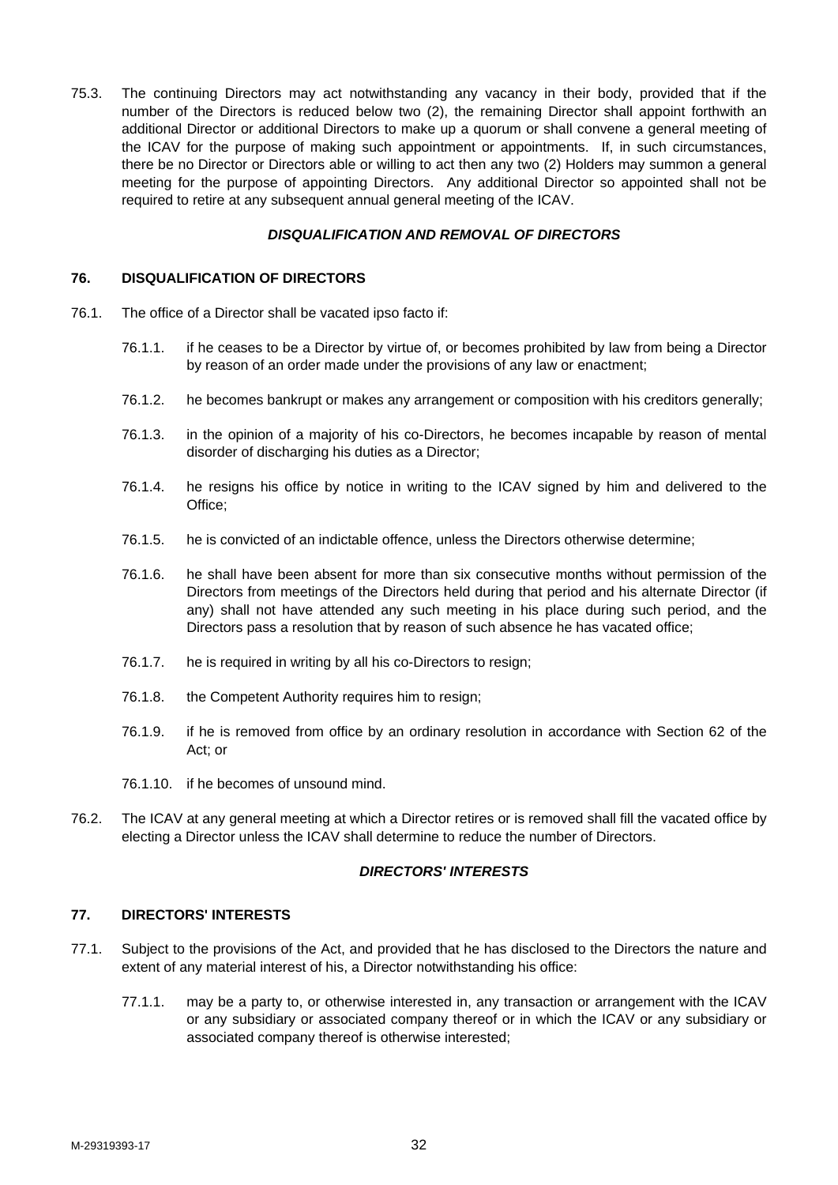75.3. The continuing Directors may act notwithstanding any vacancy in their body, provided that if the number of the Directors is reduced below two (2), the remaining Director shall appoint forthwith an additional Director or additional Directors to make up a quorum or shall convene a general meeting of the ICAV for the purpose of making such appointment or appointments. If, in such circumstances, there be no Director or Directors able or willing to act then any two (2) Holders may summon a general meeting for the purpose of appointing Directors. Any additional Director so appointed shall not be required to retire at any subsequent annual general meeting of the ICAV.

***DISQUALIFICATION AND REMOVAL OF DIRECTORS***

**76. DISQUALIFICATION OF DIRECTORS**

76.1. The office of a Director shall be vacated ipso facto if:

76.1.1. if he ceases to be a Director by virtue of, or becomes prohibited by law from being a Director by reason of an order made under the provisions of any law or enactment;

76.1.2. he becomes bankrupt or makes any arrangement or composition with his creditors generally;

76.1.3. in the opinion of a majority of his co-Directors, he becomes incapable by reason of mental disorder of discharging his duties as a Director;

76.1.4. he resigns his office by notice in writing to the ICAV signed by him and delivered to the Office;

76.1.5. he is convicted of an indictable offence, unless the Directors otherwise determine;

76.1.6. he shall have been absent for more than six consecutive months without permission of the Directors from meetings of the Directors held during that period and his alternate Director (if any) shall not have attended any such meeting in his place during such period, and the Directors pass a resolution that by reason of such absence he has vacated office;

76.1.7. he is required in writing by all his co-Directors to resign;

76.1.8. the Competent Authority requires him to resign;

76.1.9. if he is removed from office by an ordinary resolution in accordance with Section 62 of the Act; or

76.1.10. if he becomes of unsound mind.

76.2. The ICAV at any general meeting at which a Director retires or is removed shall fill the vacated office by electing a Director unless the ICAV shall determine to reduce the number of Directors.

***DIRECTORS' INTERESTS***

**77. DIRECTORS' INTERESTS**

77.1. Subject to the provisions of the Act, and provided that he has disclosed to the Directors the nature and extent of any material interest of his, a Director notwithstanding his office:

77.1.1. may be a party to, or otherwise interested in, any transaction or arrangement with the ICAV or any subsidiary or associated company thereof or in which the ICAV or any subsidiary or associated company thereof is otherwise interested;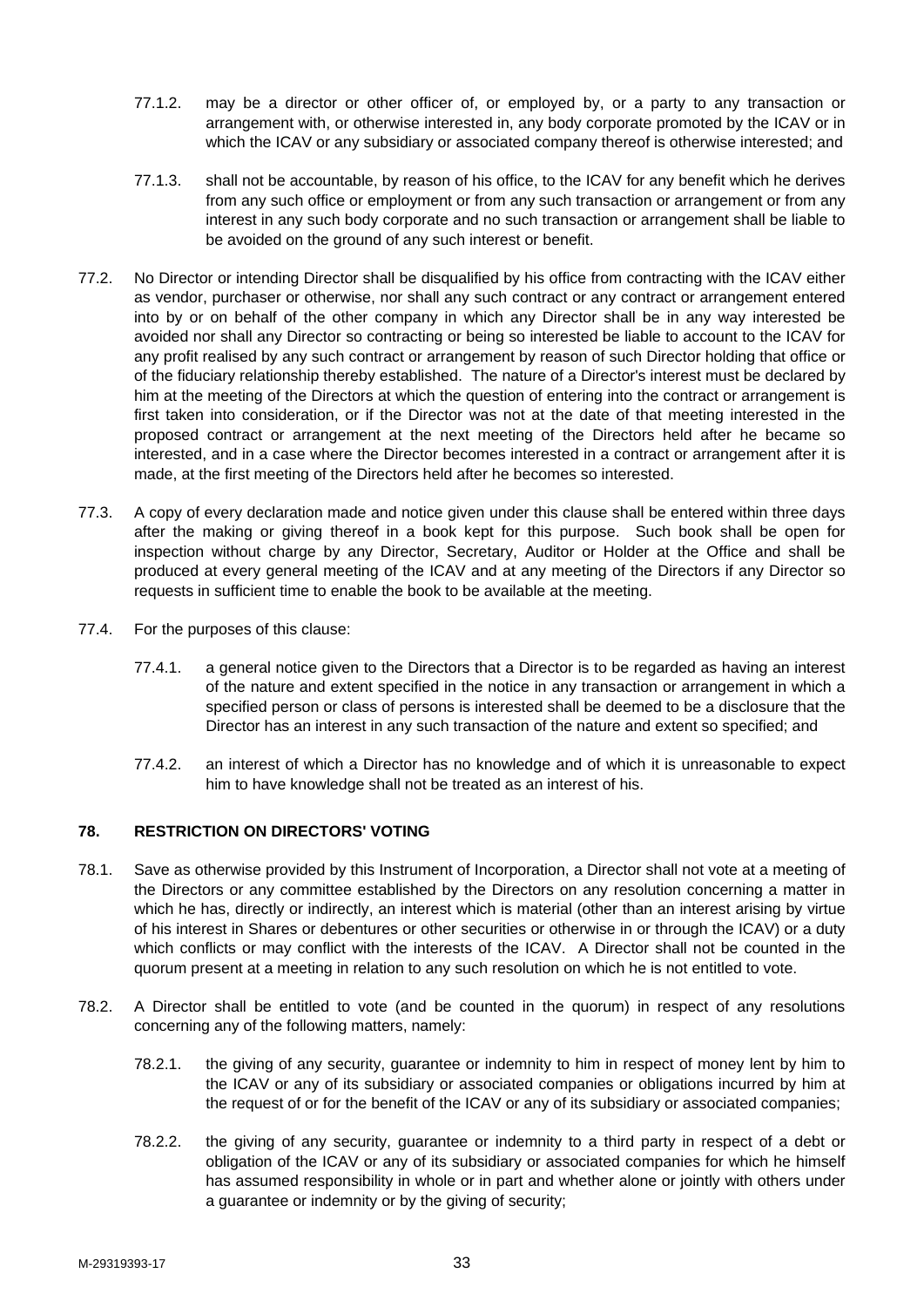77.1.2. may be a director or other officer of, or employed by, or a party to any transaction or arrangement with, or otherwise interested in, any body corporate promoted by the ICAV or in which the ICAV or any subsidiary or associated company thereof is otherwise interested; and

77.1.3. shall not be accountable, by reason of his office, to the ICAV for any benefit which he derives from any such office or employment or from any such transaction or arrangement or from any interest in any such body corporate and no such transaction or arrangement shall be liable to be avoided on the ground of any such interest or benefit.

77.2. No Director or intending Director shall be disqualified by his office from contracting with the ICAV either as vendor, purchaser or otherwise, nor shall any such contract or any contract or arrangement entered into by or on behalf of the other company in which any Director shall be in any way interested be avoided nor shall any Director so contracting or being so interested be liable to account to the ICAV for any profit realised by any such contract or arrangement by reason of such Director holding that office or of the fiduciary relationship thereby established. The nature of a Director's interest must be declared by him at the meeting of the Directors at which the question of entering into the contract or arrangement is first taken into consideration, or if the Director was not at the date of that meeting interested in the proposed contract or arrangement at the next meeting of the Directors held after he became so interested, and in a case where the Director becomes interested in a contract or arrangement after it is made, at the first meeting of the Directors held after he becomes so interested.

77.3. A copy of every declaration made and notice given under this clause shall be entered within three days after the making or giving thereof in a book kept for this purpose. Such book shall be open for inspection without charge by any Director, Secretary, Auditor or Holder at the Office and shall be produced at every general meeting of the ICAV and at any meeting of the Directors if any Director so requests in sufficient time to enable the book to be available at the meeting.

77.4. For the purposes of this clause:

77.4.1. a general notice given to the Directors that a Director is to be regarded as having an interest of the nature and extent specified in the notice in any transaction or arrangement in which a specified person or class of persons is interested shall be deemed to be a disclosure that the Director has an interest in any such transaction of the nature and extent so specified; and

77.4.2. an interest of which a Director has no knowledge and of which it is unreasonable to expect him to have knowledge shall not be treated as an interest of his.

## 78. RESTRICTION ON DIRECTORS' VOTING

78.1. Save as otherwise provided by this Instrument of Incorporation, a Director shall not vote at a meeting of the Directors or any committee established by the Directors on any resolution concerning a matter in which he has, directly or indirectly, an interest which is material (other than an interest arising by virtue of his interest in Shares or debentures or other securities or otherwise in or through the ICAV) or a duty which conflicts or may conflict with the interests of the ICAV. A Director shall not be counted in the quorum present at a meeting in relation to any such resolution on which he is not entitled to vote.

78.2. A Director shall be entitled to vote (and be counted in the quorum) in respect of any resolutions concerning any of the following matters, namely:

78.2.1. the giving of any security, guarantee or indemnity to him in respect of money lent by him to the ICAV or any of its subsidiary or associated companies or obligations incurred by him at the request of or for the benefit of the ICAV or any of its subsidiary or associated companies;

78.2.2. the giving of any security, guarantee or indemnity to a third party in respect of a debt or obligation of the ICAV or any of its subsidiary or associated companies for which he himself has assumed responsibility in whole or in part and whether alone or jointly with others under a guarantee or indemnity or by the giving of security;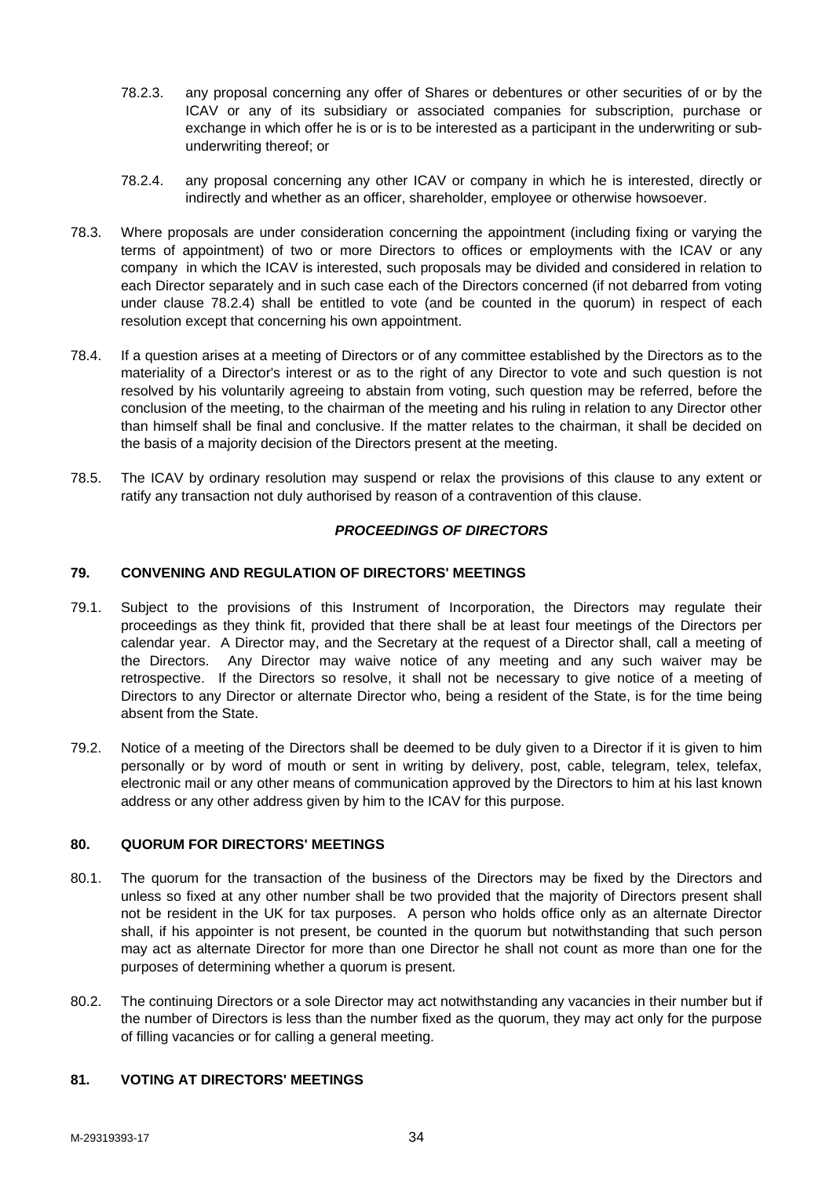78.2.3. any proposal concerning any offer of Shares or debentures or other securities of or by the ICAV or any of its subsidiary or associated companies for subscription, purchase or exchange in which offer he is or is to be interested as a participant in the underwriting or sub-underwriting thereof; or

78.2.4. any proposal concerning any other ICAV or company in which he is interested, directly or indirectly and whether as an officer, shareholder, employee or otherwise howsoever.

78.3. Where proposals are under consideration concerning the appointment (including fixing or varying the terms of appointment) of two or more Directors to offices or employments with the ICAV or any company in which the ICAV is interested, such proposals may be divided and considered in relation to each Director separately and in such case each of the Directors concerned (if not debarred from voting under clause 78.2.4) shall be entitled to vote (and be counted in the quorum) in respect of each resolution except that concerning his own appointment.

78.4. If a question arises at a meeting of Directors or of any committee established by the Directors as to the materiality of a Director's interest or as to the right of any Director to vote and such question is not resolved by his voluntarily agreeing to abstain from voting, such question may be referred, before the conclusion of the meeting, to the chairman of the meeting and his ruling in relation to any Director other than himself shall be final and conclusive. If the matter relates to the chairman, it shall be decided on the basis of a majority decision of the Directors present at the meeting.

78.5. The ICAV by ordinary resolution may suspend or relax the provisions of this clause to any extent or ratify any transaction not duly authorised by reason of a contravention of this clause.

***PROCEEDINGS OF DIRECTORS***

**79. CONVENING AND REGULATION OF DIRECTORS' MEETINGS**

79.1. Subject to the provisions of this Instrument of Incorporation, the Directors may regulate their proceedings as they think fit, provided that there shall be at least four meetings of the Directors per calendar year. A Director may, and the Secretary at the request of a Director shall, call a meeting of the Directors. Any Director may waive notice of any meeting and any such waiver may be retrospective. If the Directors so resolve, it shall not be necessary to give notice of a meeting of Directors to any Director or alternate Director who, being a resident of the State, is for the time being absent from the State.

79.2. Notice of a meeting of the Directors shall be deemed to be duly given to a Director if it is given to him personally or by word of mouth or sent in writing by delivery, post, cable, telegram, telex, telefax, electronic mail or any other means of communication approved by the Directors to him at his last known address or any other address given by him to the ICAV for this purpose.

**80. QUORUM FOR DIRECTORS' MEETINGS**

80.1. The quorum for the transaction of the business of the Directors may be fixed by the Directors and unless so fixed at any other number shall be two provided that the majority of Directors present shall not be resident in the UK for tax purposes. A person who holds office only as an alternate Director shall, if his appointer is not present, be counted in the quorum but notwithstanding that such person may act as alternate Director for more than one Director he shall not count as more than one for the purposes of determining whether a quorum is present.

80.2. The continuing Directors or a sole Director may act notwithstanding any vacancies in their number but if the number of Directors is less than the number fixed as the quorum, they may act only for the purpose of filling vacancies or for calling a general meeting.

**81. VOTING AT DIRECTORS' MEETINGS**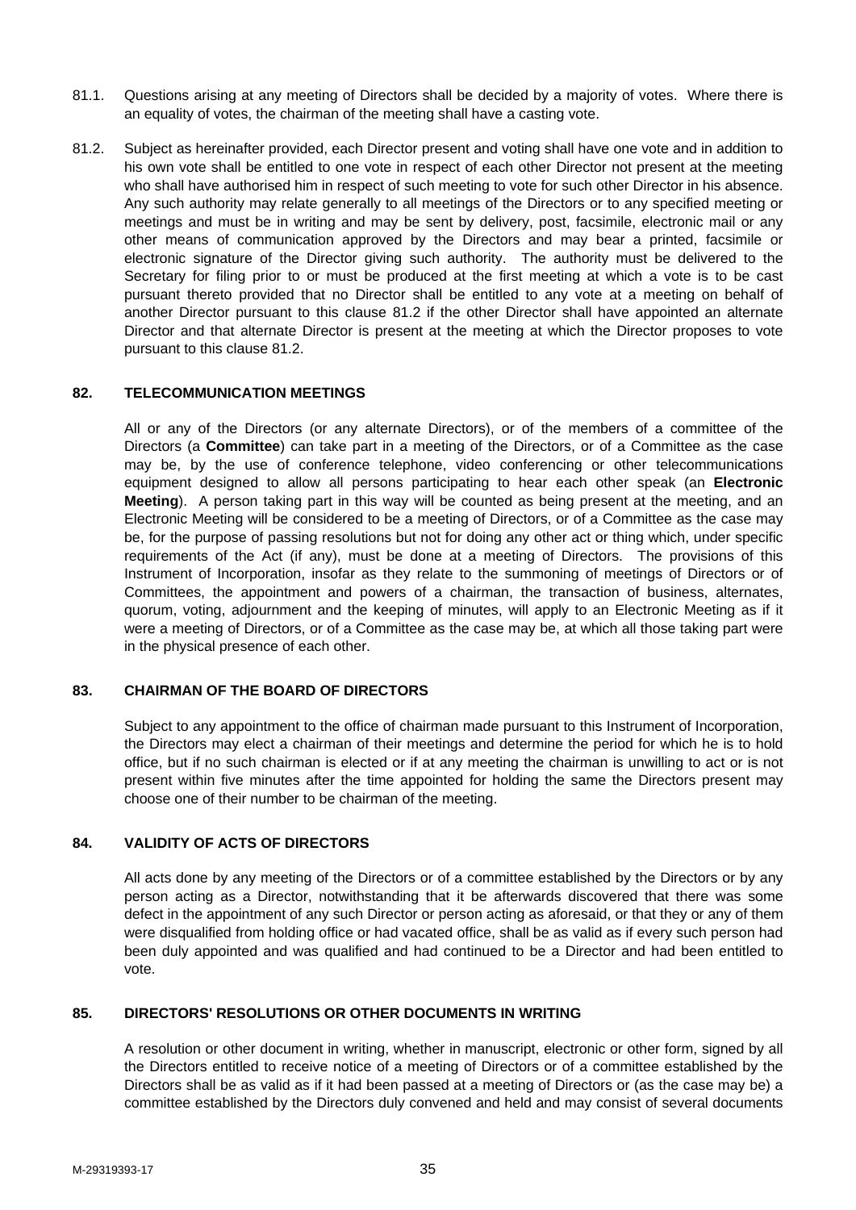81.1. Questions arising at any meeting of Directors shall be decided by a majority of votes. Where there is an equality of votes, the chairman of the meeting shall have a casting vote.

81.2. Subject as hereinafter provided, each Director present and voting shall have one vote and in addition to his own vote shall be entitled to one vote in respect of each other Director not present at the meeting who shall have authorised him in respect of such meeting to vote for such other Director in his absence. Any such authority may relate generally to all meetings of the Directors or to any specified meeting or meetings and must be in writing and may be sent by delivery, post, facsimile, electronic mail or any other means of communication approved by the Directors and may bear a printed, facsimile or electronic signature of the Director giving such authority. The authority must be delivered to the Secretary for filing prior to or must be produced at the first meeting at which a vote is to be cast pursuant thereto provided that no Director shall be entitled to any vote at a meeting on behalf of another Director pursuant to this clause 81.2 if the other Director shall have appointed an alternate Director and that alternate Director is present at the meeting at which the Director proposes to vote pursuant to this clause 81.2.

## 82. TELECOMMUNICATION MEETINGS

All or any of the Directors (or any alternate Directors), or of the members of a committee of the Directors (a **Committee**) can take part in a meeting of the Directors, or of a Committee as the case may be, by the use of conference telephone, video conferencing or other telecommunications equipment designed to allow all persons participating to hear each other speak (an **Electronic Meeting**). A person taking part in this way will be counted as being present at the meeting, and an Electronic Meeting will be considered to be a meeting of Directors, or of a Committee as the case may be, for the purpose of passing resolutions but not for doing any other act or thing which, under specific requirements of the Act (if any), must be done at a meeting of Directors. The provisions of this Instrument of Incorporation, insofar as they relate to the summoning of meetings of Directors or of Committees, the appointment and powers of a chairman, the transaction of business, alternates, quorum, voting, adjournment and the keeping of minutes, will apply to an Electronic Meeting as if it were a meeting of Directors, or of a Committee as the case may be, at which all those taking part were in the physical presence of each other.

## 83. CHAIRMAN OF THE BOARD OF DIRECTORS

Subject to any appointment to the office of chairman made pursuant to this Instrument of Incorporation, the Directors may elect a chairman of their meetings and determine the period for which he is to hold office, but if no such chairman is elected or if at any meeting the chairman is unwilling to act or is not present within five minutes after the time appointed for holding the same the Directors present may choose one of their number to be chairman of the meeting.

## 84. VALIDITY OF ACTS OF DIRECTORS

All acts done by any meeting of the Directors or of a committee established by the Directors or by any person acting as a Director, notwithstanding that it be afterwards discovered that there was some defect in the appointment of any such Director or person acting as aforesaid, or that they or any of them were disqualified from holding office or had vacated office, shall be as valid as if every such person had been duly appointed and was qualified and had continued to be a Director and had been entitled to vote.

## 85. DIRECTORS' RESOLUTIONS OR OTHER DOCUMENTS IN WRITING

A resolution or other document in writing, whether in manuscript, electronic or other form, signed by all the Directors entitled to receive notice of a meeting of Directors or of a committee established by the Directors shall be as valid as if it had been passed at a meeting of Directors or (as the case may be) a committee established by the Directors duly convened and held and may consist of several documents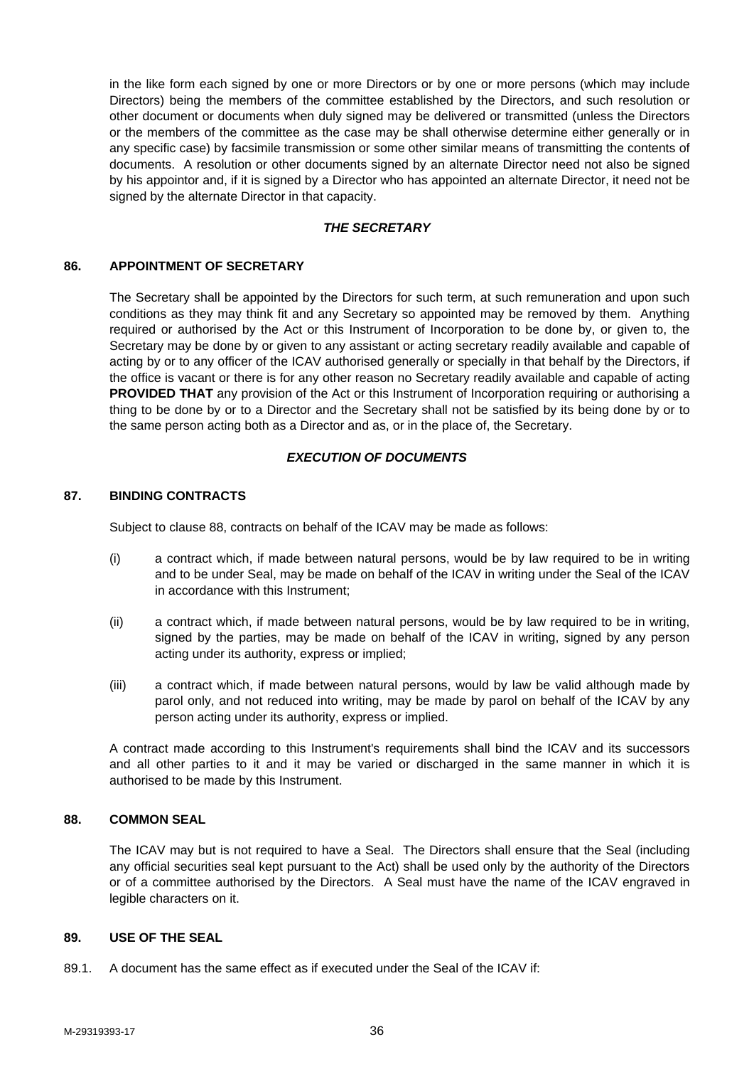in the like form each signed by one or more Directors or by one or more persons (which may include Directors) being the members of the committee established by the Directors, and such resolution or other document or documents when duly signed may be delivered or transmitted (unless the Directors or the members of the committee as the case may be shall otherwise determine either generally or in any specific case) by facsimile transmission or some other similar means of transmitting the contents of documents. A resolution or other documents signed by an alternate Director need not also be signed by his appointor and, if it is signed by a Director who has appointed an alternate Director, it need not be signed by the alternate Director in that capacity.

### *THE SECRETARY*

#### 86. APPOINTMENT OF SECRETARY

The Secretary shall be appointed by the Directors for such term, at such remuneration and upon such conditions as they may think fit and any Secretary so appointed may be removed by them. Anything required or authorised by the Act or this Instrument of Incorporation to be done by, or given to, the Secretary may be done by or given to any assistant or acting secretary readily available and capable of acting by or to any officer of the ICAV authorised generally or specially in that behalf by the Directors, if the office is vacant or there is for any other reason no Secretary readily available and capable of acting **PROVIDED THAT** any provision of the Act or this Instrument of Incorporation requiring or authorising a thing to be done by or to a Director and the Secretary shall not be satisfied by its being done by or to the same person acting both as a Director and as, or in the place of, the Secretary.

### *EXECUTION OF DOCUMENTS*

#### 87. BINDING CONTRACTS

Subject to clause 88, contracts on behalf of the ICAV may be made as follows:

(i) a contract which, if made between natural persons, would be by law required to be in writing and to be under Seal, may be made on behalf of the ICAV in writing under the Seal of the ICAV in accordance with this Instrument;

(ii) a contract which, if made between natural persons, would be by law required to be in writing, signed by the parties, may be made on behalf of the ICAV in writing, signed by any person acting under its authority, express or implied;

(iii) a contract which, if made between natural persons, would by law be valid although made by parol only, and not reduced into writing, may be made by parol on behalf of the ICAV by any person acting under its authority, express or implied.

A contract made according to this Instrument's requirements shall bind the ICAV and its successors and all other parties to it and it may be varied or discharged in the same manner in which it is authorised to be made by this Instrument.

#### 88. COMMON SEAL

The ICAV may but is not required to have a Seal. The Directors shall ensure that the Seal (including any official securities seal kept pursuant to the Act) shall be used only by the authority of the Directors or of a committee authorised by the Directors. A Seal must have the name of the ICAV engraved in legible characters on it.

#### 89. USE OF THE SEAL

89.1. A document has the same effect as if executed under the Seal of the ICAV if: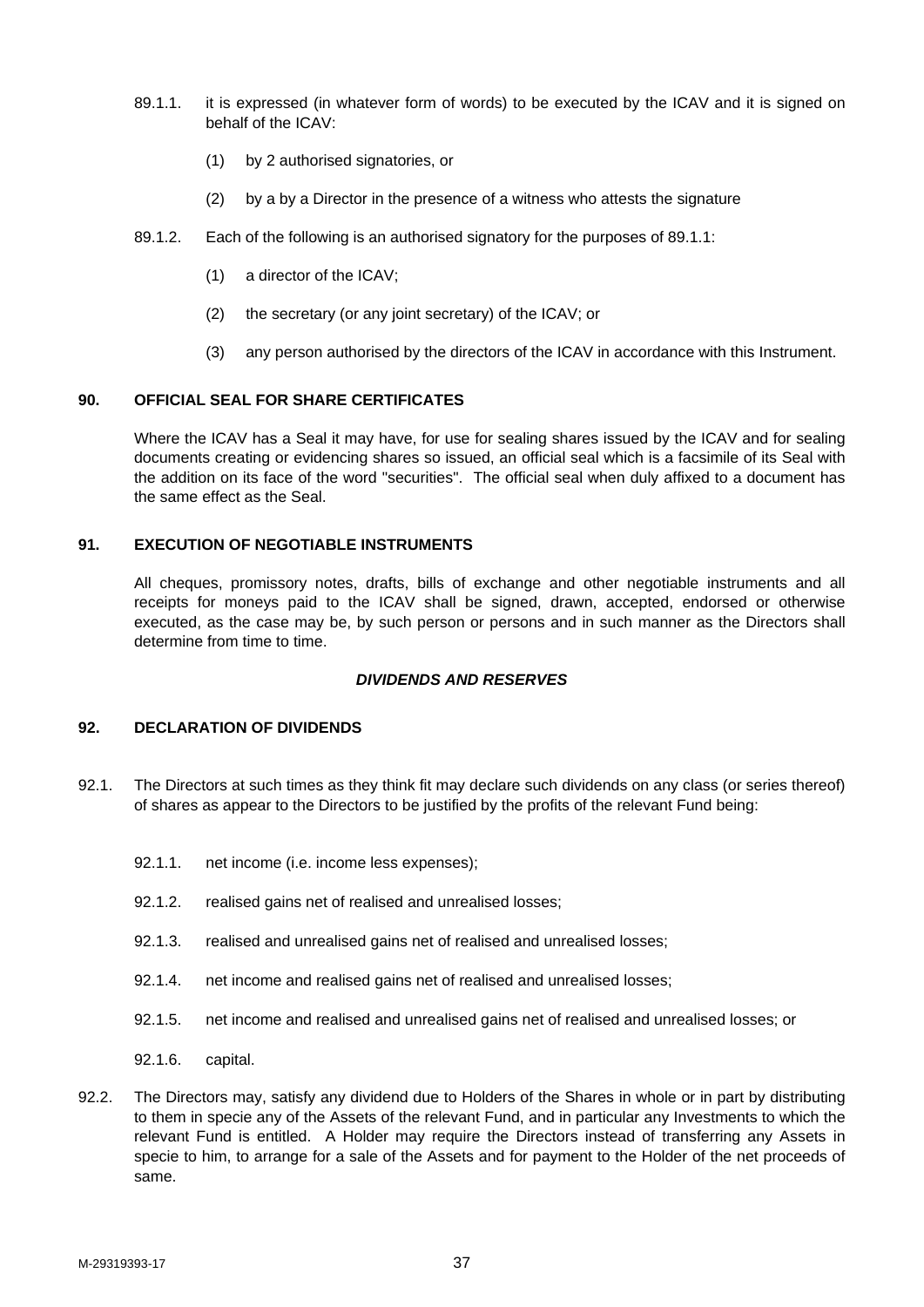89.1.1. it is expressed (in whatever form of words) to be executed by the ICAV and it is signed on behalf of the ICAV:

(1) by 2 authorised signatories, or

(2) by a by a Director in the presence of a witness who attests the signature

89.1.2. Each of the following is an authorised signatory for the purposes of 89.1.1:

(1) a director of the ICAV;

(2) the secretary (or any joint secretary) of the ICAV; or

(3) any person authorised by the directors of the ICAV in accordance with this Instrument.

**90. OFFICIAL SEAL FOR SHARE CERTIFICATES**

Where the ICAV has a Seal it may have, for use for sealing shares issued by the ICAV and for sealing documents creating or evidencing shares so issued, an official seal which is a facsimile of its Seal with the addition on its face of the word "securities". The official seal when duly affixed to a document has the same effect as the Seal.

**91. EXECUTION OF NEGOTIABLE INSTRUMENTS**

All cheques, promissory notes, drafts, bills of exchange and other negotiable instruments and all receipts for moneys paid to the ICAV shall be signed, drawn, accepted, endorsed or otherwise executed, as the case may be, by such person or persons and in such manner as the Directors shall determine from time to time.

***DIVIDENDS AND RESERVES***

**92. DECLARATION OF DIVIDENDS**

92.1. The Directors at such times as they think fit may declare such dividends on any class (or series thereof) of shares as appear to the Directors to be justified by the profits of the relevant Fund being:

92.1.1. net income (i.e. income less expenses);

92.1.2. realised gains net of realised and unrealised losses;

92.1.3. realised and unrealised gains net of realised and unrealised losses;

92.1.4. net income and realised gains net of realised and unrealised losses;

92.1.5. net income and realised and unrealised gains net of realised and unrealised losses; or

92.1.6. capital.

92.2. The Directors may, satisfy any dividend due to Holders of the Shares in whole or in part by distributing to them in specie any of the Assets of the relevant Fund, and in particular any Investments to which the relevant Fund is entitled. A Holder may require the Directors instead of transferring any Assets in specie to him, to arrange for a sale of the Assets and for payment to the Holder of the net proceeds of same.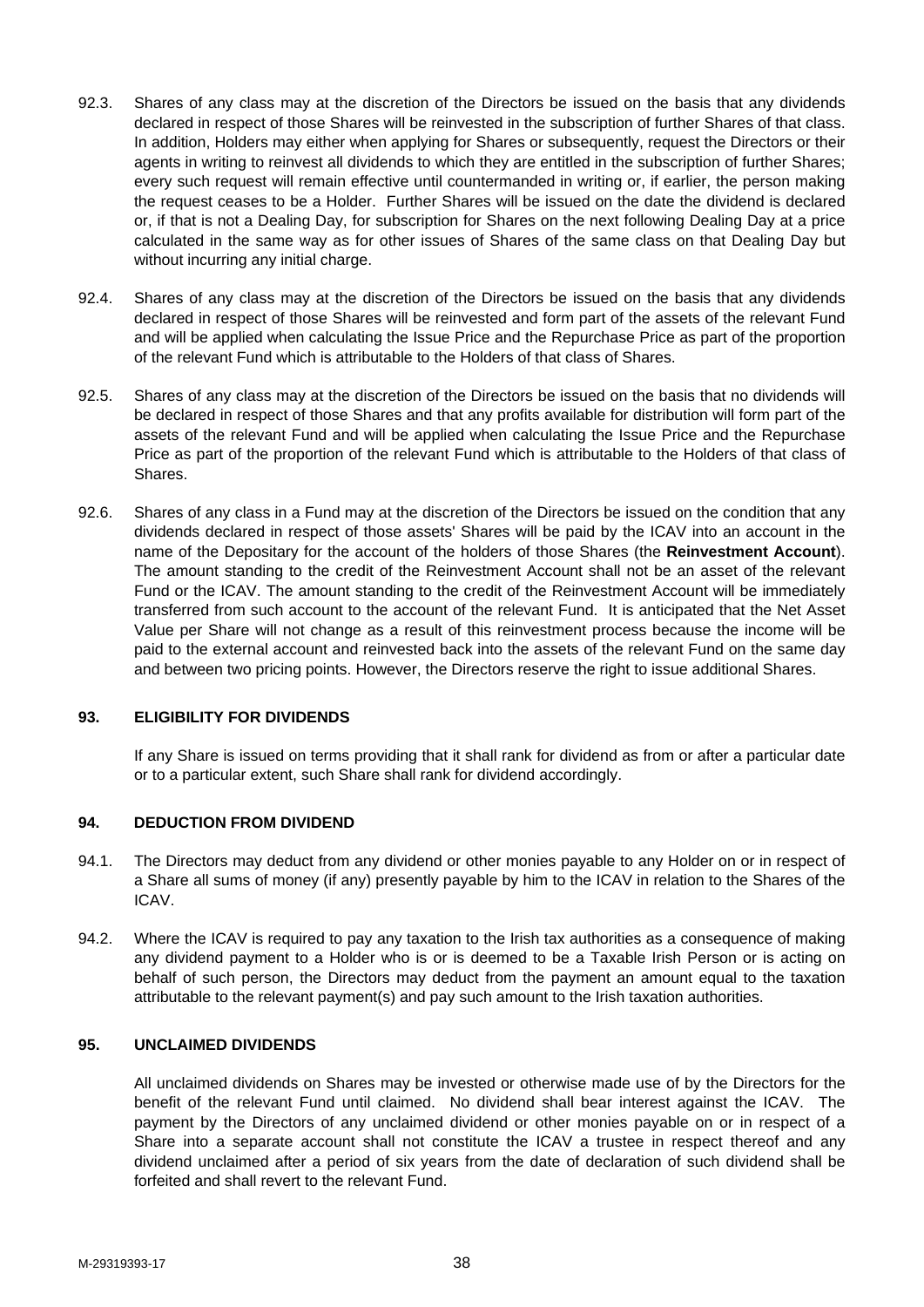92.3. Shares of any class may at the discretion of the Directors be issued on the basis that any dividends declared in respect of those Shares will be reinvested in the subscription of further Shares of that class. In addition, Holders may either when applying for Shares or subsequently, request the Directors or their agents in writing to reinvest all dividends to which they are entitled in the subscription of further Shares; every such request will remain effective until countermanded in writing or, if earlier, the person making the request ceases to be a Holder. Further Shares will be issued on the date the dividend is declared or, if that is not a Dealing Day, for subscription for Shares on the next following Dealing Day at a price calculated in the same way as for other issues of Shares of the same class on that Dealing Day but without incurring any initial charge.

92.4. Shares of any class may at the discretion of the Directors be issued on the basis that any dividends declared in respect of those Shares will be reinvested and form part of the assets of the relevant Fund and will be applied when calculating the Issue Price and the Repurchase Price as part of the proportion of the relevant Fund which is attributable to the Holders of that class of Shares.

92.5. Shares of any class may at the discretion of the Directors be issued on the basis that no dividends will be declared in respect of those Shares and that any profits available for distribution will form part of the assets of the relevant Fund and will be applied when calculating the Issue Price and the Repurchase Price as part of the proportion of the relevant Fund which is attributable to the Holders of that class of Shares.

92.6. Shares of any class in a Fund may at the discretion of the Directors be issued on the condition that any dividends declared in respect of those assets' Shares will be paid by the ICAV into an account in the name of the Depositary for the account of the holders of those Shares (the **Reinvestment Account**). The amount standing to the credit of the Reinvestment Account shall not be an asset of the relevant Fund or the ICAV. The amount standing to the credit of the Reinvestment Account will be immediately transferred from such account to the account of the relevant Fund. It is anticipated that the Net Asset Value per Share will not change as a result of this reinvestment process because the income will be paid to the external account and reinvested back into the assets of the relevant Fund on the same day and between two pricing points. However, the Directors reserve the right to issue additional Shares.

## 93. ELIGIBILITY FOR DIVIDENDS

If any Share is issued on terms providing that it shall rank for dividend as from or after a particular date or to a particular extent, such Share shall rank for dividend accordingly.

## 94. DEDUCTION FROM DIVIDEND

94.1. The Directors may deduct from any dividend or other monies payable to any Holder on or in respect of a Share all sums of money (if any) presently payable by him to the ICAV in relation to the Shares of the ICAV.

94.2. Where the ICAV is required to pay any taxation to the Irish tax authorities as a consequence of making any dividend payment to a Holder who is or is deemed to be a Taxable Irish Person or is acting on behalf of such person, the Directors may deduct from the payment an amount equal to the taxation attributable to the relevant payment(s) and pay such amount to the Irish taxation authorities.

## 95. UNCLAIMED DIVIDENDS

All unclaimed dividends on Shares may be invested or otherwise made use of by the Directors for the benefit of the relevant Fund until claimed. No dividend shall bear interest against the ICAV. The payment by the Directors of any unclaimed dividend or other monies payable on or in respect of a Share into a separate account shall not constitute the ICAV a trustee in respect thereof and any dividend unclaimed after a period of six years from the date of declaration of such dividend shall be forfeited and shall revert to the relevant Fund.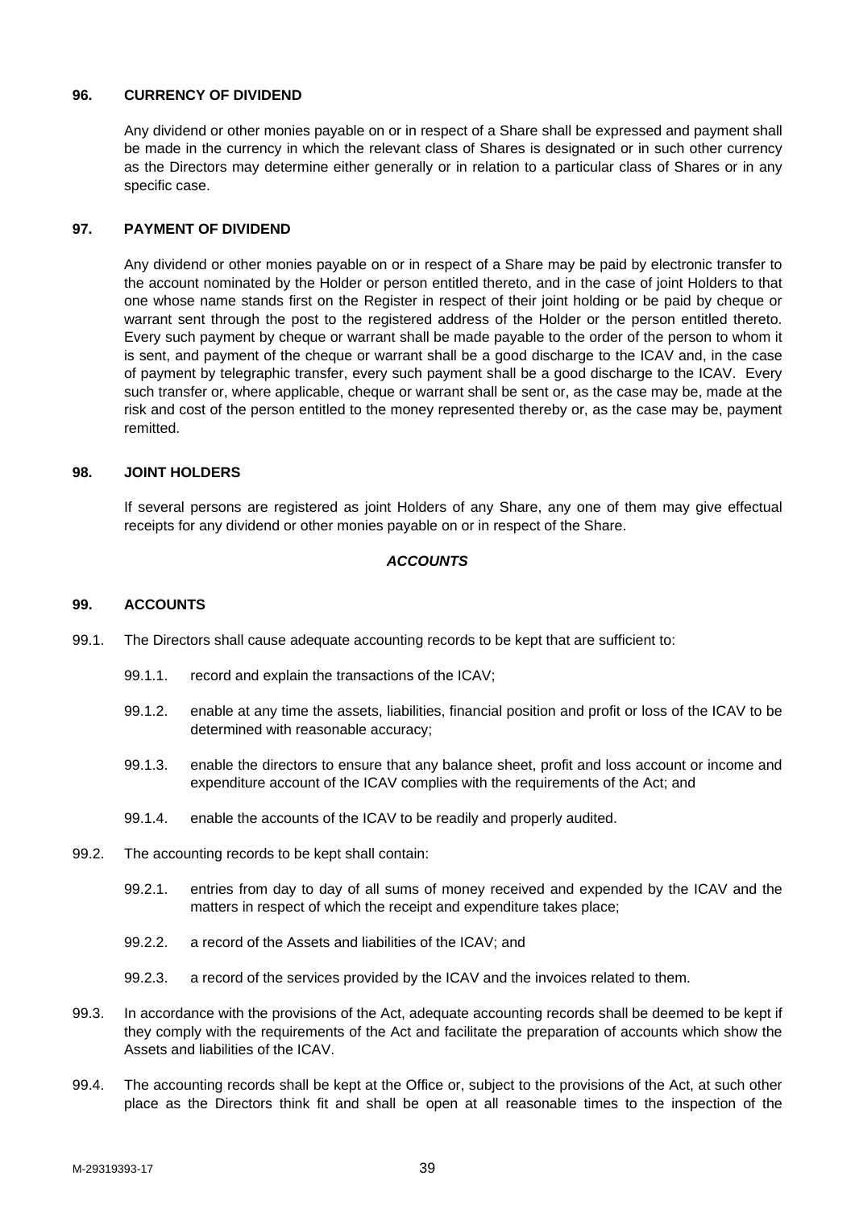### 96. CURRENCY OF DIVIDEND

Any dividend or other monies payable on or in respect of a Share shall be expressed and payment shall be made in the currency in which the relevant class of Shares is designated or in such other currency as the Directors may determine either generally or in relation to a particular class of Shares or in any specific case.

### 97. PAYMENT OF DIVIDEND

Any dividend or other monies payable on or in respect of a Share may be paid by electronic transfer to the account nominated by the Holder or person entitled thereto, and in the case of joint Holders to that one whose name stands first on the Register in respect of their joint holding or be paid by cheque or warrant sent through the post to the registered address of the Holder or the person entitled thereto. Every such payment by cheque or warrant shall be made payable to the order of the person to whom it is sent, and payment of the cheque or warrant shall be a good discharge to the ICAV and, in the case of payment by telegraphic transfer, every such payment shall be a good discharge to the ICAV. Every such transfer or, where applicable, cheque or warrant shall be sent or, as the case may be, made at the risk and cost of the person entitled to the money represented thereby or, as the case may be, payment remitted.

### 98. JOINT HOLDERS

If several persons are registered as joint Holders of any Share, any one of them may give effectual receipts for any dividend or other monies payable on or in respect of the Share.

## *ACCOUNTS*

### 99. ACCOUNTS

99.1. The Directors shall cause adequate accounting records to be kept that are sufficient to:

- 99.1.1. record and explain the transactions of the ICAV;
- 99.1.2. enable at any time the assets, liabilities, financial position and profit or loss of the ICAV to be determined with reasonable accuracy;
- 99.1.3. enable the directors to ensure that any balance sheet, profit and loss account or income and expenditure account of the ICAV complies with the requirements of the Act; and
- 99.1.4. enable the accounts of the ICAV to be readily and properly audited.

99.2. The accounting records to be kept shall contain:

- 99.2.1. entries from day to day of all sums of money received and expended by the ICAV and the matters in respect of which the receipt and expenditure takes place;
- 99.2.2. a record of the Assets and liabilities of the ICAV; and
- 99.2.3. a record of the services provided by the ICAV and the invoices related to them.

99.3. In accordance with the provisions of the Act, adequate accounting records shall be deemed to be kept if they comply with the requirements of the Act and facilitate the preparation of accounts which show the Assets and liabilities of the ICAV.

99.4. The accounting records shall be kept at the Office or, subject to the provisions of the Act, at such other place as the Directors think fit and shall be open at all reasonable times to the inspection of the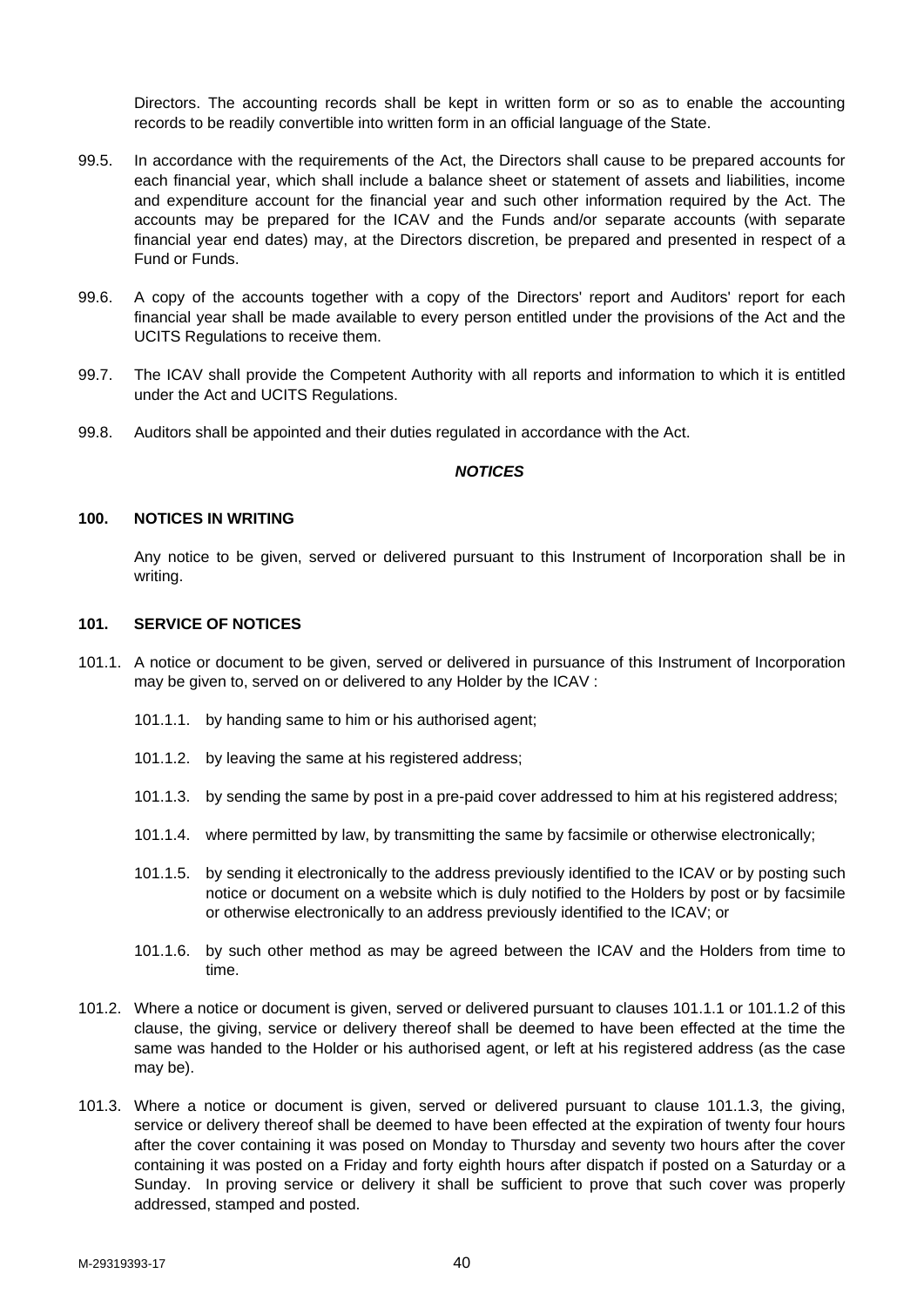Directors. The accounting records shall be kept in written form or so as to enable the accounting records to be readily convertible into written form in an official language of the State.

99.5. In accordance with the requirements of the Act, the Directors shall cause to be prepared accounts for each financial year, which shall include a balance sheet or statement of assets and liabilities, income and expenditure account for the financial year and such other information required by the Act. The accounts may be prepared for the ICAV and the Funds and/or separate accounts (with separate financial year end dates) may, at the Directors discretion, be prepared and presented in respect of a Fund or Funds.

99.6. A copy of the accounts together with a copy of the Directors' report and Auditors' report for each financial year shall be made available to every person entitled under the provisions of the Act and the UCITS Regulations to receive them.

99.7. The ICAV shall provide the Competent Authority with all reports and information to which it is entitled under the Act and UCITS Regulations.

99.8. Auditors shall be appointed and their duties regulated in accordance with the Act.

***NOTICES***

**100. NOTICES IN WRITING**

Any notice to be given, served or delivered pursuant to this Instrument of Incorporation shall be in writing.

**101. SERVICE OF NOTICES**

101.1. A notice or document to be given, served or delivered in pursuance of this Instrument of Incorporation may be given to, served on or delivered to any Holder by the ICAV :

101.1.1. by handing same to him or his authorised agent;

101.1.2. by leaving the same at his registered address;

101.1.3. by sending the same by post in a pre-paid cover addressed to him at his registered address;

101.1.4. where permitted by law, by transmitting the same by facsimile or otherwise electronically;

101.1.5. by sending it electronically to the address previously identified to the ICAV or by posting such notice or document on a website which is duly notified to the Holders by post or by facsimile or otherwise electronically to an address previously identified to the ICAV; or

101.1.6. by such other method as may be agreed between the ICAV and the Holders from time to time.

101.2. Where a notice or document is given, served or delivered pursuant to clauses 101.1.1 or 101.1.2 of this clause, the giving, service or delivery thereof shall be deemed to have been effected at the time the same was handed to the Holder or his authorised agent, or left at his registered address (as the case may be).

101.3. Where a notice or document is given, served or delivered pursuant to clause 101.1.3, the giving, service or delivery thereof shall be deemed to have been effected at the expiration of twenty four hours after the cover containing it was posed on Monday to Thursday and seventy two hours after the cover containing it was posted on a Friday and forty eighth hours after dispatch if posted on a Saturday or a Sunday. In proving service or delivery it shall be sufficient to prove that such cover was properly addressed, stamped and posted.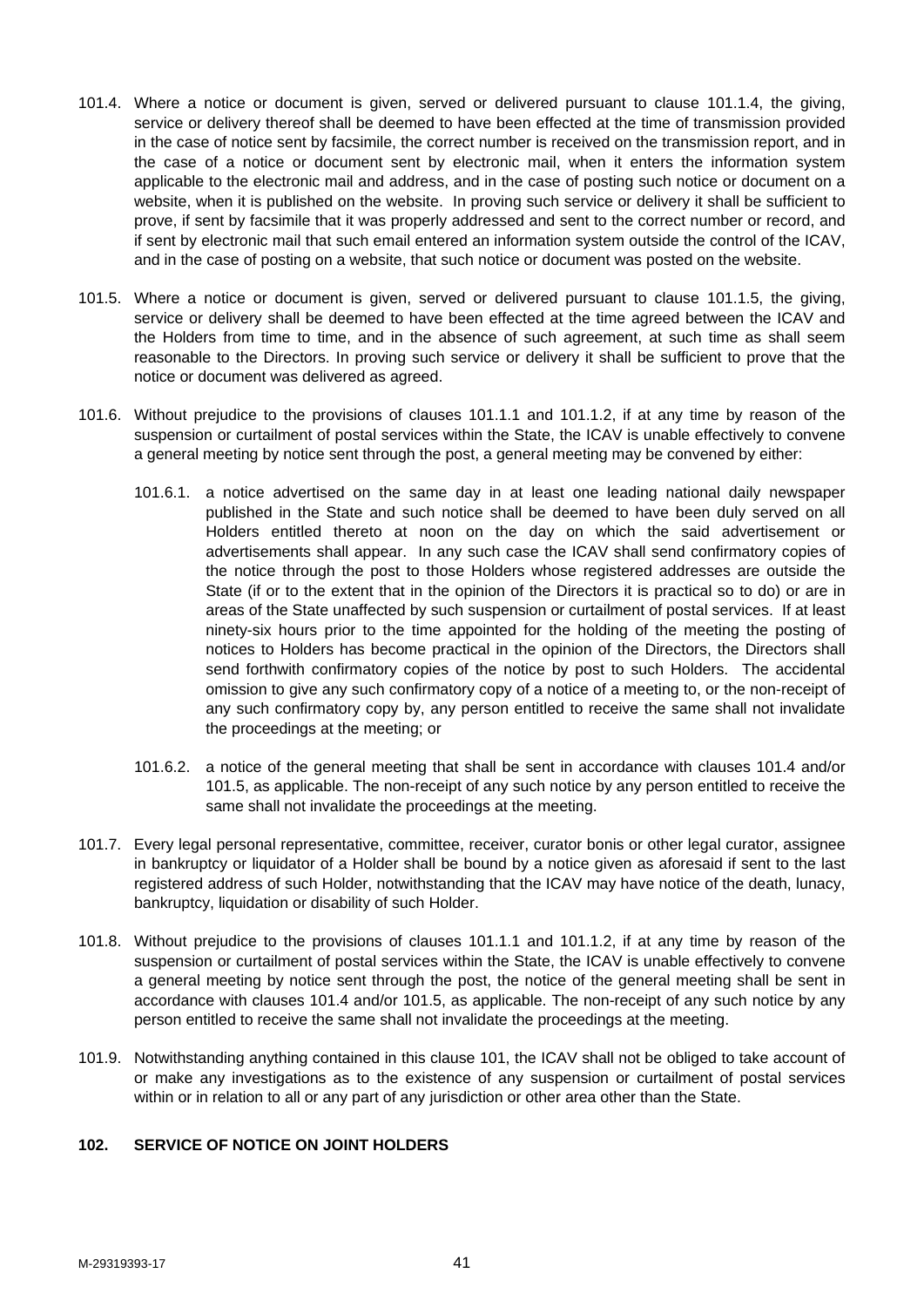101.4. Where a notice or document is given, served or delivered pursuant to clause 101.1.4, the giving, service or delivery thereof shall be deemed to have been effected at the time of transmission provided in the case of notice sent by facsimile, the correct number is received on the transmission report, and in the case of a notice or document sent by electronic mail, when it enters the information system applicable to the electronic mail and address, and in the case of posting such notice or document on a website, when it is published on the website. In proving such service or delivery it shall be sufficient to prove, if sent by facsimile that it was properly addressed and sent to the correct number or record, and if sent by electronic mail that such email entered an information system outside the control of the ICAV, and in the case of posting on a website, that such notice or document was posted on the website.

101.5. Where a notice or document is given, served or delivered pursuant to clause 101.1.5, the giving, service or delivery shall be deemed to have been effected at the time agreed between the ICAV and the Holders from time to time, and in the absence of such agreement, at such time as shall seem reasonable to the Directors. In proving such service or delivery it shall be sufficient to prove that the notice or document was delivered as agreed.

101.6. Without prejudice to the provisions of clauses 101.1.1 and 101.1.2, if at any time by reason of the suspension or curtailment of postal services within the State, the ICAV is unable effectively to convene a general meeting by notice sent through the post, a general meeting may be convened by either:

101.6.1. a notice advertised on the same day in at least one leading national daily newspaper published in the State and such notice shall be deemed to have been duly served on all Holders entitled thereto at noon on the day on which the said advertisement or advertisements shall appear. In any such case the ICAV shall send confirmatory copies of the notice through the post to those Holders whose registered addresses are outside the State (if or to the extent that in the opinion of the Directors it is practical so to do) or are in areas of the State unaffected by such suspension or curtailment of postal services. If at least ninety-six hours prior to the time appointed for the holding of the meeting the posting of notices to Holders has become practical in the opinion of the Directors, the Directors shall send forthwith confirmatory copies of the notice by post to such Holders. The accidental omission to give any such confirmatory copy of a notice of a meeting to, or the non-receipt of any such confirmatory copy by, any person entitled to receive the same shall not invalidate the proceedings at the meeting; or

101.6.2. a notice of the general meeting that shall be sent in accordance with clauses 101.4 and/or 101.5, as applicable. The non-receipt of any such notice by any person entitled to receive the same shall not invalidate the proceedings at the meeting.

101.7. Every legal personal representative, committee, receiver, curator bonis or other legal curator, assignee in bankruptcy or liquidator of a Holder shall be bound by a notice given as aforesaid if sent to the last registered address of such Holder, notwithstanding that the ICAV may have notice of the death, lunacy, bankruptcy, liquidation or disability of such Holder.

101.8. Without prejudice to the provisions of clauses 101.1.1 and 101.1.2, if at any time by reason of the suspension or curtailment of postal services within the State, the ICAV is unable effectively to convene a general meeting by notice sent through the post, the notice of the general meeting shall be sent in accordance with clauses 101.4 and/or 101.5, as applicable. The non-receipt of any such notice by any person entitled to receive the same shall not invalidate the proceedings at the meeting.

101.9. Notwithstanding anything contained in this clause 101, the ICAV shall not be obliged to take account of or make any investigations as to the existence of any suspension or curtailment of postal services within or in relation to all or any part of any jurisdiction or other area other than the State.

## 102. SERVICE OF NOTICE ON JOINT HOLDERS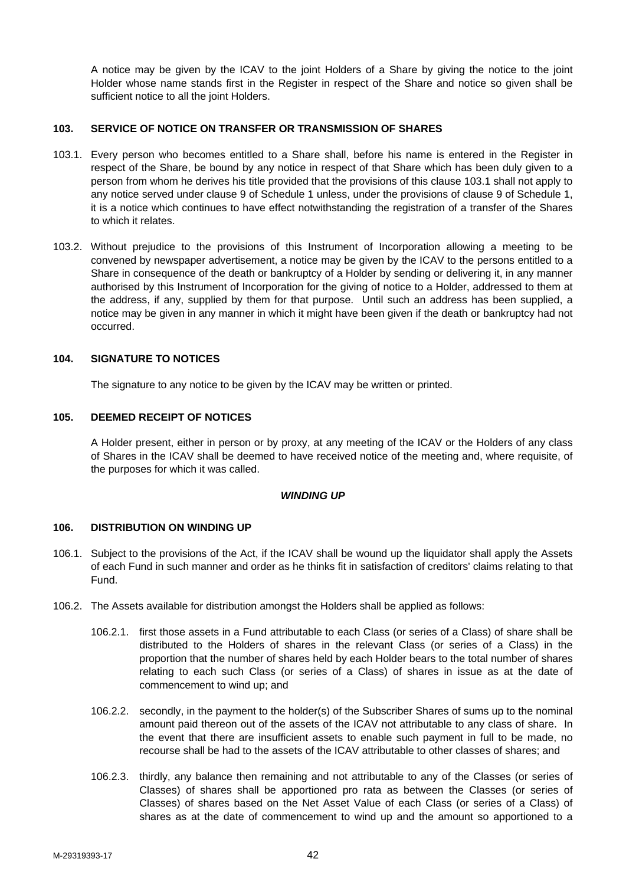A notice may be given by the ICAV to the joint Holders of a Share by giving the notice to the joint Holder whose name stands first in the Register in respect of the Share and notice so given shall be sufficient notice to all the joint Holders.

## 103. SERVICE OF NOTICE ON TRANSFER OR TRANSMISSION OF SHARES

103.1. Every person who becomes entitled to a Share shall, before his name is entered in the Register in respect of the Share, be bound by any notice in respect of that Share which has been duly given to a person from whom he derives his title provided that the provisions of this clause 103.1 shall not apply to any notice served under clause 9 of Schedule 1 unless, under the provisions of clause 9 of Schedule 1, it is a notice which continues to have effect notwithstanding the registration of a transfer of the Shares to which it relates.

103.2. Without prejudice to the provisions of this Instrument of Incorporation allowing a meeting to be convened by newspaper advertisement, a notice may be given by the ICAV to the persons entitled to a Share in consequence of the death or bankruptcy of a Holder by sending or delivering it, in any manner authorised by this Instrument of Incorporation for the giving of notice to a Holder, addressed to them at the address, if any, supplied by them for that purpose. Until such an address has been supplied, a notice may be given in any manner in which it might have been given if the death or bankruptcy had not occurred.

## 104. SIGNATURE TO NOTICES

The signature to any notice to be given by the ICAV may be written or printed.

## 105. DEEMED RECEIPT OF NOTICES

A Holder present, either in person or by proxy, at any meeting of the ICAV or the Holders of any class of Shares in the ICAV shall be deemed to have received notice of the meeting and, where requisite, of the purposes for which it was called.

***WINDING UP***

## 106. DISTRIBUTION ON WINDING UP

106.1. Subject to the provisions of the Act, if the ICAV shall be wound up the liquidator shall apply the Assets of each Fund in such manner and order as he thinks fit in satisfaction of creditors' claims relating to that Fund.

106.2. The Assets available for distribution amongst the Holders shall be applied as follows:

106.2.1. first those assets in a Fund attributable to each Class (or series of a Class) of share shall be distributed to the Holders of shares in the relevant Class (or series of a Class) in the proportion that the number of shares held by each Holder bears to the total number of shares relating to each such Class (or series of a Class) of shares in issue as at the date of commencement to wind up; and

106.2.2. secondly, in the payment to the holder(s) of the Subscriber Shares of sums up to the nominal amount paid thereon out of the assets of the ICAV not attributable to any class of share. In the event that there are insufficient assets to enable such payment in full to be made, no recourse shall be had to the assets of the ICAV attributable to other classes of shares; and

106.2.3. thirdly, any balance then remaining and not attributable to any of the Classes (or series of Classes) of shares shall be apportioned pro rata as between the Classes (or series of Classes) of shares based on the Net Asset Value of each Class (or series of a Class) of shares as at the date of commencement to wind up and the amount so apportioned to a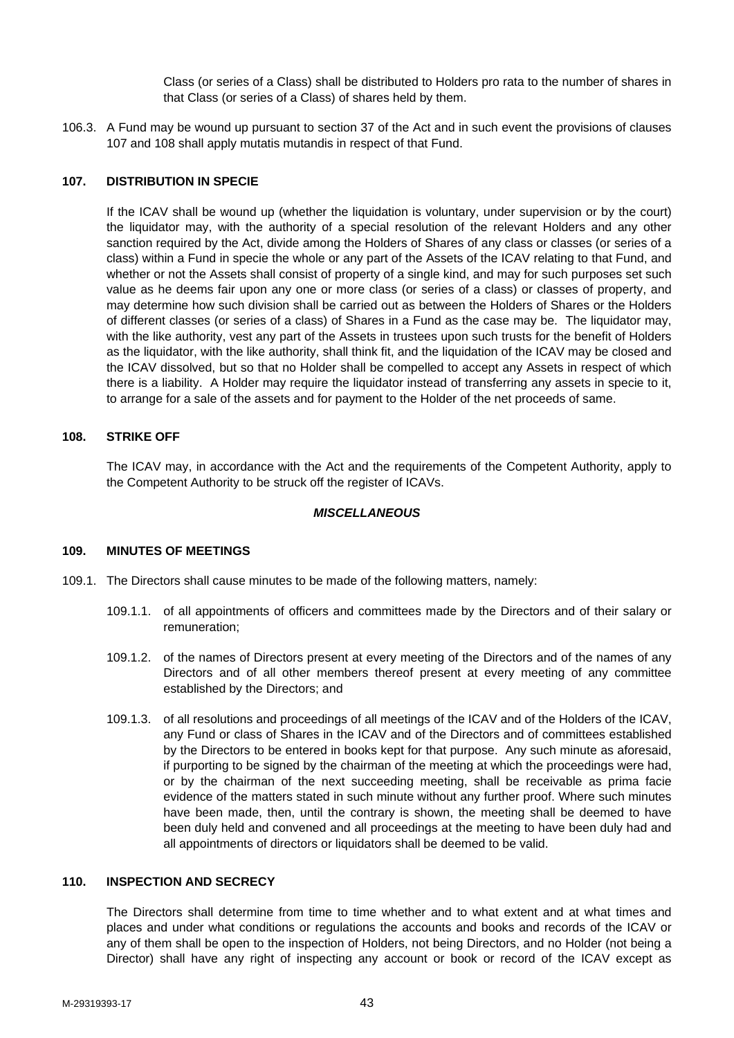Class (or series of a Class) shall be distributed to Holders pro rata to the number of shares in that Class (or series of a Class) of shares held by them.

106.3. A Fund may be wound up pursuant to section 37 of the Act and in such event the provisions of clauses 107 and 108 shall apply mutatis mutandis in respect of that Fund.

**107. DISTRIBUTION IN SPECIE**

If the ICAV shall be wound up (whether the liquidation is voluntary, under supervision or by the court) the liquidator may, with the authority of a special resolution of the relevant Holders and any other sanction required by the Act, divide among the Holders of Shares of any class or classes (or series of a class) within a Fund in specie the whole or any part of the Assets of the ICAV relating to that Fund, and whether or not the Assets shall consist of property of a single kind, and may for such purposes set such value as he deems fair upon any one or more class (or series of a class) or classes of property, and may determine how such division shall be carried out as between the Holders of Shares or the Holders of different classes (or series of a class) of Shares in a Fund as the case may be. The liquidator may, with the like authority, vest any part of the Assets in trustees upon such trusts for the benefit of Holders as the liquidator, with the like authority, shall think fit, and the liquidation of the ICAV may be closed and the ICAV dissolved, but so that no Holder shall be compelled to accept any Assets in respect of which there is a liability. A Holder may require the liquidator instead of transferring any assets in specie to it, to arrange for a sale of the assets and for payment to the Holder of the net proceeds of same.

**108. STRIKE OFF**

The ICAV may, in accordance with the Act and the requirements of the Competent Authority, apply to the Competent Authority to be struck off the register of ICAVs.

***MISCELLANEOUS***

**109. MINUTES OF MEETINGS**

109.1. The Directors shall cause minutes to be made of the following matters, namely:

109.1.1. of all appointments of officers and committees made by the Directors and of their salary or remuneration;

109.1.2. of the names of Directors present at every meeting of the Directors and of the names of any Directors and of all other members thereof present at every meeting of any committee established by the Directors; and

109.1.3. of all resolutions and proceedings of all meetings of the ICAV and of the Holders of the ICAV, any Fund or class of Shares in the ICAV and of the Directors and of committees established by the Directors to be entered in books kept for that purpose. Any such minute as aforesaid, if purporting to be signed by the chairman of the meeting at which the proceedings were had, or by the chairman of the next succeeding meeting, shall be receivable as prima facie evidence of the matters stated in such minute without any further proof. Where such minutes have been made, then, until the contrary is shown, the meeting shall be deemed to have been duly held and convened and all proceedings at the meeting to have been duly had and all appointments of directors or liquidators shall be deemed to be valid.

**110. INSPECTION AND SECRECY**

The Directors shall determine from time to time whether and to what extent and at what times and places and under what conditions or regulations the accounts and books and records of the ICAV or any of them shall be open to the inspection of Holders, not being Directors, and no Holder (not being a Director) shall have any right of inspecting any account or book or record of the ICAV except as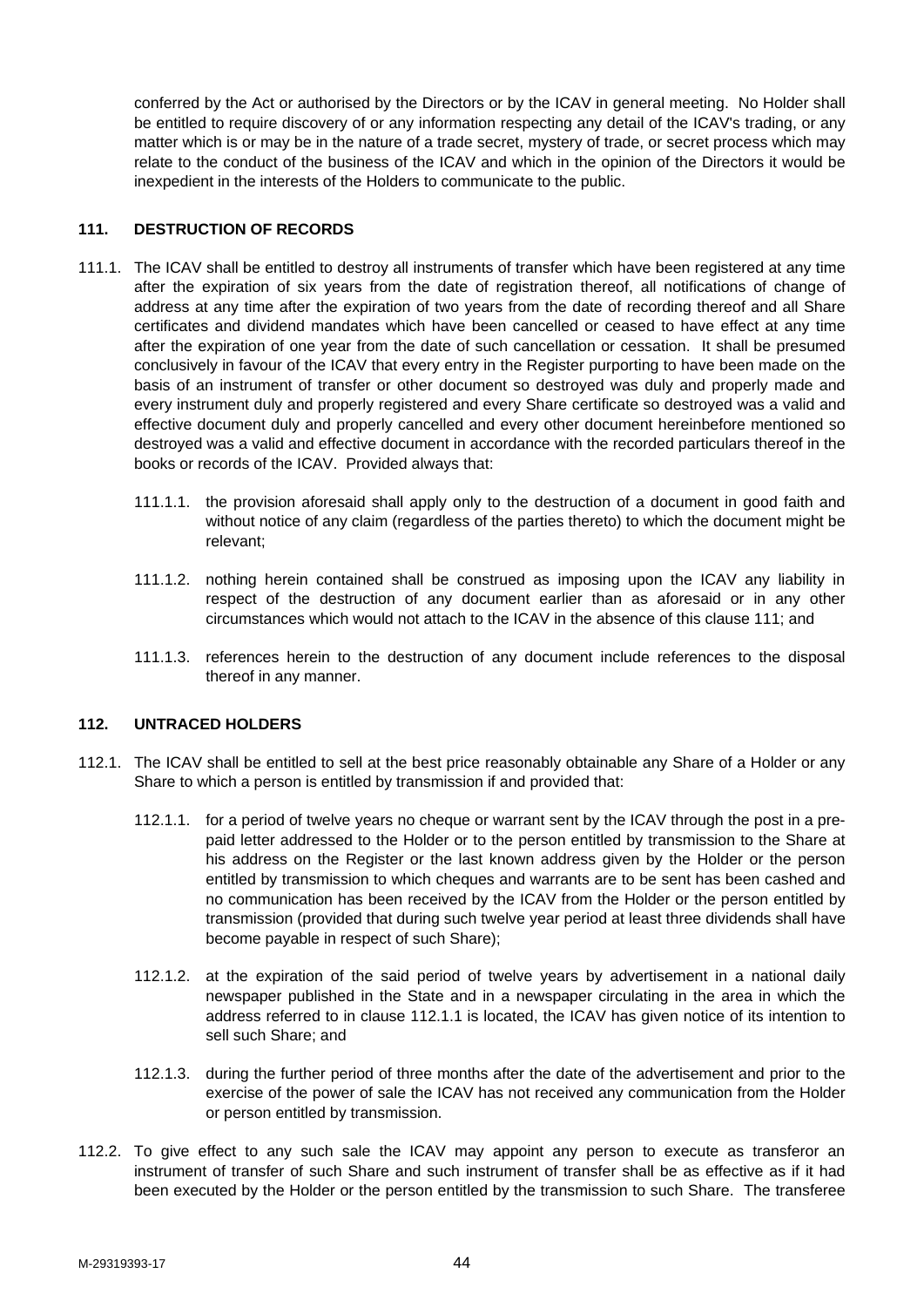conferred by the Act or authorised by the Directors or by the ICAV in general meeting. No Holder shall be entitled to require discovery of or any information respecting any detail of the ICAV's trading, or any matter which is or may be in the nature of a trade secret, mystery of trade, or secret process which may relate to the conduct of the business of the ICAV and which in the opinion of the Directors it would be inexpedient in the interests of the Holders to communicate to the public.

### 111. DESTRUCTION OF RECORDS

111.1. The ICAV shall be entitled to destroy all instruments of transfer which have been registered at any time after the expiration of six years from the date of registration thereof, all notifications of change of address at any time after the expiration of two years from the date of recording thereof and all Share certificates and dividend mandates which have been cancelled or ceased to have effect at any time after the expiration of one year from the date of such cancellation or cessation. It shall be presumed conclusively in favour of the ICAV that every entry in the Register purporting to have been made on the basis of an instrument of transfer or other document so destroyed was duly and properly made and every instrument duly and properly registered and every Share certificate so destroyed was a valid and effective document duly and properly cancelled and every other document hereinbefore mentioned so destroyed was a valid and effective document in accordance with the recorded particulars thereof in the books or records of the ICAV. Provided always that:

111.1.1. the provision aforesaid shall apply only to the destruction of a document in good faith and without notice of any claim (regardless of the parties thereto) to which the document might be relevant;

111.1.2. nothing herein contained shall be construed as imposing upon the ICAV any liability in respect of the destruction of any document earlier than as aforesaid or in any other circumstances which would not attach to the ICAV in the absence of this clause 111; and

111.1.3. references herein to the destruction of any document include references to the disposal thereof in any manner.

### 112. UNTRACED HOLDERS

112.1. The ICAV shall be entitled to sell at the best price reasonably obtainable any Share of a Holder or any Share to which a person is entitled by transmission if and provided that:

112.1.1. for a period of twelve years no cheque or warrant sent by the ICAV through the post in a pre-paid letter addressed to the Holder or to the person entitled by transmission to the Share at his address on the Register or the last known address given by the Holder or the person entitled by transmission to which cheques and warrants are to be sent has been cashed and no communication has been received by the ICAV from the Holder or the person entitled by transmission (provided that during such twelve year period at least three dividends shall have become payable in respect of such Share);

112.1.2. at the expiration of the said period of twelve years by advertisement in a national daily newspaper published in the State and in a newspaper circulating in the area in which the address referred to in clause 112.1.1 is located, the ICAV has given notice of its intention to sell such Share; and

112.1.3. during the further period of three months after the date of the advertisement and prior to the exercise of the power of sale the ICAV has not received any communication from the Holder or person entitled by transmission.

112.2. To give effect to any such sale the ICAV may appoint any person to execute as transferor an instrument of transfer of such Share and such instrument of transfer shall be as effective as if it had been executed by the Holder or the person entitled by the transmission to such Share. The transferee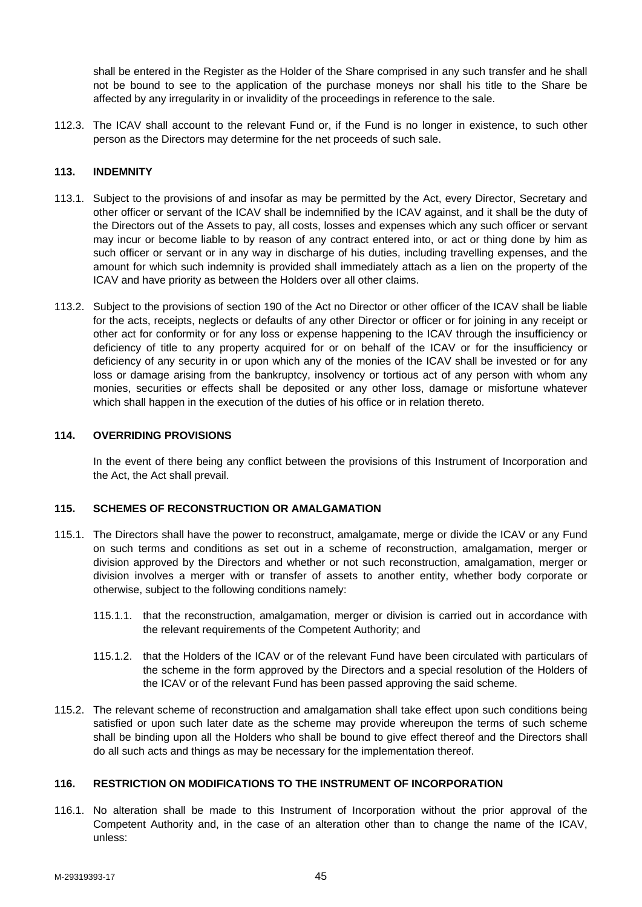shall be entered in the Register as the Holder of the Share comprised in any such transfer and he shall not be bound to see to the application of the purchase moneys nor shall his title to the Share be affected by any irregularity in or invalidity of the proceedings in reference to the sale.

112.3. The ICAV shall account to the relevant Fund or, if the Fund is no longer in existence, to such other person as the Directors may determine for the net proceeds of such sale.

## 113. INDEMNITY

113.1. Subject to the provisions of and insofar as may be permitted by the Act, every Director, Secretary and other officer or servant of the ICAV shall be indemnified by the ICAV against, and it shall be the duty of the Directors out of the Assets to pay, all costs, losses and expenses which any such officer or servant may incur or become liable to by reason of any contract entered into, or act or thing done by him as such officer or servant or in any way in discharge of his duties, including travelling expenses, and the amount for which such indemnity is provided shall immediately attach as a lien on the property of the ICAV and have priority as between the Holders over all other claims.

113.2. Subject to the provisions of section 190 of the Act no Director or other officer of the ICAV shall be liable for the acts, receipts, neglects or defaults of any other Director or officer or for joining in any receipt or other act for conformity or for any loss or expense happening to the ICAV through the insufficiency or deficiency of title to any property acquired for or on behalf of the ICAV or for the insufficiency or deficiency of any security in or upon which any of the monies of the ICAV shall be invested or for any loss or damage arising from the bankruptcy, insolvency or tortious act of any person with whom any monies, securities or effects shall be deposited or any other loss, damage or misfortune whatever which shall happen in the execution of the duties of his office or in relation thereto.

## 114. OVERRIDING PROVISIONS

In the event of there being any conflict between the provisions of this Instrument of Incorporation and the Act, the Act shall prevail.

## 115. SCHEMES OF RECONSTRUCTION OR AMALGAMATION

115.1. The Directors shall have the power to reconstruct, amalgamate, merge or divide the ICAV or any Fund on such terms and conditions as set out in a scheme of reconstruction, amalgamation, merger or division approved by the Directors and whether or not such reconstruction, amalgamation, merger or division involves a merger with or transfer of assets to another entity, whether body corporate or otherwise, subject to the following conditions namely:

115.1.1. that the reconstruction, amalgamation, merger or division is carried out in accordance with the relevant requirements of the Competent Authority; and

115.1.2. that the Holders of the ICAV or of the relevant Fund have been circulated with particulars of the scheme in the form approved by the Directors and a special resolution of the Holders of the ICAV or of the relevant Fund has been passed approving the said scheme.

115.2. The relevant scheme of reconstruction and amalgamation shall take effect upon such conditions being satisfied or upon such later date as the scheme may provide whereupon the terms of such scheme shall be binding upon all the Holders who shall be bound to give effect thereof and the Directors shall do all such acts and things as may be necessary for the implementation thereof.

## 116. RESTRICTION ON MODIFICATIONS TO THE INSTRUMENT OF INCORPORATION

116.1. No alteration shall be made to this Instrument of Incorporation without the prior approval of the Competent Authority and, in the case of an alteration other than to change the name of the ICAV, unless: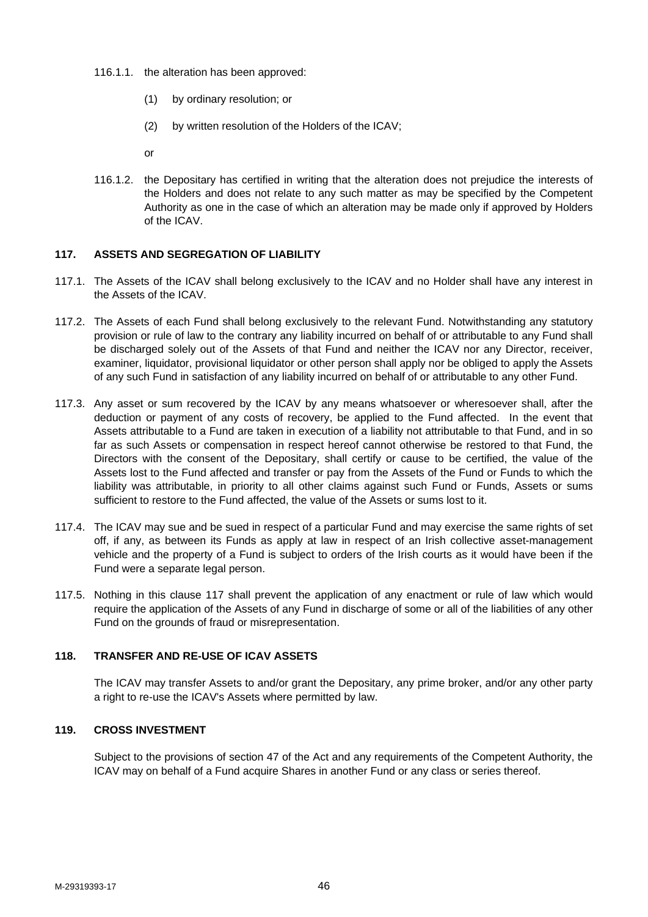116.1.1. the alteration has been approved:

(1) by ordinary resolution; or

(2) by written resolution of the Holders of the ICAV;

or

116.1.2. the Depositary has certified in writing that the alteration does not prejudice the interests of the Holders and does not relate to any such matter as may be specified by the Competent Authority as one in the case of which an alteration may be made only if approved by Holders of the ICAV.

## 117. ASSETS AND SEGREGATION OF LIABILITY

117.1. The Assets of the ICAV shall belong exclusively to the ICAV and no Holder shall have any interest in the Assets of the ICAV.

117.2. The Assets of each Fund shall belong exclusively to the relevant Fund. Notwithstanding any statutory provision or rule of law to the contrary any liability incurred on behalf of or attributable to any Fund shall be discharged solely out of the Assets of that Fund and neither the ICAV nor any Director, receiver, examiner, liquidator, provisional liquidator or other person shall apply nor be obliged to apply the Assets of any such Fund in satisfaction of any liability incurred on behalf of or attributable to any other Fund.

117.3. Any asset or sum recovered by the ICAV by any means whatsoever or wheresoever shall, after the deduction or payment of any costs of recovery, be applied to the Fund affected. In the event that Assets attributable to a Fund are taken in execution of a liability not attributable to that Fund, and in so far as such Assets or compensation in respect hereof cannot otherwise be restored to that Fund, the Directors with the consent of the Depositary, shall certify or cause to be certified, the value of the Assets lost to the Fund affected and transfer or pay from the Assets of the Fund or Funds to which the liability was attributable, in priority to all other claims against such Fund or Funds, Assets or sums sufficient to restore to the Fund affected, the value of the Assets or sums lost to it.

117.4. The ICAV may sue and be sued in respect of a particular Fund and may exercise the same rights of set off, if any, as between its Funds as apply at law in respect of an Irish collective asset-management vehicle and the property of a Fund is subject to orders of the Irish courts as it would have been if the Fund were a separate legal person.

117.5. Nothing in this clause 117 shall prevent the application of any enactment or rule of law which would require the application of the Assets of any Fund in discharge of some or all of the liabilities of any other Fund on the grounds of fraud or misrepresentation.

## 118. TRANSFER AND RE-USE OF ICAV ASSETS

The ICAV may transfer Assets to and/or grant the Depositary, any prime broker, and/or any other party a right to re-use the ICAV's Assets where permitted by law.

## 119. CROSS INVESTMENT

Subject to the provisions of section 47 of the Act and any requirements of the Competent Authority, the ICAV may on behalf of a Fund acquire Shares in another Fund or any class or series thereof.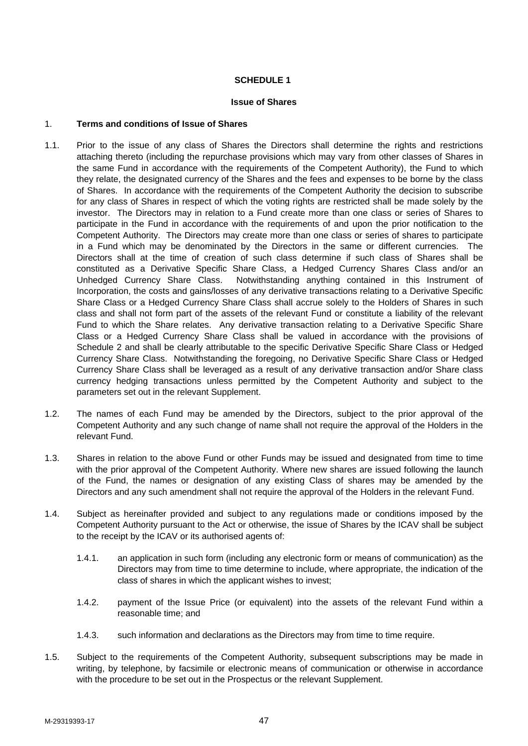# SCHEDULE 1

## Issue of Shares

1. **Terms and conditions of Issue of Shares**

1.1. Prior to the issue of any class of Shares the Directors shall determine the rights and restrictions attaching thereto (including the repurchase provisions which may vary from other classes of Shares in the same Fund in accordance with the requirements of the Competent Authority), the Fund to which they relate, the designated currency of the Shares and the fees and expenses to be borne by the class of Shares. In accordance with the requirements of the Competent Authority the decision to subscribe for any class of Shares in respect of which the voting rights are restricted shall be made solely by the investor. The Directors may in relation to a Fund create more than one class or series of Shares to participate in the Fund in accordance with the requirements of and upon the prior notification to the Competent Authority. The Directors may create more than one class or series of shares to participate in a Fund which may be denominated by the Directors in the same or different currencies. The Directors shall at the time of creation of such class determine if such class of Shares shall be constituted as a Derivative Specific Share Class, a Hedged Currency Shares Class and/or an Unhedged Currency Share Class. Notwithstanding anything contained in this Instrument of Incorporation, the costs and gains/losses of any derivative transactions relating to a Derivative Specific Share Class or a Hedged Currency Share Class shall accrue solely to the Holders of Shares in such class and shall not form part of the assets of the relevant Fund or constitute a liability of the relevant Fund to which the Share relates. Any derivative transaction relating to a Derivative Specific Share Class or a Hedged Currency Share Class shall be valued in accordance with the provisions of Schedule 2 and shall be clearly attributable to the specific Derivative Specific Share Class or Hedged Currency Share Class. Notwithstanding the foregoing, no Derivative Specific Share Class or Hedged Currency Share Class shall be leveraged as a result of any derivative transaction and/or Share class currency hedging transactions unless permitted by the Competent Authority and subject to the parameters set out in the relevant Supplement.

1.2. The names of each Fund may be amended by the Directors, subject to the prior approval of the Competent Authority and any such change of name shall not require the approval of the Holders in the relevant Fund.

1.3. Shares in relation to the above Fund or other Funds may be issued and designated from time to time with the prior approval of the Competent Authority. Where new shares are issued following the launch of the Fund, the names or designation of any existing Class of shares may be amended by the Directors and any such amendment shall not require the approval of the Holders in the relevant Fund.

1.4. Subject as hereinafter provided and subject to any regulations made or conditions imposed by the Competent Authority pursuant to the Act or otherwise, the issue of Shares by the ICAV shall be subject to the receipt by the ICAV or its authorised agents of:

   1.4.1. an application in such form (including any electronic form or means of communication) as the Directors may from time to time determine to include, where appropriate, the indication of the class of shares in which the applicant wishes to invest;

   1.4.2. payment of the Issue Price (or equivalent) into the assets of the relevant Fund within a reasonable time; and

   1.4.3. such information and declarations as the Directors may from time to time require.

1.5. Subject to the requirements of the Competent Authority, subsequent subscriptions may be made in writing, by telephone, by facsimile or electronic means of communication or otherwise in accordance with the procedure to be set out in the Prospectus or the relevant Supplement.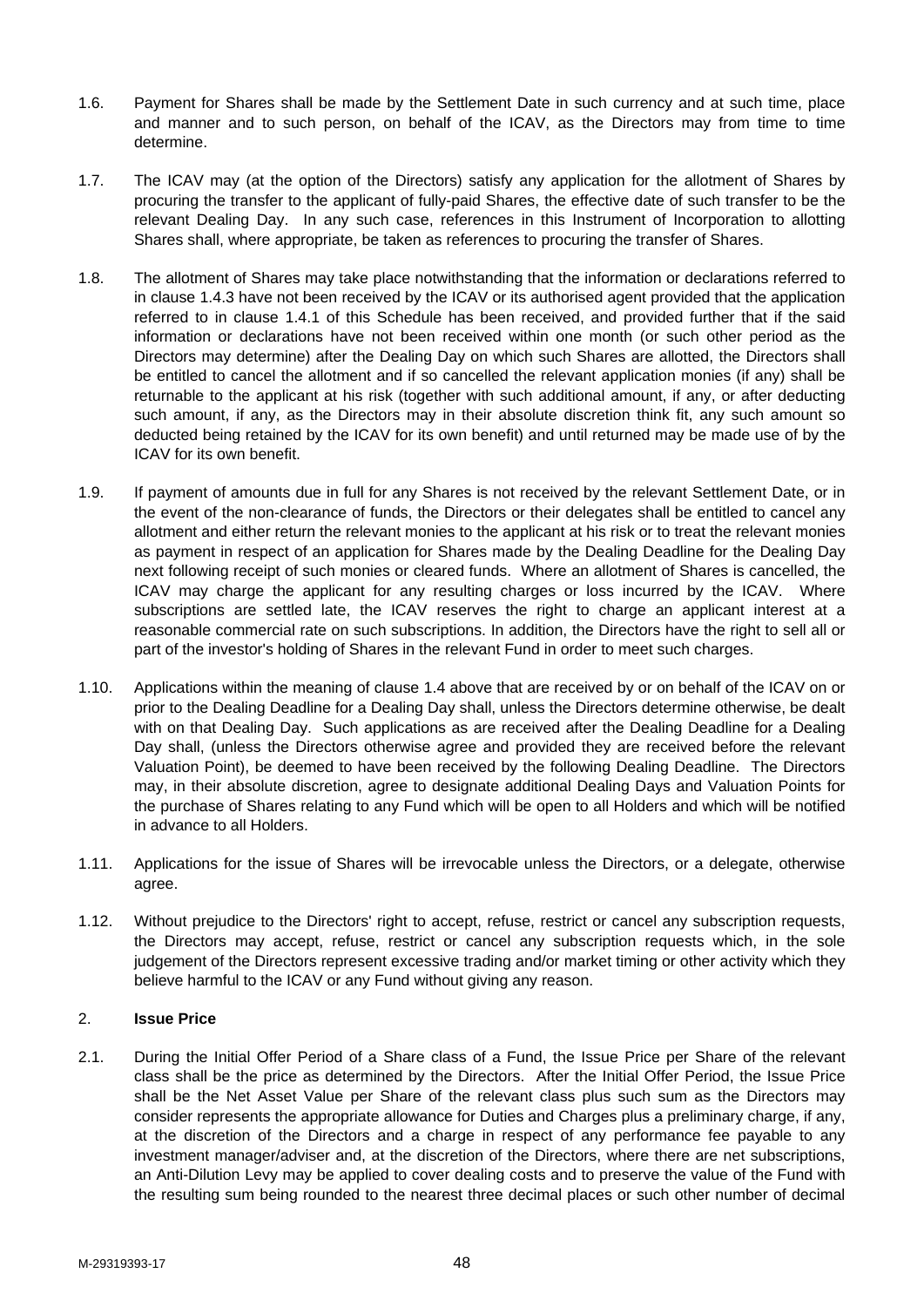1.6. Payment for Shares shall be made by the Settlement Date in such currency and at such time, place and manner and to such person, on behalf of the ICAV, as the Directors may from time to time determine.

1.7. The ICAV may (at the option of the Directors) satisfy any application for the allotment of Shares by procuring the transfer to the applicant of fully-paid Shares, the effective date of such transfer to be the relevant Dealing Day. In any such case, references in this Instrument of Incorporation to allotting Shares shall, where appropriate, be taken as references to procuring the transfer of Shares.

1.8. The allotment of Shares may take place notwithstanding that the information or declarations referred to in clause 1.4.3 have not been received by the ICAV or its authorised agent provided that the application referred to in clause 1.4.1 of this Schedule has been received, and provided further that if the said information or declarations have not been received within one month (or such other period as the Directors may determine) after the Dealing Day on which such Shares are allotted, the Directors shall be entitled to cancel the allotment and if so cancelled the relevant application monies (if any) shall be returnable to the applicant at his risk (together with such additional amount, if any, or after deducting such amount, if any, as the Directors may in their absolute discretion think fit, any such amount so deducted being retained by the ICAV for its own benefit) and until returned may be made use of by the ICAV for its own benefit.

1.9. If payment of amounts due in full for any Shares is not received by the relevant Settlement Date, or in the event of the non-clearance of funds, the Directors or their delegates shall be entitled to cancel any allotment and either return the relevant monies to the applicant at his risk or to treat the relevant monies as payment in respect of an application for Shares made by the Dealing Deadline for the Dealing Day next following receipt of such monies or cleared funds. Where an allotment of Shares is cancelled, the ICAV may charge the applicant for any resulting charges or loss incurred by the ICAV. Where subscriptions are settled late, the ICAV reserves the right to charge an applicant interest at a reasonable commercial rate on such subscriptions. In addition, the Directors have the right to sell all or part of the investor's holding of Shares in the relevant Fund in order to meet such charges.

1.10. Applications within the meaning of clause 1.4 above that are received by or on behalf of the ICAV on or prior to the Dealing Deadline for a Dealing Day shall, unless the Directors determine otherwise, be dealt with on that Dealing Day. Such applications as are received after the Dealing Deadline for a Dealing Day shall, (unless the Directors otherwise agree and provided they are received before the relevant Valuation Point), be deemed to have been received by the following Dealing Deadline. The Directors may, in their absolute discretion, agree to designate additional Dealing Days and Valuation Points for the purchase of Shares relating to any Fund which will be open to all Holders and which will be notified in advance to all Holders.

1.11. Applications for the issue of Shares will be irrevocable unless the Directors, or a delegate, otherwise agree.

1.12. Without prejudice to the Directors' right to accept, refuse, restrict or cancel any subscription requests, the Directors may accept, refuse, restrict or cancel any subscription requests which, in the sole judgement of the Directors represent excessive trading and/or market timing or other activity which they believe harmful to the ICAV or any Fund without giving any reason.

2. **Issue Price**

2.1. During the Initial Offer Period of a Share class of a Fund, the Issue Price per Share of the relevant class shall be the price as determined by the Directors. After the Initial Offer Period, the Issue Price shall be the Net Asset Value per Share of the relevant class plus such sum as the Directors may consider represents the appropriate allowance for Duties and Charges plus a preliminary charge, if any, at the discretion of the Directors and a charge in respect of any performance fee payable to any investment manager/adviser and, at the discretion of the Directors, where there are net subscriptions, an Anti-Dilution Levy may be applied to cover dealing costs and to preserve the value of the Fund with the resulting sum being rounded to the nearest three decimal places or such other number of decimal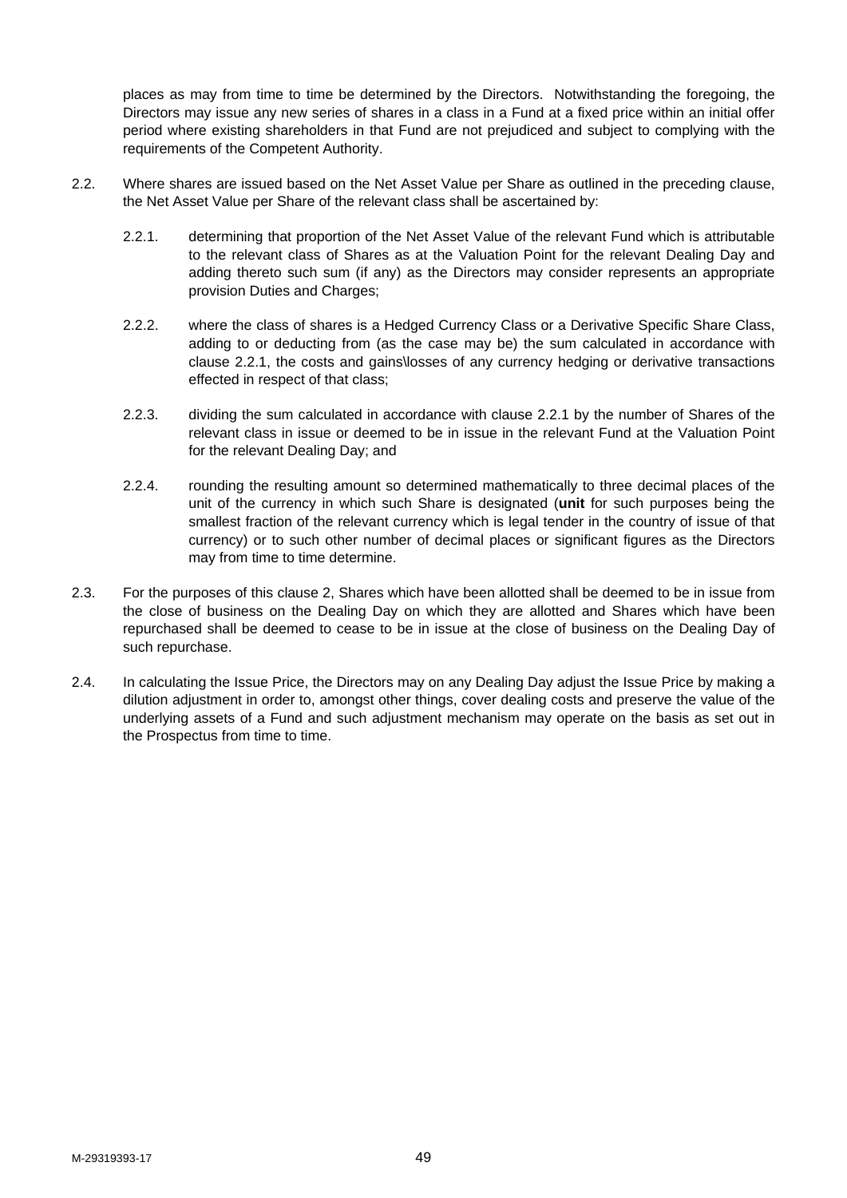places as may from time to time be determined by the Directors. Notwithstanding the foregoing, the Directors may issue any new series of shares in a class in a Fund at a fixed price within an initial offer period where existing shareholders in that Fund are not prejudiced and subject to complying with the requirements of the Competent Authority.

2.2. Where shares are issued based on the Net Asset Value per Share as outlined in the preceding clause, the Net Asset Value per Share of the relevant class shall be ascertained by:

2.2.1. determining that proportion of the Net Asset Value of the relevant Fund which is attributable to the relevant class of Shares as at the Valuation Point for the relevant Dealing Day and adding thereto such sum (if any) as the Directors may consider represents an appropriate provision Duties and Charges;

2.2.2. where the class of shares is a Hedged Currency Class or a Derivative Specific Share Class, adding to or deducting from (as the case may be) the sum calculated in accordance with clause 2.2.1, the costs and gains\losses of any currency hedging or derivative transactions effected in respect of that class;

2.2.3. dividing the sum calculated in accordance with clause 2.2.1 by the number of Shares of the relevant class in issue or deemed to be in issue in the relevant Fund at the Valuation Point for the relevant Dealing Day; and

2.2.4. rounding the resulting amount so determined mathematically to three decimal places of the unit of the currency in which such Share is designated (**unit** for such purposes being the smallest fraction of the relevant currency which is legal tender in the country of issue of that currency) or to such other number of decimal places or significant figures as the Directors may from time to time determine.

2.3. For the purposes of this clause 2, Shares which have been allotted shall be deemed to be in issue from the close of business on the Dealing Day on which they are allotted and Shares which have been repurchased shall be deemed to cease to be in issue at the close of business on the Dealing Day of such repurchase.

2.4. In calculating the Issue Price, the Directors may on any Dealing Day adjust the Issue Price by making a dilution adjustment in order to, amongst other things, cover dealing costs and preserve the value of the underlying assets of a Fund and such adjustment mechanism may operate on the basis as set out in the Prospectus from time to time.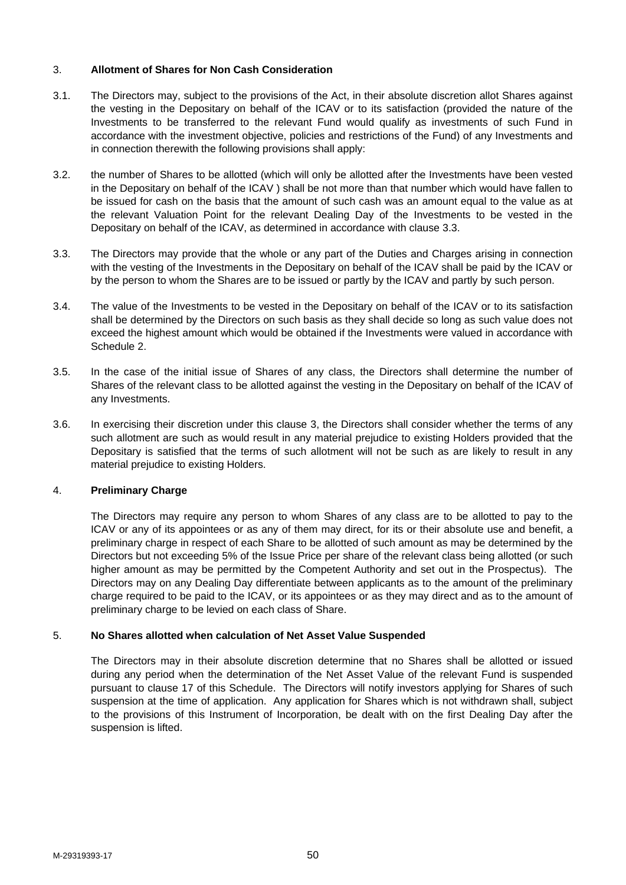## 3. **Allotment of Shares for Non Cash Consideration**

3.1. The Directors may, subject to the provisions of the Act, in their absolute discretion allot Shares against the vesting in the Depositary on behalf of the ICAV or to its satisfaction (provided the nature of the Investments to be transferred to the relevant Fund would qualify as investments of such Fund in accordance with the investment objective, policies and restrictions of the Fund) of any Investments and in connection therewith the following provisions shall apply:

3.2. the number of Shares to be allotted (which will only be allotted after the Investments have been vested in the Depositary on behalf of the ICAV ) shall be not more than that number which would have fallen to be issued for cash on the basis that the amount of such cash was an amount equal to the value as at the relevant Valuation Point for the relevant Dealing Day of the Investments to be vested in the Depositary on behalf of the ICAV, as determined in accordance with clause 3.3.

3.3. The Directors may provide that the whole or any part of the Duties and Charges arising in connection with the vesting of the Investments in the Depositary on behalf of the ICAV shall be paid by the ICAV or by the person to whom the Shares are to be issued or partly by the ICAV and partly by such person.

3.4. The value of the Investments to be vested in the Depositary on behalf of the ICAV or to its satisfaction shall be determined by the Directors on such basis as they shall decide so long as such value does not exceed the highest amount which would be obtained if the Investments were valued in accordance with Schedule 2.

3.5. In the case of the initial issue of Shares of any class, the Directors shall determine the number of Shares of the relevant class to be allotted against the vesting in the Depositary on behalf of the ICAV of any Investments.

3.6. In exercising their discretion under this clause 3, the Directors shall consider whether the terms of any such allotment are such as would result in any material prejudice to existing Holders provided that the Depositary is satisfied that the terms of such allotment will not be such as are likely to result in any material prejudice to existing Holders.

## 4. **Preliminary Charge**

The Directors may require any person to whom Shares of any class are to be allotted to pay to the ICAV or any of its appointees or as any of them may direct, for its or their absolute use and benefit, a preliminary charge in respect of each Share to be allotted of such amount as may be determined by the Directors but not exceeding 5% of the Issue Price per share of the relevant class being allotted (or such higher amount as may be permitted by the Competent Authority and set out in the Prospectus). The Directors may on any Dealing Day differentiate between applicants as to the amount of the preliminary charge required to be paid to the ICAV, or its appointees or as they may direct and as to the amount of preliminary charge to be levied on each class of Share.

## 5. **No Shares allotted when calculation of Net Asset Value Suspended**

The Directors may in their absolute discretion determine that no Shares shall be allotted or issued during any period when the determination of the Net Asset Value of the relevant Fund is suspended pursuant to clause 17 of this Schedule. The Directors will notify investors applying for Shares of such suspension at the time of application. Any application for Shares which is not withdrawn shall, subject to the provisions of this Instrument of Incorporation, be dealt with on the first Dealing Day after the suspension is lifted.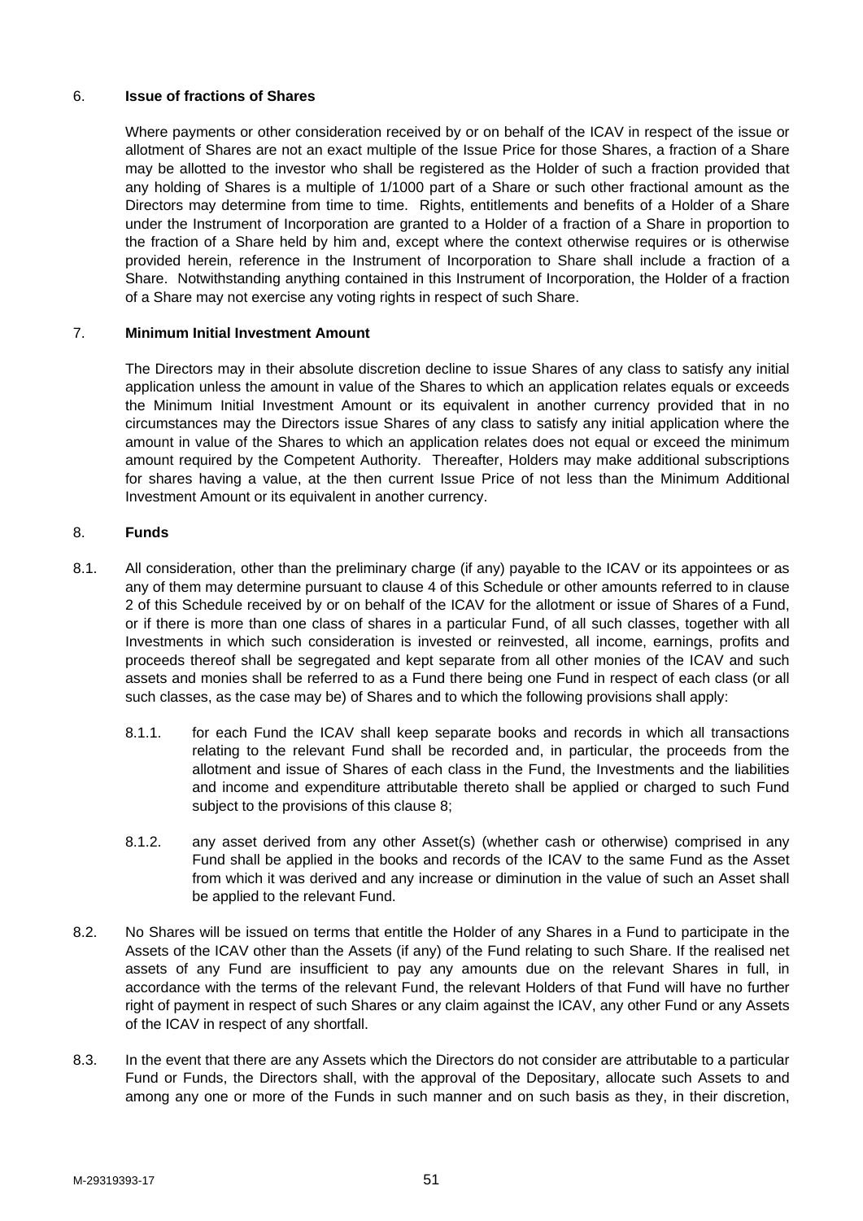6. **Issue of fractions of Shares**

Where payments or other consideration received by or on behalf of the ICAV in respect of the issue or allotment of Shares are not an exact multiple of the Issue Price for those Shares, a fraction of a Share may be allotted to the investor who shall be registered as the Holder of such a fraction provided that any holding of Shares is a multiple of 1/1000 part of a Share or such other fractional amount as the Directors may determine from time to time. Rights, entitlements and benefits of a Holder of a Share under the Instrument of Incorporation are granted to a Holder of a fraction of a Share in proportion to the fraction of a Share held by him and, except where the context otherwise requires or is otherwise provided herein, reference in the Instrument of Incorporation to Share shall include a fraction of a Share. Notwithstanding anything contained in this Instrument of Incorporation, the Holder of a fraction of a Share may not exercise any voting rights in respect of such Share.

7. **Minimum Initial Investment Amount**

The Directors may in their absolute discretion decline to issue Shares of any class to satisfy any initial application unless the amount in value of the Shares to which an application relates equals or exceeds the Minimum Initial Investment Amount or its equivalent in another currency provided that in no circumstances may the Directors issue Shares of any class to satisfy any initial application where the amount in value of the Shares to which an application relates does not equal or exceed the minimum amount required by the Competent Authority. Thereafter, Holders may make additional subscriptions for shares having a value, at the then current Issue Price of not less than the Minimum Additional Investment Amount or its equivalent in another currency.

8. **Funds**

8.1. All consideration, other than the preliminary charge (if any) payable to the ICAV or its appointees or as any of them may determine pursuant to clause 4 of this Schedule or other amounts referred to in clause 2 of this Schedule received by or on behalf of the ICAV for the allotment or issue of Shares of a Fund, or if there is more than one class of shares in a particular Fund, of all such classes, together with all Investments in which such consideration is invested or reinvested, all income, earnings, profits and proceeds thereof shall be segregated and kept separate from all other monies of the ICAV and such assets and monies shall be referred to as a Fund there being one Fund in respect of each class (or all such classes, as the case may be) of Shares and to which the following provisions shall apply:

8.1.1. for each Fund the ICAV shall keep separate books and records in which all transactions relating to the relevant Fund shall be recorded and, in particular, the proceeds from the allotment and issue of Shares of each class in the Fund, the Investments and the liabilities and income and expenditure attributable thereto shall be applied or charged to such Fund subject to the provisions of this clause 8;

8.1.2. any asset derived from any other Asset(s) (whether cash or otherwise) comprised in any Fund shall be applied in the books and records of the ICAV to the same Fund as the Asset from which it was derived and any increase or diminution in the value of such an Asset shall be applied to the relevant Fund.

8.2. No Shares will be issued on terms that entitle the Holder of any Shares in a Fund to participate in the Assets of the ICAV other than the Assets (if any) of the Fund relating to such Share. If the realised net assets of any Fund are insufficient to pay any amounts due on the relevant Shares in full, in accordance with the terms of the relevant Fund, the relevant Holders of that Fund will have no further right of payment in respect of such Shares or any claim against the ICAV, any other Fund or any Assets of the ICAV in respect of any shortfall.

8.3. In the event that there are any Assets which the Directors do not consider are attributable to a particular Fund or Funds, the Directors shall, with the approval of the Depositary, allocate such Assets to and among any one or more of the Funds in such manner and on such basis as they, in their discretion,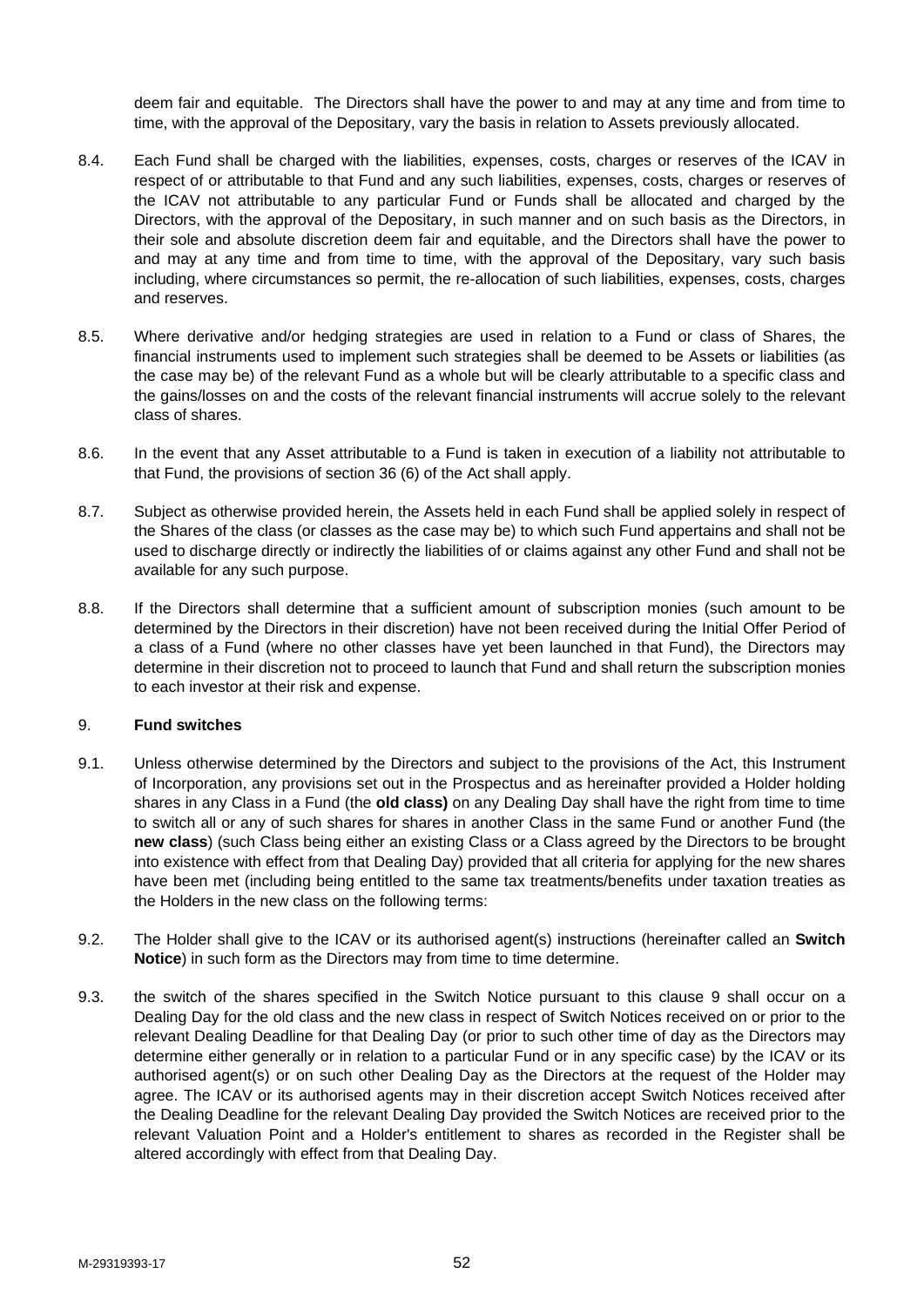deem fair and equitable. The Directors shall have the power to and may at any time and from time to time, with the approval of the Depositary, vary the basis in relation to Assets previously allocated.

8.4. Each Fund shall be charged with the liabilities, expenses, costs, charges or reserves of the ICAV in respect of or attributable to that Fund and any such liabilities, expenses, costs, charges or reserves of the ICAV not attributable to any particular Fund or Funds shall be allocated and charged by the Directors, with the approval of the Depositary, in such manner and on such basis as the Directors, in their sole and absolute discretion deem fair and equitable, and the Directors shall have the power to and may at any time and from time to time, with the approval of the Depositary, vary such basis including, where circumstances so permit, the re-allocation of such liabilities, expenses, costs, charges and reserves.

8.5. Where derivative and/or hedging strategies are used in relation to a Fund or class of Shares, the financial instruments used to implement such strategies shall be deemed to be Assets or liabilities (as the case may be) of the relevant Fund as a whole but will be clearly attributable to a specific class and the gains/losses on and the costs of the relevant financial instruments will accrue solely to the relevant class of shares.

8.6. In the event that any Asset attributable to a Fund is taken in execution of a liability not attributable to that Fund, the provisions of section 36 (6) of the Act shall apply.

8.7. Subject as otherwise provided herein, the Assets held in each Fund shall be applied solely in respect of the Shares of the class (or classes as the case may be) to which such Fund appertains and shall not be used to discharge directly or indirectly the liabilities of or claims against any other Fund and shall not be available for any such purpose.

8.8. If the Directors shall determine that a sufficient amount of subscription monies (such amount to be determined by the Directors in their discretion) have not been received during the Initial Offer Period of a class of a Fund (where no other classes have yet been launched in that Fund), the Directors may determine in their discretion not to proceed to launch that Fund and shall return the subscription monies to each investor at their risk and expense.

9. **Fund switches**

9.1. Unless otherwise determined by the Directors and subject to the provisions of the Act, this Instrument of Incorporation, any provisions set out in the Prospectus and as hereinafter provided a Holder holding shares in any Class in a Fund (the **old class)** on any Dealing Day shall have the right from time to time to switch all or any of such shares for shares in another Class in the same Fund or another Fund (the **new class**) (such Class being either an existing Class or a Class agreed by the Directors to be brought into existence with effect from that Dealing Day) provided that all criteria for applying for the new shares have been met (including being entitled to the same tax treatments/benefits under taxation treaties as the Holders in the new class on the following terms:

9.2. The Holder shall give to the ICAV or its authorised agent(s) instructions (hereinafter called an **Switch Notice**) in such form as the Directors may from time to time determine.

9.3. the switch of the shares specified in the Switch Notice pursuant to this clause 9 shall occur on a Dealing Day for the old class and the new class in respect of Switch Notices received on or prior to the relevant Dealing Deadline for that Dealing Day (or prior to such other time of day as the Directors may determine either generally or in relation to a particular Fund or in any specific case) by the ICAV or its authorised agent(s) or on such other Dealing Day as the Directors at the request of the Holder may agree. The ICAV or its authorised agents may in their discretion accept Switch Notices received after the Dealing Deadline for the relevant Dealing Day provided the Switch Notices are received prior to the relevant Valuation Point and a Holder's entitlement to shares as recorded in the Register shall be altered accordingly with effect from that Dealing Day.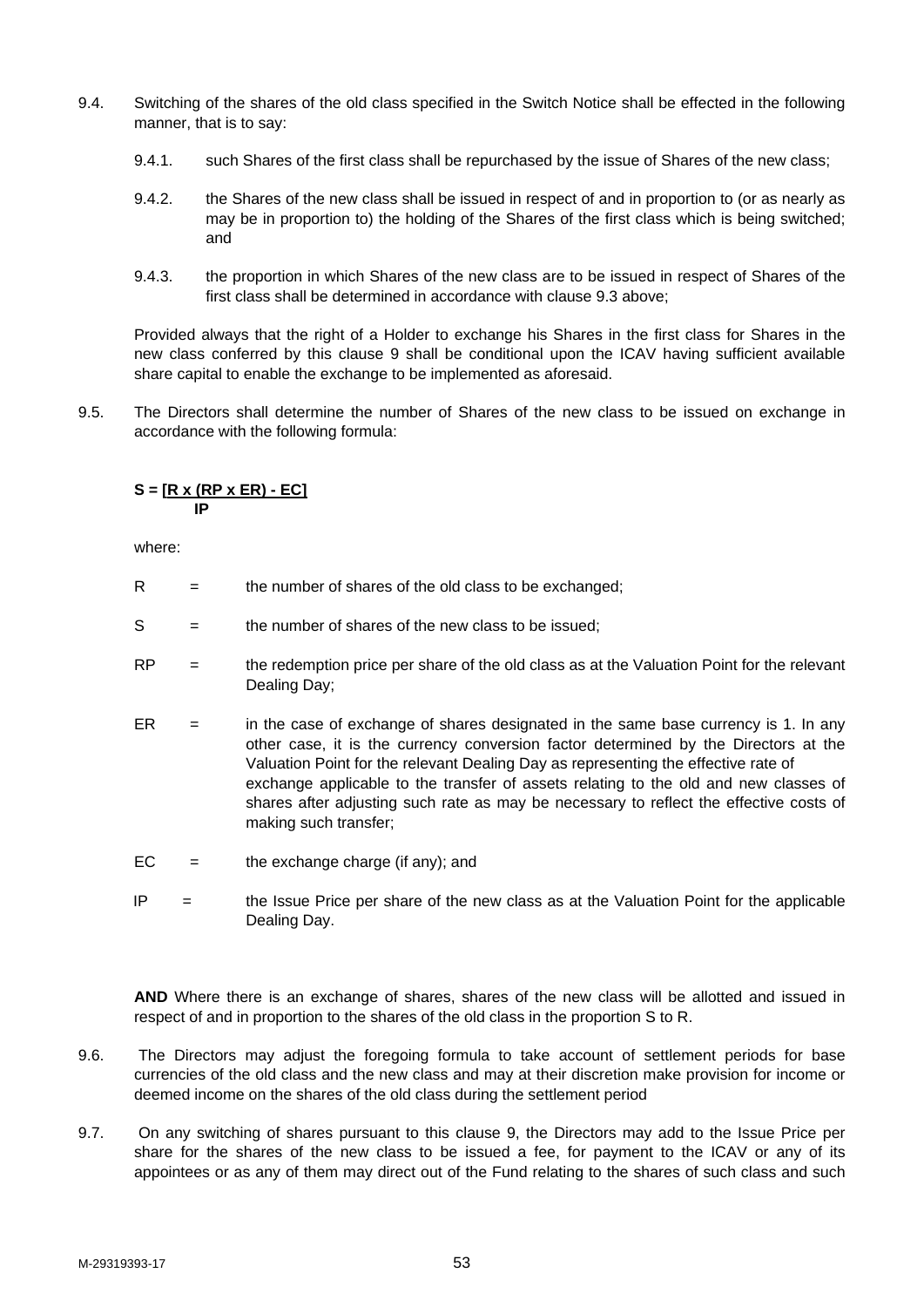9.4. Switching of the shares of the old class specified in the Switch Notice shall be effected in the following manner, that is to say:

9.4.1. such Shares of the first class shall be repurchased by the issue of Shares of the new class;

9.4.2. the Shares of the new class shall be issued in respect of and in proportion to (or as nearly as may be in proportion to) the holding of the Shares of the first class which is being switched; and

9.4.3. the proportion in which Shares of the new class are to be issued in respect of Shares of the first class shall be determined in accordance with clause 9.3 above;

Provided always that the right of a Holder to exchange his Shares in the first class for Shares in the new class conferred by this clause 9 shall be conditional upon the ICAV having sufficient available share capital to enable the exchange to be implemented as aforesaid.

9.5. The Directors shall determine the number of Shares of the new class to be issued on exchange in accordance with the following formula:

$$S = \frac{[R \times (RP \times ER) - EC]}{IP}$$

where:

R = the number of shares of the old class to be exchanged;

S = the number of shares of the new class to be issued;

RP = the redemption price per share of the old class as at the Valuation Point for the relevant Dealing Day;

ER = in the case of exchange of shares designated in the same base currency is 1. In any other case, it is the currency conversion factor determined by the Directors at the Valuation Point for the relevant Dealing Day as representing the effective rate of exchange applicable to the transfer of assets relating to the old and new classes of shares after adjusting such rate as may be necessary to reflect the effective costs of making such transfer;

EC = the exchange charge (if any); and

IP = the Issue Price per share of the new class as at the Valuation Point for the applicable Dealing Day.

**AND** Where there is an exchange of shares, shares of the new class will be allotted and issued in respect of and in proportion to the shares of the old class in the proportion S to R.

9.6. The Directors may adjust the foregoing formula to take account of settlement periods for base currencies of the old class and the new class and may at their discretion make provision for income or deemed income on the shares of the old class during the settlement period

9.7. On any switching of shares pursuant to this clause 9, the Directors may add to the Issue Price per share for the shares of the new class to be issued a fee, for payment to the ICAV or any of its appointees or as any of them may direct out of the Fund relating to the shares of such class and such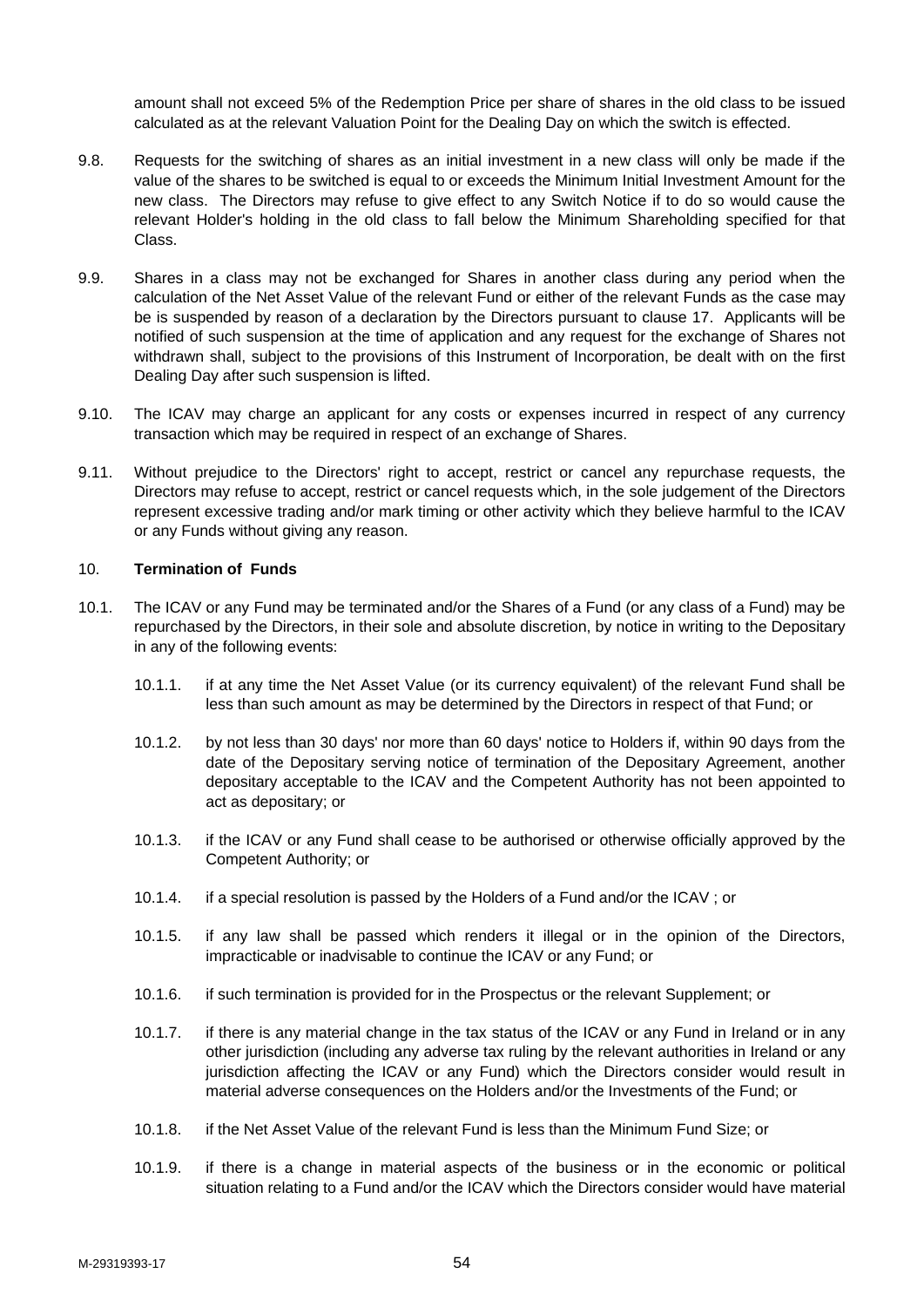amount shall not exceed 5% of the Redemption Price per share of shares in the old class to be issued calculated as at the relevant Valuation Point for the Dealing Day on which the switch is effected.

9.8. Requests for the switching of shares as an initial investment in a new class will only be made if the value of the shares to be switched is equal to or exceeds the Minimum Initial Investment Amount for the new class. The Directors may refuse to give effect to any Switch Notice if to do so would cause the relevant Holder's holding in the old class to fall below the Minimum Shareholding specified for that Class.

9.9. Shares in a class may not be exchanged for Shares in another class during any period when the calculation of the Net Asset Value of the relevant Fund or either of the relevant Funds as the case may be is suspended by reason of a declaration by the Directors pursuant to clause 17. Applicants will be notified of such suspension at the time of application and any request for the exchange of Shares not withdrawn shall, subject to the provisions of this Instrument of Incorporation, be dealt with on the first Dealing Day after such suspension is lifted.

9.10. The ICAV may charge an applicant for any costs or expenses incurred in respect of any currency transaction which may be required in respect of an exchange of Shares.

9.11. Without prejudice to the Directors' right to accept, restrict or cancel any repurchase requests, the Directors may refuse to accept, restrict or cancel requests which, in the sole judgement of the Directors represent excessive trading and/or mark timing or other activity which they believe harmful to the ICAV or any Funds without giving any reason.

## 10. Termination of Funds

10.1. The ICAV or any Fund may be terminated and/or the Shares of a Fund (or any class of a Fund) may be repurchased by the Directors, in their sole and absolute discretion, by notice in writing to the Depositary in any of the following events:

10.1.1. if at any time the Net Asset Value (or its currency equivalent) of the relevant Fund shall be less than such amount as may be determined by the Directors in respect of that Fund; or

10.1.2. by not less than 30 days' nor more than 60 days' notice to Holders if, within 90 days from the date of the Depositary serving notice of termination of the Depositary Agreement, another depositary acceptable to the ICAV and the Competent Authority has not been appointed to act as depositary; or

10.1.3. if the ICAV or any Fund shall cease to be authorised or otherwise officially approved by the Competent Authority; or

10.1.4. if a special resolution is passed by the Holders of a Fund and/or the ICAV ; or

10.1.5. if any law shall be passed which renders it illegal or in the opinion of the Directors, impracticable or inadvisable to continue the ICAV or any Fund; or

10.1.6. if such termination is provided for in the Prospectus or the relevant Supplement; or

10.1.7. if there is any material change in the tax status of the ICAV or any Fund in Ireland or in any other jurisdiction (including any adverse tax ruling by the relevant authorities in Ireland or any jurisdiction affecting the ICAV or any Fund) which the Directors consider would result in material adverse consequences on the Holders and/or the Investments of the Fund; or

10.1.8. if the Net Asset Value of the relevant Fund is less than the Minimum Fund Size; or

10.1.9. if there is a change in material aspects of the business or in the economic or political situation relating to a Fund and/or the ICAV which the Directors consider would have material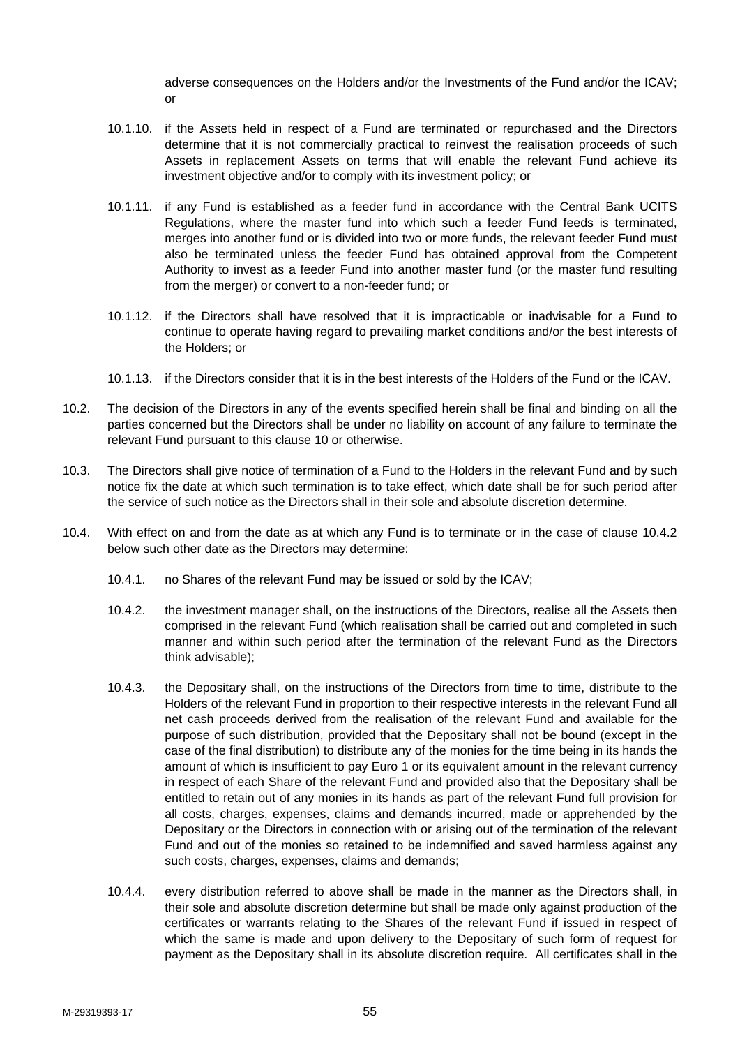adverse consequences on the Holders and/or the Investments of the Fund and/or the ICAV; or

10.1.10. if the Assets held in respect of a Fund are terminated or repurchased and the Directors determine that it is not commercially practical to reinvest the realisation proceeds of such Assets in replacement Assets on terms that will enable the relevant Fund achieve its investment objective and/or to comply with its investment policy; or

10.1.11. if any Fund is established as a feeder fund in accordance with the Central Bank UCITS Regulations, where the master fund into which such a feeder Fund feeds is terminated, merges into another fund or is divided into two or more funds, the relevant feeder Fund must also be terminated unless the feeder Fund has obtained approval from the Competent Authority to invest as a feeder Fund into another master fund (or the master fund resulting from the merger) or convert to a non-feeder fund; or

10.1.12. if the Directors shall have resolved that it is impracticable or inadvisable for a Fund to continue to operate having regard to prevailing market conditions and/or the best interests of the Holders; or

10.1.13. if the Directors consider that it is in the best interests of the Holders of the Fund or the ICAV.

10.2. The decision of the Directors in any of the events specified herein shall be final and binding on all the parties concerned but the Directors shall be under no liability on account of any failure to terminate the relevant Fund pursuant to this clause 10 or otherwise.

10.3. The Directors shall give notice of termination of a Fund to the Holders in the relevant Fund and by such notice fix the date at which such termination is to take effect, which date shall be for such period after the service of such notice as the Directors shall in their sole and absolute discretion determine.

10.4. With effect on and from the date as at which any Fund is to terminate or in the case of clause 10.4.2 below such other date as the Directors may determine:

10.4.1. no Shares of the relevant Fund may be issued or sold by the ICAV;

10.4.2. the investment manager shall, on the instructions of the Directors, realise all the Assets then comprised in the relevant Fund (which realisation shall be carried out and completed in such manner and within such period after the termination of the relevant Fund as the Directors think advisable);

10.4.3. the Depositary shall, on the instructions of the Directors from time to time, distribute to the Holders of the relevant Fund in proportion to their respective interests in the relevant Fund all net cash proceeds derived from the realisation of the relevant Fund and available for the purpose of such distribution, provided that the Depositary shall not be bound (except in the case of the final distribution) to distribute any of the monies for the time being in its hands the amount of which is insufficient to pay Euro 1 or its equivalent amount in the relevant currency in respect of each Share of the relevant Fund and provided also that the Depositary shall be entitled to retain out of any monies in its hands as part of the relevant Fund full provision for all costs, charges, expenses, claims and demands incurred, made or apprehended by the Depositary or the Directors in connection with or arising out of the termination of the relevant Fund and out of the monies so retained to be indemnified and saved harmless against any such costs, charges, expenses, claims and demands;

10.4.4. every distribution referred to above shall be made in the manner as the Directors shall, in their sole and absolute discretion determine but shall be made only against production of the certificates or warrants relating to the Shares of the relevant Fund if issued in respect of which the same is made and upon delivery to the Depositary of such form of request for payment as the Depositary shall in its absolute discretion require. All certificates shall in the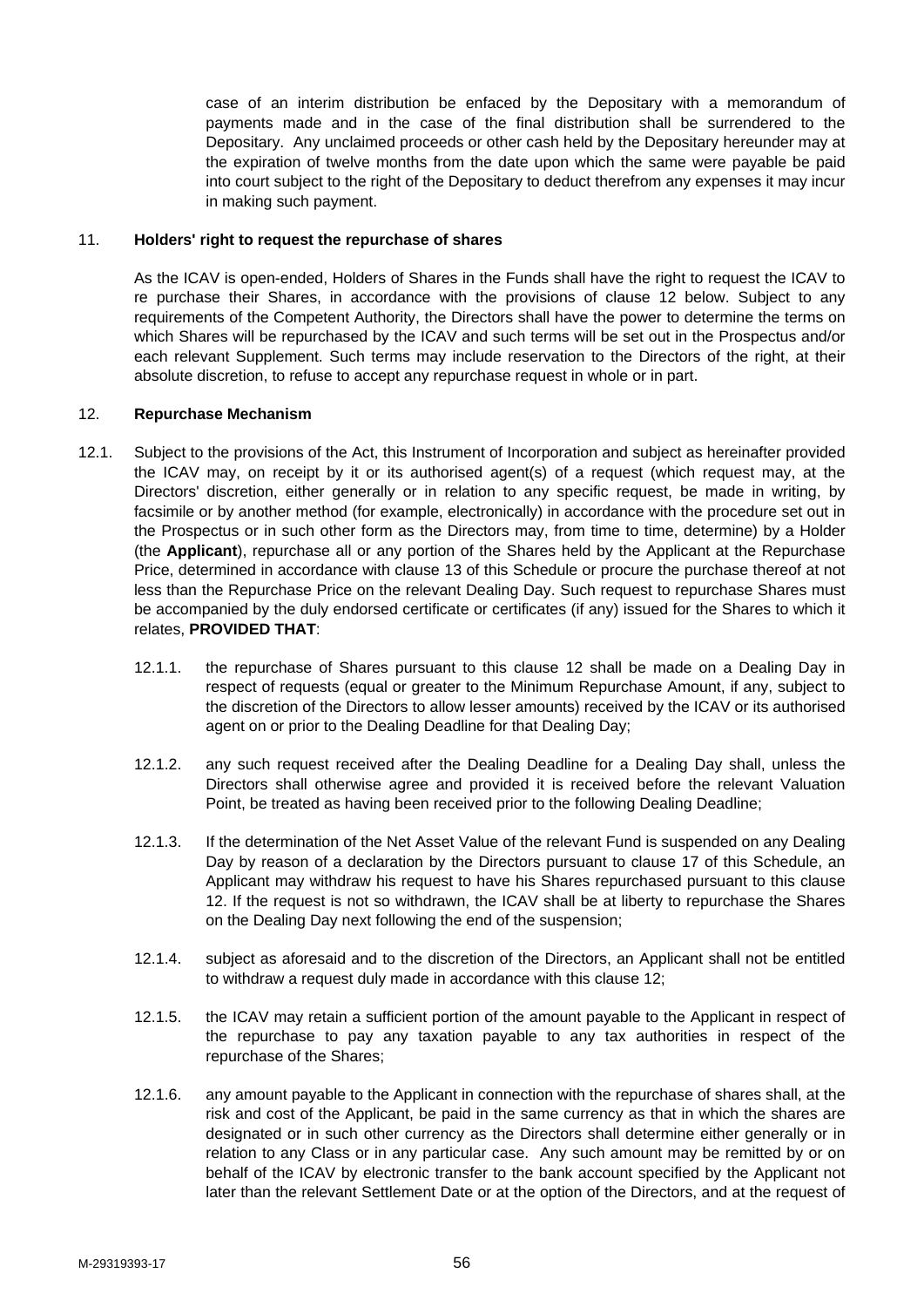case of an interim distribution be enfaced by the Depositary with a memorandum of payments made and in the case of the final distribution shall be surrendered to the Depositary. Any unclaimed proceeds or other cash held by the Depositary hereunder may at the expiration of twelve months from the date upon which the same were payable be paid into court subject to the right of the Depositary to deduct therefrom any expenses it may incur in making such payment.

11. **Holders' right to request the repurchase of shares**

As the ICAV is open-ended, Holders of Shares in the Funds shall have the right to request the ICAV to re purchase their Shares, in accordance with the provisions of clause 12 below. Subject to any requirements of the Competent Authority, the Directors shall have the power to determine the terms on which Shares will be repurchased by the ICAV and such terms will be set out in the Prospectus and/or each relevant Supplement. Such terms may include reservation to the Directors of the right, at their absolute discretion, to refuse to accept any repurchase request in whole or in part.

12. **Repurchase Mechanism**

12.1. Subject to the provisions of the Act, this Instrument of Incorporation and subject as hereinafter provided the ICAV may, on receipt by it or its authorised agent(s) of a request (which request may, at the Directors' discretion, either generally or in relation to any specific request, be made in writing, by facsimile or by another method (for example, electronically) in accordance with the procedure set out in the Prospectus or in such other form as the Directors may, from time to time, determine) by a Holder (the **Applicant**), repurchase all or any portion of the Shares held by the Applicant at the Repurchase Price, determined in accordance with clause 13 of this Schedule or procure the purchase thereof at not less than the Repurchase Price on the relevant Dealing Day. Such request to repurchase Shares must be accompanied by the duly endorsed certificate or certificates (if any) issued for the Shares to which it relates, **PROVIDED THAT**:

12.1.1. the repurchase of Shares pursuant to this clause 12 shall be made on a Dealing Day in respect of requests (equal or greater to the Minimum Repurchase Amount, if any, subject to the discretion of the Directors to allow lesser amounts) received by the ICAV or its authorised agent on or prior to the Dealing Deadline for that Dealing Day;

12.1.2. any such request received after the Dealing Deadline for a Dealing Day shall, unless the Directors shall otherwise agree and provided it is received before the relevant Valuation Point, be treated as having been received prior to the following Dealing Deadline;

12.1.3. If the determination of the Net Asset Value of the relevant Fund is suspended on any Dealing Day by reason of a declaration by the Directors pursuant to clause 17 of this Schedule, an Applicant may withdraw his request to have his Shares repurchased pursuant to this clause 12. If the request is not so withdrawn, the ICAV shall be at liberty to repurchase the Shares on the Dealing Day next following the end of the suspension;

12.1.4. subject as aforesaid and to the discretion of the Directors, an Applicant shall not be entitled to withdraw a request duly made in accordance with this clause 12;

12.1.5. the ICAV may retain a sufficient portion of the amount payable to the Applicant in respect of the repurchase to pay any taxation payable to any tax authorities in respect of the repurchase of the Shares;

12.1.6. any amount payable to the Applicant in connection with the repurchase of shares shall, at the risk and cost of the Applicant, be paid in the same currency as that in which the shares are designated or in such other currency as the Directors shall determine either generally or in relation to any Class or in any particular case. Any such amount may be remitted by or on behalf of the ICAV by electronic transfer to the bank account specified by the Applicant not later than the relevant Settlement Date or at the option of the Directors, and at the request of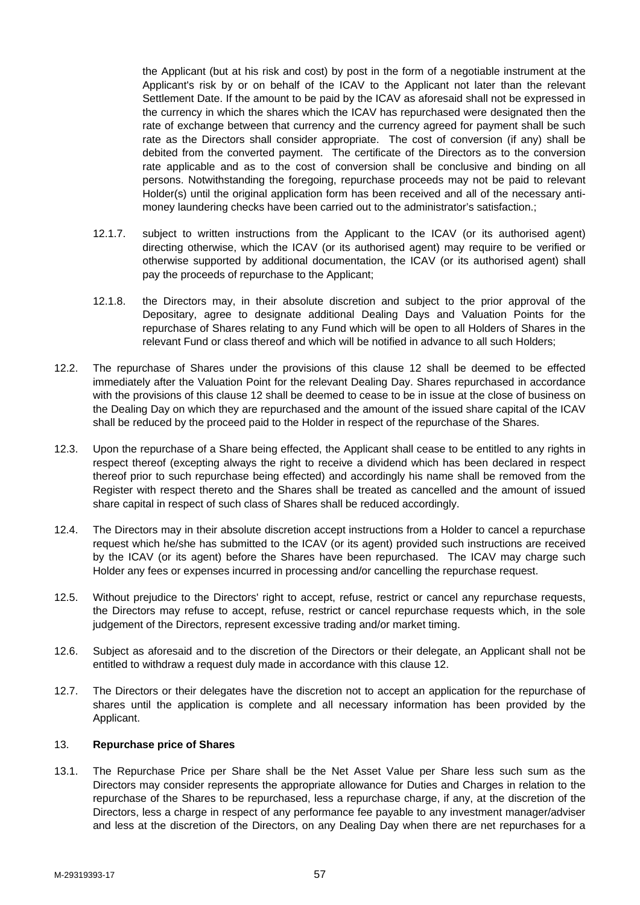the Applicant (but at his risk and cost) by post in the form of a negotiable instrument at the Applicant's risk by or on behalf of the ICAV to the Applicant not later than the relevant Settlement Date. If the amount to be paid by the ICAV as aforesaid shall not be expressed in the currency in which the shares which the ICAV has repurchased were designated then the rate of exchange between that currency and the currency agreed for payment shall be such rate as the Directors shall consider appropriate. The cost of conversion (if any) shall be debited from the converted payment. The certificate of the Directors as to the conversion rate applicable and as to the cost of conversion shall be conclusive and binding on all persons. Notwithstanding the foregoing, repurchase proceeds may not be paid to relevant Holder(s) until the original application form has been received and all of the necessary anti-money laundering checks have been carried out to the administrator's satisfaction.;

12.1.7. subject to written instructions from the Applicant to the ICAV (or its authorised agent) directing otherwise, which the ICAV (or its authorised agent) may require to be verified or otherwise supported by additional documentation, the ICAV (or its authorised agent) shall pay the proceeds of repurchase to the Applicant;

12.1.8. the Directors may, in their absolute discretion and subject to the prior approval of the Depositary, agree to designate additional Dealing Days and Valuation Points for the repurchase of Shares relating to any Fund which will be open to all Holders of Shares in the relevant Fund or class thereof and which will be notified in advance to all such Holders;

12.2. The repurchase of Shares under the provisions of this clause 12 shall be deemed to be effected immediately after the Valuation Point for the relevant Dealing Day. Shares repurchased in accordance with the provisions of this clause 12 shall be deemed to cease to be in issue at the close of business on the Dealing Day on which they are repurchased and the amount of the issued share capital of the ICAV shall be reduced by the proceed paid to the Holder in respect of the repurchase of the Shares.

12.3. Upon the repurchase of a Share being effected, the Applicant shall cease to be entitled to any rights in respect thereof (excepting always the right to receive a dividend which has been declared in respect thereof prior to such repurchase being effected) and accordingly his name shall be removed from the Register with respect thereto and the Shares shall be treated as cancelled and the amount of issued share capital in respect of such class of Shares shall be reduced accordingly.

12.4. The Directors may in their absolute discretion accept instructions from a Holder to cancel a repurchase request which he/she has submitted to the ICAV (or its agent) provided such instructions are received by the ICAV (or its agent) before the Shares have been repurchased. The ICAV may charge such Holder any fees or expenses incurred in processing and/or cancelling the repurchase request.

12.5. Without prejudice to the Directors' right to accept, refuse, restrict or cancel any repurchase requests, the Directors may refuse to accept, refuse, restrict or cancel repurchase requests which, in the sole judgement of the Directors, represent excessive trading and/or market timing.

12.6. Subject as aforesaid and to the discretion of the Directors or their delegate, an Applicant shall not be entitled to withdraw a request duly made in accordance with this clause 12.

12.7. The Directors or their delegates have the discretion not to accept an application for the repurchase of shares until the application is complete and all necessary information has been provided by the Applicant.

13. **Repurchase price of Shares**

13.1. The Repurchase Price per Share shall be the Net Asset Value per Share less such sum as the Directors may consider represents the appropriate allowance for Duties and Charges in relation to the repurchase of the Shares to be repurchased, less a repurchase charge, if any, at the discretion of the Directors, less a charge in respect of any performance fee payable to any investment manager/adviser and less at the discretion of the Directors, on any Dealing Day when there are net repurchases for a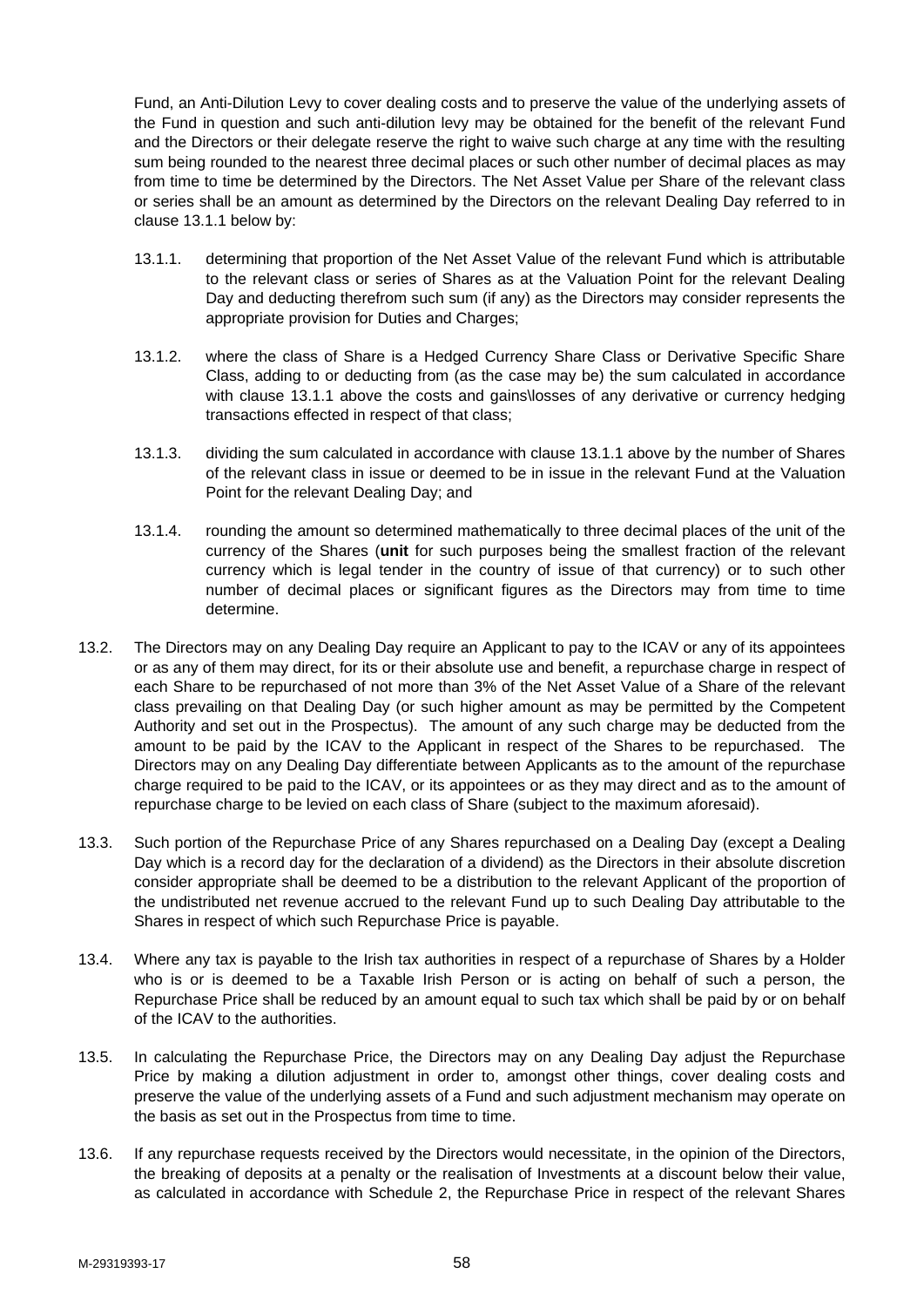Fund, an Anti-Dilution Levy to cover dealing costs and to preserve the value of the underlying assets of the Fund in question and such anti-dilution levy may be obtained for the benefit of the relevant Fund and the Directors or their delegate reserve the right to waive such charge at any time with the resulting sum being rounded to the nearest three decimal places or such other number of decimal places as may from time to time be determined by the Directors. The Net Asset Value per Share of the relevant class or series shall be an amount as determined by the Directors on the relevant Dealing Day referred to in clause 13.1.1 below by:

13.1.1. determining that proportion of the Net Asset Value of the relevant Fund which is attributable to the relevant class or series of Shares as at the Valuation Point for the relevant Dealing Day and deducting therefrom such sum (if any) as the Directors may consider represents the appropriate provision for Duties and Charges;

13.1.2. where the class of Share is a Hedged Currency Share Class or Derivative Specific Share Class, adding to or deducting from (as the case may be) the sum calculated in accordance with clause 13.1.1 above the costs and gains\losses of any derivative or currency hedging transactions effected in respect of that class;

13.1.3. dividing the sum calculated in accordance with clause 13.1.1 above by the number of Shares of the relevant class in issue or deemed to be in issue in the relevant Fund at the Valuation Point for the relevant Dealing Day; and

13.1.4. rounding the amount so determined mathematically to three decimal places of the unit of the currency of the Shares (**unit** for such purposes being the smallest fraction of the relevant currency which is legal tender in the country of issue of that currency) or to such other number of decimal places or significant figures as the Directors may from time to time determine.

13.2. The Directors may on any Dealing Day require an Applicant to pay to the ICAV or any of its appointees or as any of them may direct, for its or their absolute use and benefit, a repurchase charge in respect of each Share to be repurchased of not more than 3% of the Net Asset Value of a Share of the relevant class prevailing on that Dealing Day (or such higher amount as may be permitted by the Competent Authority and set out in the Prospectus). The amount of any such charge may be deducted from the amount to be paid by the ICAV to the Applicant in respect of the Shares to be repurchased. The Directors may on any Dealing Day differentiate between Applicants as to the amount of the repurchase charge required to be paid to the ICAV, or its appointees or as they may direct and as to the amount of repurchase charge to be levied on each class of Share (subject to the maximum aforesaid).

13.3. Such portion of the Repurchase Price of any Shares repurchased on a Dealing Day (except a Dealing Day which is a record day for the declaration of a dividend) as the Directors in their absolute discretion consider appropriate shall be deemed to be a distribution to the relevant Applicant of the proportion of the undistributed net revenue accrued to the relevant Fund up to such Dealing Day attributable to the Shares in respect of which such Repurchase Price is payable.

13.4. Where any tax is payable to the Irish tax authorities in respect of a repurchase of Shares by a Holder who is or is deemed to be a Taxable Irish Person or is acting on behalf of such a person, the Repurchase Price shall be reduced by an amount equal to such tax which shall be paid by or on behalf of the ICAV to the authorities.

13.5. In calculating the Repurchase Price, the Directors may on any Dealing Day adjust the Repurchase Price by making a dilution adjustment in order to, amongst other things, cover dealing costs and preserve the value of the underlying assets of a Fund and such adjustment mechanism may operate on the basis as set out in the Prospectus from time to time.

13.6. If any repurchase requests received by the Directors would necessitate, in the opinion of the Directors, the breaking of deposits at a penalty or the realisation of Investments at a discount below their value, as calculated in accordance with Schedule 2, the Repurchase Price in respect of the relevant Shares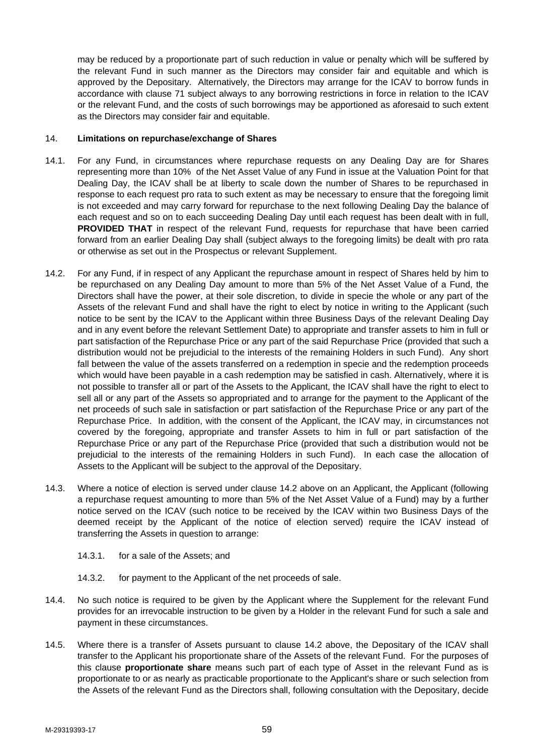may be reduced by a proportionate part of such reduction in value or penalty which will be suffered by the relevant Fund in such manner as the Directors may consider fair and equitable and which is approved by the Depositary. Alternatively, the Directors may arrange for the ICAV to borrow funds in accordance with clause 71 subject always to any borrowing restrictions in force in relation to the ICAV or the relevant Fund, and the costs of such borrowings may be apportioned as aforesaid to such extent as the Directors may consider fair and equitable.

14. **Limitations on repurchase/exchange of Shares**

14.1. For any Fund, in circumstances where repurchase requests on any Dealing Day are for Shares representing more than 10% of the Net Asset Value of any Fund in issue at the Valuation Point for that Dealing Day, the ICAV shall be at liberty to scale down the number of Shares to be repurchased in response to each request pro rata to such extent as may be necessary to ensure that the foregoing limit is not exceeded and may carry forward for repurchase to the next following Dealing Day the balance of each request and so on to each succeeding Dealing Day until each request has been dealt with in full, **PROVIDED THAT** in respect of the relevant Fund, requests for repurchase that have been carried forward from an earlier Dealing Day shall (subject always to the foregoing limits) be dealt with pro rata or otherwise as set out in the Prospectus or relevant Supplement.

14.2. For any Fund, if in respect of any Applicant the repurchase amount in respect of Shares held by him to be repurchased on any Dealing Day amount to more than 5% of the Net Asset Value of a Fund, the Directors shall have the power, at their sole discretion, to divide in specie the whole or any part of the Assets of the relevant Fund and shall have the right to elect by notice in writing to the Applicant (such notice to be sent by the ICAV to the Applicant within three Business Days of the relevant Dealing Day and in any event before the relevant Settlement Date) to appropriate and transfer assets to him in full or part satisfaction of the Repurchase Price or any part of the said Repurchase Price (provided that such a distribution would not be prejudicial to the interests of the remaining Holders in such Fund). Any short fall between the value of the assets transferred on a redemption in specie and the redemption proceeds which would have been payable in a cash redemption may be satisfied in cash. Alternatively, where it is not possible to transfer all or part of the Assets to the Applicant, the ICAV shall have the right to elect to sell all or any part of the Assets so appropriated and to arrange for the payment to the Applicant of the net proceeds of such sale in satisfaction or part satisfaction of the Repurchase Price or any part of the Repurchase Price. In addition, with the consent of the Applicant, the ICAV may, in circumstances not covered by the foregoing, appropriate and transfer Assets to him in full or part satisfaction of the Repurchase Price or any part of the Repurchase Price (provided that such a distribution would not be prejudicial to the interests of the remaining Holders in such Fund). In each case the allocation of Assets to the Applicant will be subject to the approval of the Depositary.

14.3. Where a notice of election is served under clause 14.2 above on an Applicant, the Applicant (following a repurchase request amounting to more than 5% of the Net Asset Value of a Fund) may by a further notice served on the ICAV (such notice to be received by the ICAV within two Business Days of the deemed receipt by the Applicant of the notice of election served) require the ICAV instead of transferring the Assets in question to arrange:

14.3.1. for a sale of the Assets; and

14.3.2. for payment to the Applicant of the net proceeds of sale.

14.4. No such notice is required to be given by the Applicant where the Supplement for the relevant Fund provides for an irrevocable instruction to be given by a Holder in the relevant Fund for such a sale and payment in these circumstances.

14.5. Where there is a transfer of Assets pursuant to clause 14.2 above, the Depositary of the ICAV shall transfer to the Applicant his proportionate share of the Assets of the relevant Fund. For the purposes of this clause **proportionate share** means such part of each type of Asset in the relevant Fund as is proportionate to or as nearly as practicable proportionate to the Applicant's share or such selection from the Assets of the relevant Fund as the Directors shall, following consultation with the Depositary, decide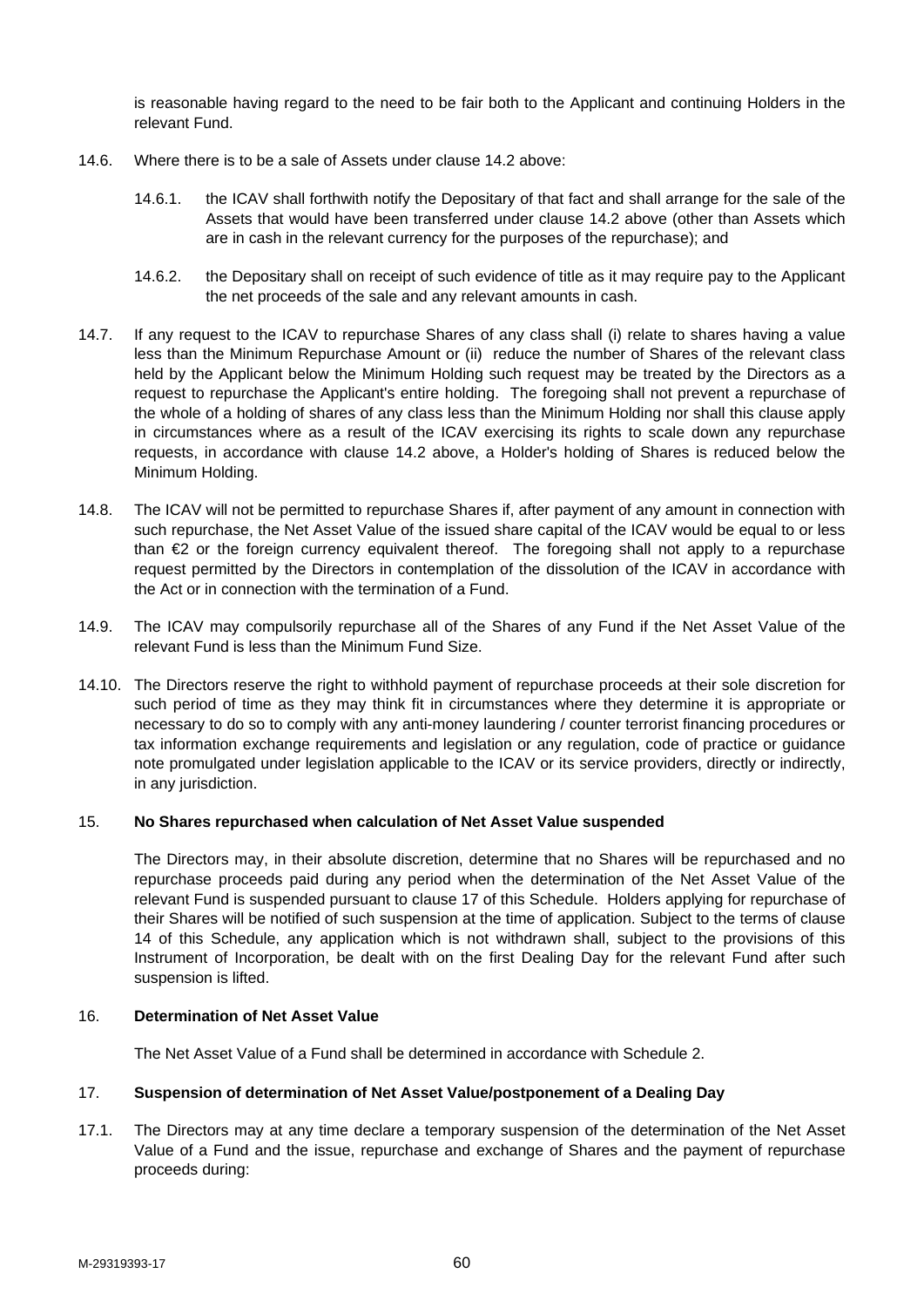is reasonable having regard to the need to be fair both to the Applicant and continuing Holders in the relevant Fund.

14.6. Where there is to be a sale of Assets under clause 14.2 above:

14.6.1. the ICAV shall forthwith notify the Depositary of that fact and shall arrange for the sale of the Assets that would have been transferred under clause 14.2 above (other than Assets which are in cash in the relevant currency for the purposes of the repurchase); and

14.6.2. the Depositary shall on receipt of such evidence of title as it may require pay to the Applicant the net proceeds of the sale and any relevant amounts in cash.

14.7. If any request to the ICAV to repurchase Shares of any class shall (i) relate to shares having a value less than the Minimum Repurchase Amount or (ii) reduce the number of Shares of the relevant class held by the Applicant below the Minimum Holding such request may be treated by the Directors as a request to repurchase the Applicant's entire holding. The foregoing shall not prevent a repurchase of the whole of a holding of shares of any class less than the Minimum Holding nor shall this clause apply in circumstances where as a result of the ICAV exercising its rights to scale down any repurchase requests, in accordance with clause 14.2 above, a Holder's holding of Shares is reduced below the Minimum Holding.

14.8. The ICAV will not be permitted to repurchase Shares if, after payment of any amount in connection with such repurchase, the Net Asset Value of the issued share capital of the ICAV would be equal to or less than €2 or the foreign currency equivalent thereof. The foregoing shall not apply to a repurchase request permitted by the Directors in contemplation of the dissolution of the ICAV in accordance with the Act or in connection with the termination of a Fund.

14.9. The ICAV may compulsorily repurchase all of the Shares of any Fund if the Net Asset Value of the relevant Fund is less than the Minimum Fund Size.

14.10. The Directors reserve the right to withhold payment of repurchase proceeds at their sole discretion for such period of time as they may think fit in circumstances where they determine it is appropriate or necessary to do so to comply with any anti-money laundering / counter terrorist financing procedures or tax information exchange requirements and legislation or any regulation, code of practice or guidance note promulgated under legislation applicable to the ICAV or its service providers, directly or indirectly, in any jurisdiction.

15. **No Shares repurchased when calculation of Net Asset Value suspended**

The Directors may, in their absolute discretion, determine that no Shares will be repurchased and no repurchase proceeds paid during any period when the determination of the Net Asset Value of the relevant Fund is suspended pursuant to clause 17 of this Schedule. Holders applying for repurchase of their Shares will be notified of such suspension at the time of application. Subject to the terms of clause 14 of this Schedule, any application which is not withdrawn shall, subject to the provisions of this Instrument of Incorporation, be dealt with on the first Dealing Day for the relevant Fund after such suspension is lifted.

16. **Determination of Net Asset Value**

The Net Asset Value of a Fund shall be determined in accordance with Schedule 2.

17. **Suspension of determination of Net Asset Value/postponement of a Dealing Day**

17.1. The Directors may at any time declare a temporary suspension of the determination of the Net Asset Value of a Fund and the issue, repurchase and exchange of Shares and the payment of repurchase proceeds during: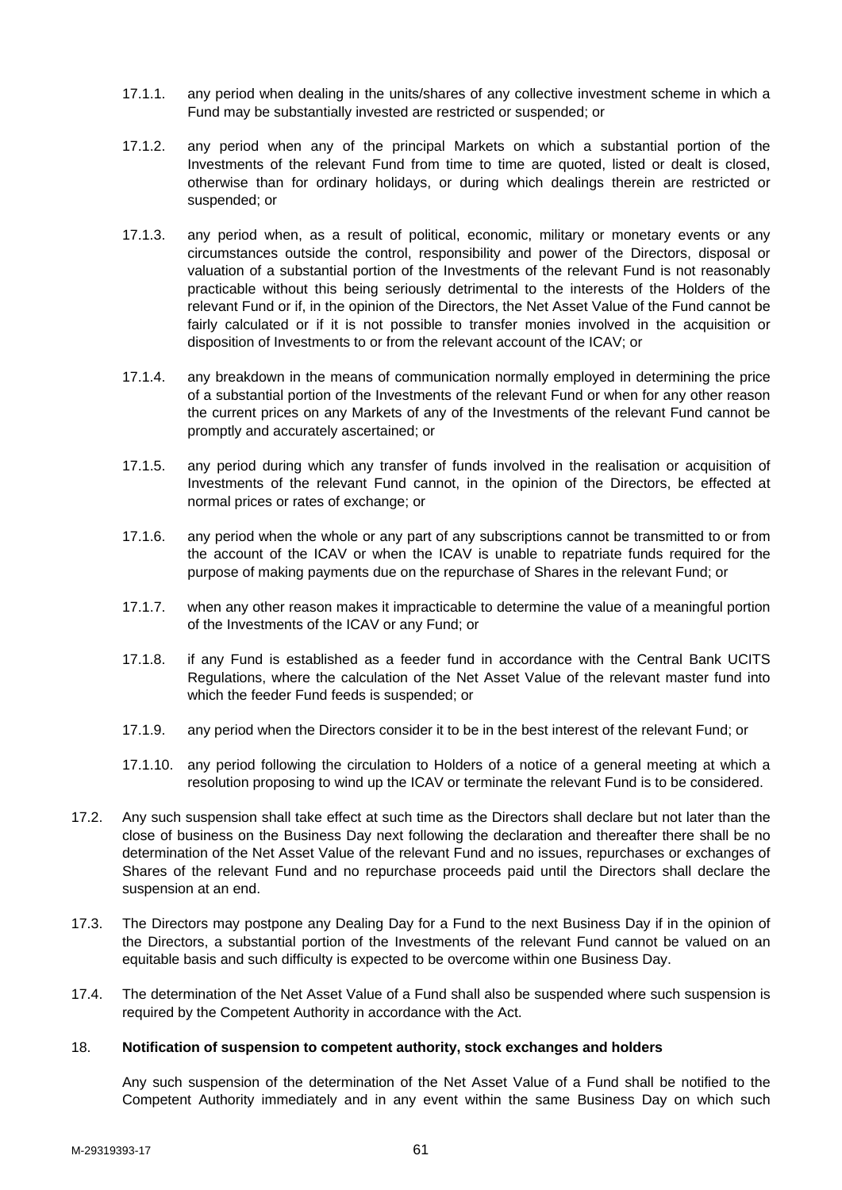17.1.1. any period when dealing in the units/shares of any collective investment scheme in which a Fund may be substantially invested are restricted or suspended; or

17.1.2. any period when any of the principal Markets on which a substantial portion of the Investments of the relevant Fund from time to time are quoted, listed or dealt is closed, otherwise than for ordinary holidays, or during which dealings therein are restricted or suspended; or

17.1.3. any period when, as a result of political, economic, military or monetary events or any circumstances outside the control, responsibility and power of the Directors, disposal or valuation of a substantial portion of the Investments of the relevant Fund is not reasonably practicable without this being seriously detrimental to the interests of the Holders of the relevant Fund or if, in the opinion of the Directors, the Net Asset Value of the Fund cannot be fairly calculated or if it is not possible to transfer monies involved in the acquisition or disposition of Investments to or from the relevant account of the ICAV; or

17.1.4. any breakdown in the means of communication normally employed in determining the price of a substantial portion of the Investments of the relevant Fund or when for any other reason the current prices on any Markets of any of the Investments of the relevant Fund cannot be promptly and accurately ascertained; or

17.1.5. any period during which any transfer of funds involved in the realisation or acquisition of Investments of the relevant Fund cannot, in the opinion of the Directors, be effected at normal prices or rates of exchange; or

17.1.6. any period when the whole or any part of any subscriptions cannot be transmitted to or from the account of the ICAV or when the ICAV is unable to repatriate funds required for the purpose of making payments due on the repurchase of Shares in the relevant Fund; or

17.1.7. when any other reason makes it impracticable to determine the value of a meaningful portion of the Investments of the ICAV or any Fund; or

17.1.8. if any Fund is established as a feeder fund in accordance with the Central Bank UCITS Regulations, where the calculation of the Net Asset Value of the relevant master fund into which the feeder Fund feeds is suspended; or

17.1.9. any period when the Directors consider it to be in the best interest of the relevant Fund; or

17.1.10. any period following the circulation to Holders of a notice of a general meeting at which a resolution proposing to wind up the ICAV or terminate the relevant Fund is to be considered.

17.2. Any such suspension shall take effect at such time as the Directors shall declare but not later than the close of business on the Business Day next following the declaration and thereafter there shall be no determination of the Net Asset Value of the relevant Fund and no issues, repurchases or exchanges of Shares of the relevant Fund and no repurchase proceeds paid until the Directors shall declare the suspension at an end.

17.3. The Directors may postpone any Dealing Day for a Fund to the next Business Day if in the opinion of the Directors, a substantial portion of the Investments of the relevant Fund cannot be valued on an equitable basis and such difficulty is expected to be overcome within one Business Day.

17.4. The determination of the Net Asset Value of a Fund shall also be suspended where such suspension is required by the Competent Authority in accordance with the Act.

18. **Notification of suspension to competent authority, stock exchanges and holders**

Any such suspension of the determination of the Net Asset Value of a Fund shall be notified to the Competent Authority immediately and in any event within the same Business Day on which such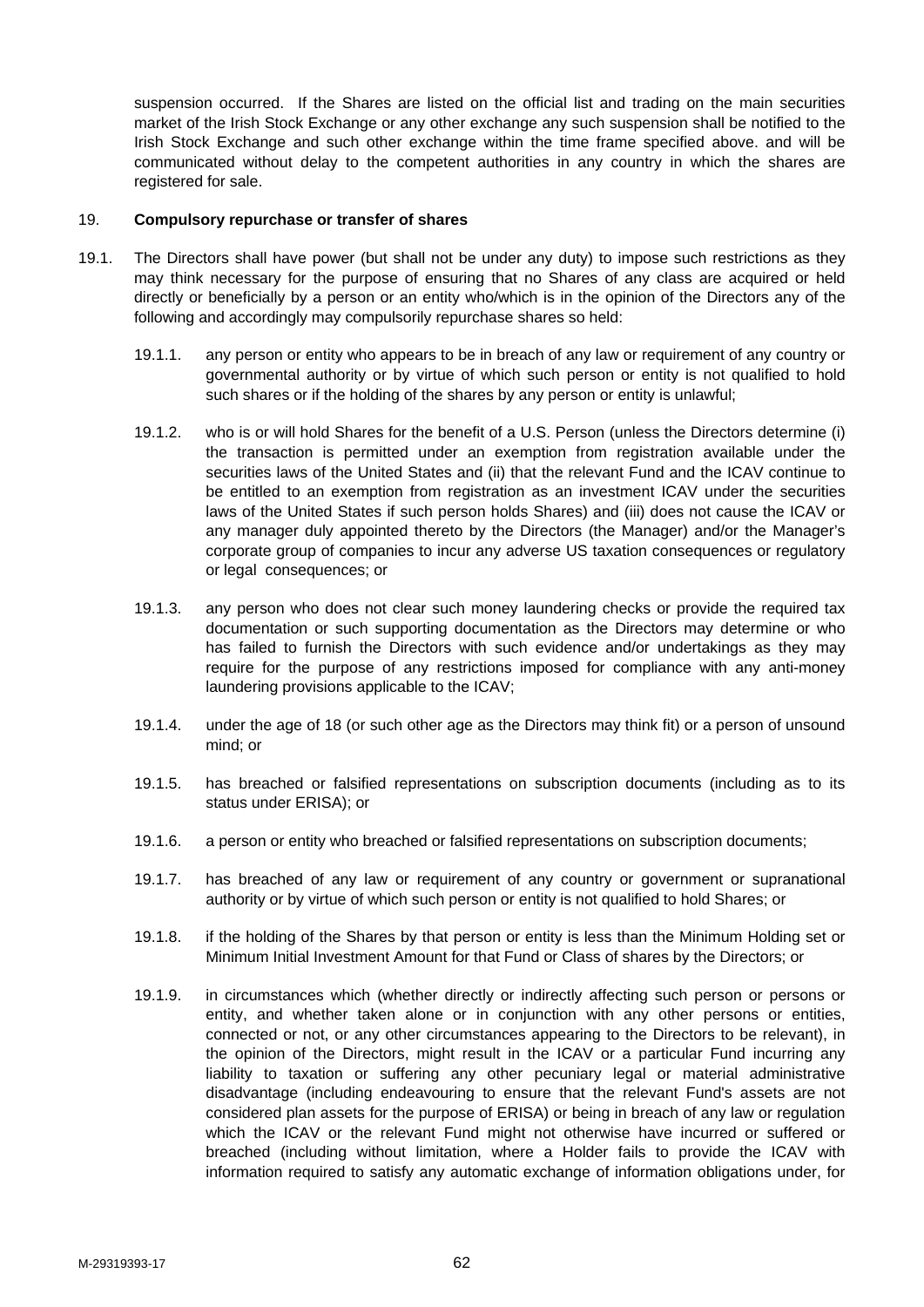suspension occurred. If the Shares are listed on the official list and trading on the main securities market of the Irish Stock Exchange or any other exchange any such suspension shall be notified to the Irish Stock Exchange and such other exchange within the time frame specified above. and will be communicated without delay to the competent authorities in any country in which the shares are registered for sale.

19. **Compulsory repurchase or transfer of shares**

19.1. The Directors shall have power (but shall not be under any duty) to impose such restrictions as they may think necessary for the purpose of ensuring that no Shares of any class are acquired or held directly or beneficially by a person or an entity who/which is in the opinion of the Directors any of the following and accordingly may compulsorily repurchase shares so held:

19.1.1. any person or entity who appears to be in breach of any law or requirement of any country or governmental authority or by virtue of which such person or entity is not qualified to hold such shares or if the holding of the shares by any person or entity is unlawful;

19.1.2. who is or will hold Shares for the benefit of a U.S. Person (unless the Directors determine (i) the transaction is permitted under an exemption from registration available under the securities laws of the United States and (ii) that the relevant Fund and the ICAV continue to be entitled to an exemption from registration as an investment ICAV under the securities laws of the United States if such person holds Shares) and (iii) does not cause the ICAV or any manager duly appointed thereto by the Directors (the Manager) and/or the Manager's corporate group of companies to incur any adverse US taxation consequences or regulatory or legal consequences; or

19.1.3. any person who does not clear such money laundering checks or provide the required tax documentation or such supporting documentation as the Directors may determine or who has failed to furnish the Directors with such evidence and/or undertakings as they may require for the purpose of any restrictions imposed for compliance with any anti-money laundering provisions applicable to the ICAV;

19.1.4. under the age of 18 (or such other age as the Directors may think fit) or a person of unsound mind; or

19.1.5. has breached or falsified representations on subscription documents (including as to its status under ERISA); or

19.1.6. a person or entity who breached or falsified representations on subscription documents;

19.1.7. has breached of any law or requirement of any country or government or supranational authority or by virtue of which such person or entity is not qualified to hold Shares; or

19.1.8. if the holding of the Shares by that person or entity is less than the Minimum Holding set or Minimum Initial Investment Amount for that Fund or Class of shares by the Directors; or

19.1.9. in circumstances which (whether directly or indirectly affecting such person or persons or entity, and whether taken alone or in conjunction with any other persons or entities, connected or not, or any other circumstances appearing to the Directors to be relevant), in the opinion of the Directors, might result in the ICAV or a particular Fund incurring any liability to taxation or suffering any other pecuniary legal or material administrative disadvantage (including endeavouring to ensure that the relevant Fund's assets are not considered plan assets for the purpose of ERISA) or being in breach of any law or regulation which the ICAV or the relevant Fund might not otherwise have incurred or suffered or breached (including without limitation, where a Holder fails to provide the ICAV with information required to satisfy any automatic exchange of information obligations under, for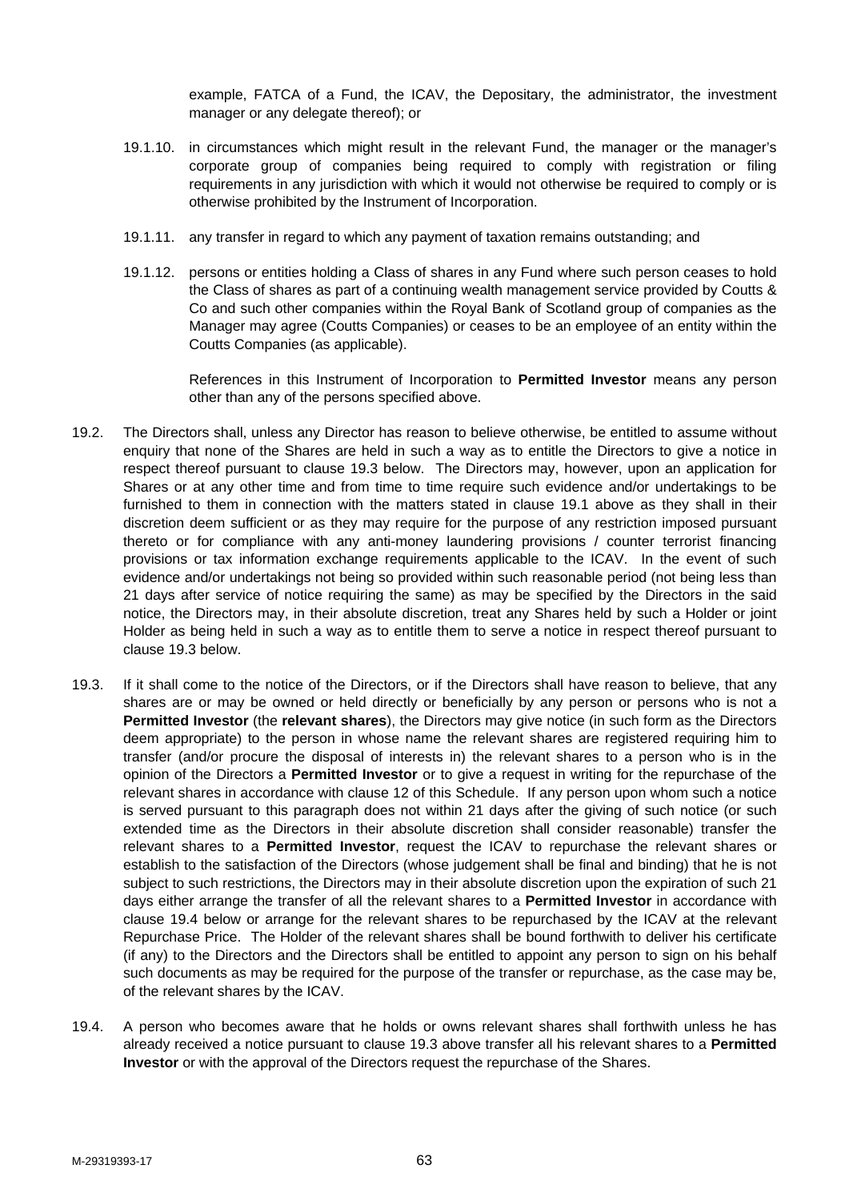example, FATCA of a Fund, the ICAV, the Depositary, the administrator, the investment manager or any delegate thereof); or

19.1.10. in circumstances which might result in the relevant Fund, the manager or the manager's corporate group of companies being required to comply with registration or filing requirements in any jurisdiction with which it would not otherwise be required to comply or is otherwise prohibited by the Instrument of Incorporation.

19.1.11. any transfer in regard to which any payment of taxation remains outstanding; and

19.1.12. persons or entities holding a Class of shares in any Fund where such person ceases to hold the Class of shares as part of a continuing wealth management service provided by Coutts & Co and such other companies within the Royal Bank of Scotland group of companies as the Manager may agree (Coutts Companies) or ceases to be an employee of an entity within the Coutts Companies (as applicable).

References in this Instrument of Incorporation to **Permitted Investor** means any person other than any of the persons specified above.

19.2. The Directors shall, unless any Director has reason to believe otherwise, be entitled to assume without enquiry that none of the Shares are held in such a way as to entitle the Directors to give a notice in respect thereof pursuant to clause 19.3 below. The Directors may, however, upon an application for Shares or at any other time and from time to time require such evidence and/or undertakings to be furnished to them in connection with the matters stated in clause 19.1 above as they shall in their discretion deem sufficient or as they may require for the purpose of any restriction imposed pursuant thereto or for compliance with any anti-money laundering provisions / counter terrorist financing provisions or tax information exchange requirements applicable to the ICAV. In the event of such evidence and/or undertakings not being so provided within such reasonable period (not being less than 21 days after service of notice requiring the same) as may be specified by the Directors in the said notice, the Directors may, in their absolute discretion, treat any Shares held by such a Holder or joint Holder as being held in such a way as to entitle them to serve a notice in respect thereof pursuant to clause 19.3 below.

19.3. If it shall come to the notice of the Directors, or if the Directors shall have reason to believe, that any shares are or may be owned or held directly or beneficially by any person or persons who is not a **Permitted Investor** (the **relevant shares**), the Directors may give notice (in such form as the Directors deem appropriate) to the person in whose name the relevant shares are registered requiring him to transfer (and/or procure the disposal of interests in) the relevant shares to a person who is in the opinion of the Directors a **Permitted Investor** or to give a request in writing for the repurchase of the relevant shares in accordance with clause 12 of this Schedule. If any person upon whom such a notice is served pursuant to this paragraph does not within 21 days after the giving of such notice (or such extended time as the Directors in their absolute discretion shall consider reasonable) transfer the relevant shares to a **Permitted Investor**, request the ICAV to repurchase the relevant shares or establish to the satisfaction of the Directors (whose judgement shall be final and binding) that he is not subject to such restrictions, the Directors may in their absolute discretion upon the expiration of such 21 days either arrange the transfer of all the relevant shares to a **Permitted Investor** in accordance with clause 19.4 below or arrange for the relevant shares to be repurchased by the ICAV at the relevant Repurchase Price. The Holder of the relevant shares shall be bound forthwith to deliver his certificate (if any) to the Directors and the Directors shall be entitled to appoint any person to sign on his behalf such documents as may be required for the purpose of the transfer or repurchase, as the case may be, of the relevant shares by the ICAV.

19.4. A person who becomes aware that he holds or owns relevant shares shall forthwith unless he has already received a notice pursuant to clause 19.3 above transfer all his relevant shares to a **Permitted Investor** or with the approval of the Directors request the repurchase of the Shares.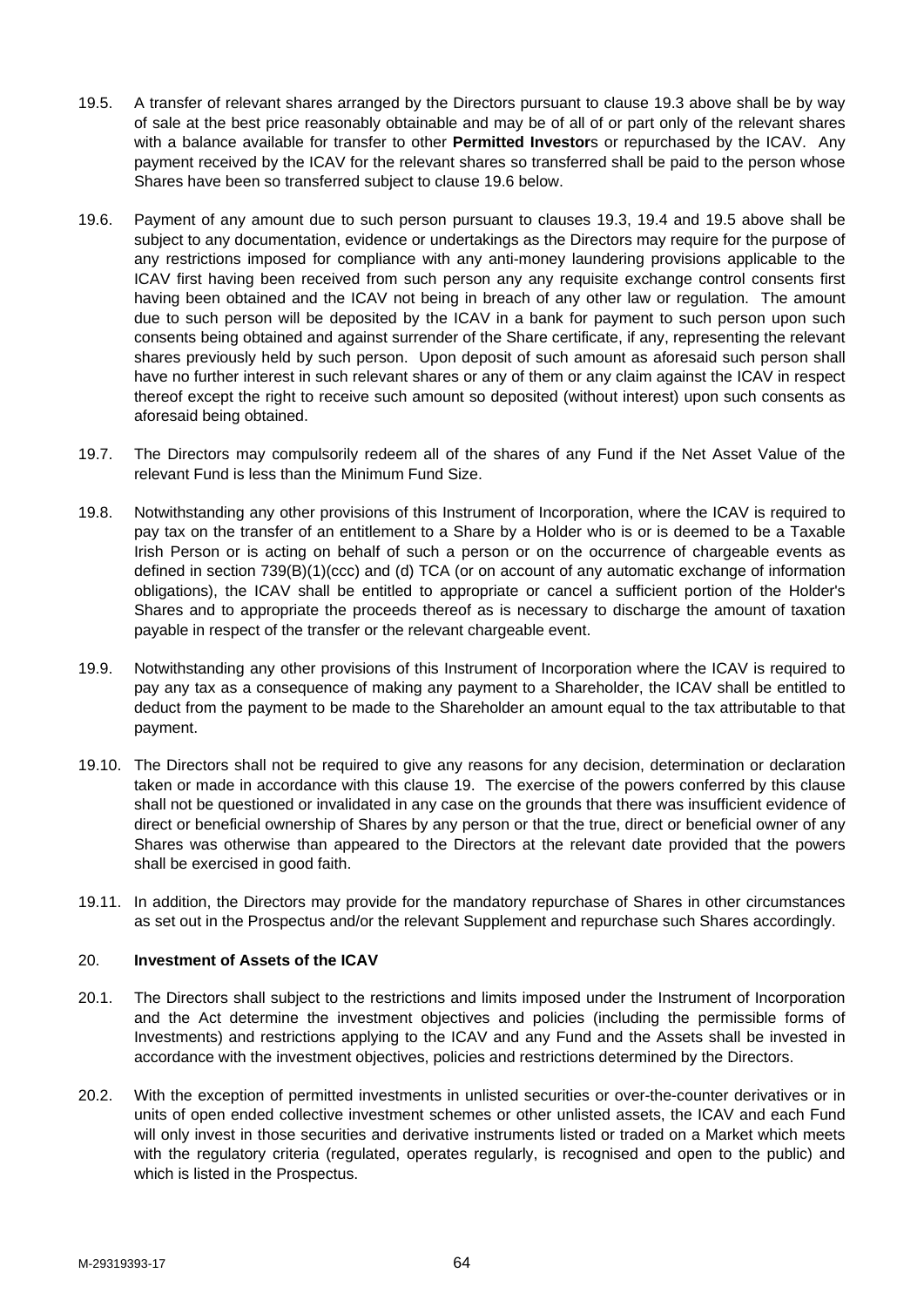19.5. A transfer of relevant shares arranged by the Directors pursuant to clause 19.3 above shall be by way of sale at the best price reasonably obtainable and may be of all of or part only of the relevant shares with a balance available for transfer to other **Permitted Investor**s or repurchased by the ICAV. Any payment received by the ICAV for the relevant shares so transferred shall be paid to the person whose Shares have been so transferred subject to clause 19.6 below.

19.6. Payment of any amount due to such person pursuant to clauses 19.3, 19.4 and 19.5 above shall be subject to any documentation, evidence or undertakings as the Directors may require for the purpose of any restrictions imposed for compliance with any anti-money laundering provisions applicable to the ICAV first having been received from such person any any requisite exchange control consents first having been obtained and the ICAV not being in breach of any other law or regulation. The amount due to such person will be deposited by the ICAV in a bank for payment to such person upon such consents being obtained and against surrender of the Share certificate, if any, representing the relevant shares previously held by such person. Upon deposit of such amount as aforesaid such person shall have no further interest in such relevant shares or any of them or any claim against the ICAV in respect thereof except the right to receive such amount so deposited (without interest) upon such consents as aforesaid being obtained.

19.7. The Directors may compulsorily redeem all of the shares of any Fund if the Net Asset Value of the relevant Fund is less than the Minimum Fund Size.

19.8. Notwithstanding any other provisions of this Instrument of Incorporation, where the ICAV is required to pay tax on the transfer of an entitlement to a Share by a Holder who is or is deemed to be a Taxable Irish Person or is acting on behalf of such a person or on the occurrence of chargeable events as defined in section 739(B)(1)(ccc) and (d) TCA (or on account of any automatic exchange of information obligations), the ICAV shall be entitled to appropriate or cancel a sufficient portion of the Holder's Shares and to appropriate the proceeds thereof as is necessary to discharge the amount of taxation payable in respect of the transfer or the relevant chargeable event.

19.9. Notwithstanding any other provisions of this Instrument of Incorporation where the ICAV is required to pay any tax as a consequence of making any payment to a Shareholder, the ICAV shall be entitled to deduct from the payment to be made to the Shareholder an amount equal to the tax attributable to that payment.

19.10. The Directors shall not be required to give any reasons for any decision, determination or declaration taken or made in accordance with this clause 19. The exercise of the powers conferred by this clause shall not be questioned or invalidated in any case on the grounds that there was insufficient evidence of direct or beneficial ownership of Shares by any person or that the true, direct or beneficial owner of any Shares was otherwise than appeared to the Directors at the relevant date provided that the powers shall be exercised in good faith.

19.11. In addition, the Directors may provide for the mandatory repurchase of Shares in other circumstances as set out in the Prospectus and/or the relevant Supplement and repurchase such Shares accordingly.

## 20. **Investment of Assets of the ICAV**

20.1. The Directors shall subject to the restrictions and limits imposed under the Instrument of Incorporation and the Act determine the investment objectives and policies (including the permissible forms of Investments) and restrictions applying to the ICAV and any Fund and the Assets shall be invested in accordance with the investment objectives, policies and restrictions determined by the Directors.

20.2. With the exception of permitted investments in unlisted securities or over-the-counter derivatives or in units of open ended collective investment schemes or other unlisted assets, the ICAV and each Fund will only invest in those securities and derivative instruments listed or traded on a Market which meets with the regulatory criteria (regulated, operates regularly, is recognised and open to the public) and which is listed in the Prospectus.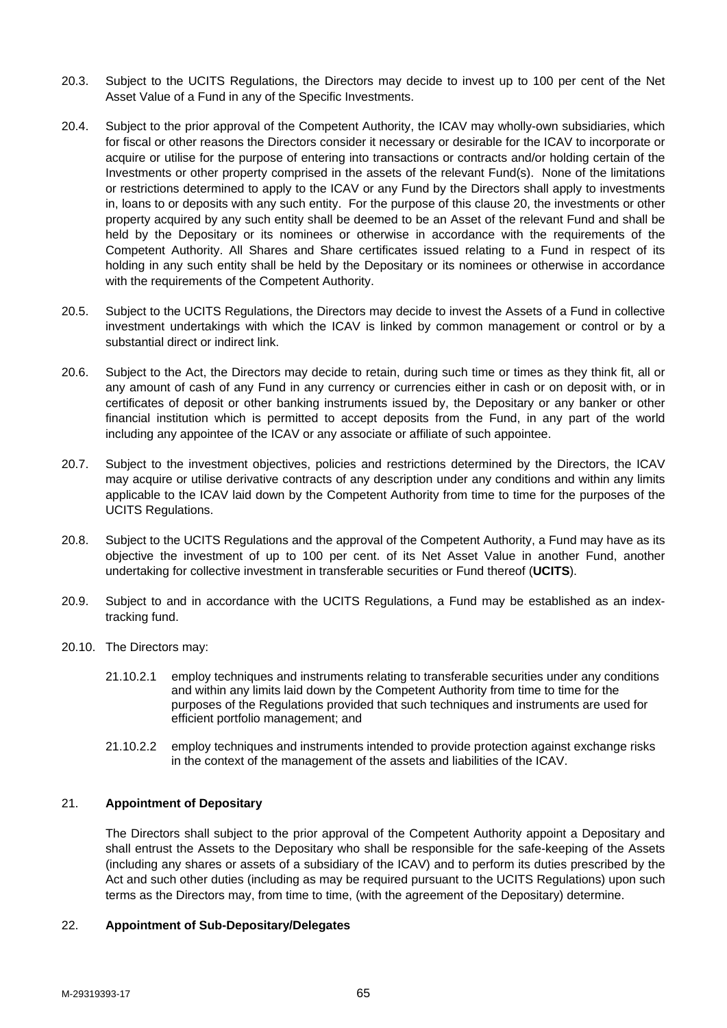20.3. Subject to the UCITS Regulations, the Directors may decide to invest up to 100 per cent of the Net Asset Value of a Fund in any of the Specific Investments.

20.4. Subject to the prior approval of the Competent Authority, the ICAV may wholly-own subsidiaries, which for fiscal or other reasons the Directors consider it necessary or desirable for the ICAV to incorporate or acquire or utilise for the purpose of entering into transactions or contracts and/or holding certain of the Investments or other property comprised in the assets of the relevant Fund(s). None of the limitations or restrictions determined to apply to the ICAV or any Fund by the Directors shall apply to investments in, loans to or deposits with any such entity. For the purpose of this clause 20, the investments or other property acquired by any such entity shall be deemed to be an Asset of the relevant Fund and shall be held by the Depositary or its nominees or otherwise in accordance with the requirements of the Competent Authority. All Shares and Share certificates issued relating to a Fund in respect of its holding in any such entity shall be held by the Depositary or its nominees or otherwise in accordance with the requirements of the Competent Authority.

20.5. Subject to the UCITS Regulations, the Directors may decide to invest the Assets of a Fund in collective investment undertakings with which the ICAV is linked by common management or control or by a substantial direct or indirect link.

20.6. Subject to the Act, the Directors may decide to retain, during such time or times as they think fit, all or any amount of cash of any Fund in any currency or currencies either in cash or on deposit with, or in certificates of deposit or other banking instruments issued by, the Depositary or any banker or other financial institution which is permitted to accept deposits from the Fund, in any part of the world including any appointee of the ICAV or any associate or affiliate of such appointee.

20.7. Subject to the investment objectives, policies and restrictions determined by the Directors, the ICAV may acquire or utilise derivative contracts of any description under any conditions and within any limits applicable to the ICAV laid down by the Competent Authority from time to time for the purposes of the UCITS Regulations.

20.8. Subject to the UCITS Regulations and the approval of the Competent Authority, a Fund may have as its objective the investment of up to 100 per cent. of its Net Asset Value in another Fund, another undertaking for collective investment in transferable securities or Fund thereof (**UCITS**).

20.9. Subject to and in accordance with the UCITS Regulations, a Fund may be established as an index-tracking fund.

20.10. The Directors may:

21.10.2.1 employ techniques and instruments relating to transferable securities under any conditions and within any limits laid down by the Competent Authority from time to time for the purposes of the Regulations provided that such techniques and instruments are used for efficient portfolio management; and

21.10.2.2 employ techniques and instruments intended to provide protection against exchange risks in the context of the management of the assets and liabilities of the ICAV.

## 21. **Appointment of Depositary**

The Directors shall subject to the prior approval of the Competent Authority appoint a Depositary and shall entrust the Assets to the Depositary who shall be responsible for the safe-keeping of the Assets (including any shares or assets of a subsidiary of the ICAV) and to perform its duties prescribed by the Act and such other duties (including as may be required pursuant to the UCITS Regulations) upon such terms as the Directors may, from time to time, (with the agreement of the Depositary) determine.

## 22. **Appointment of Sub-Depositary/Delegates**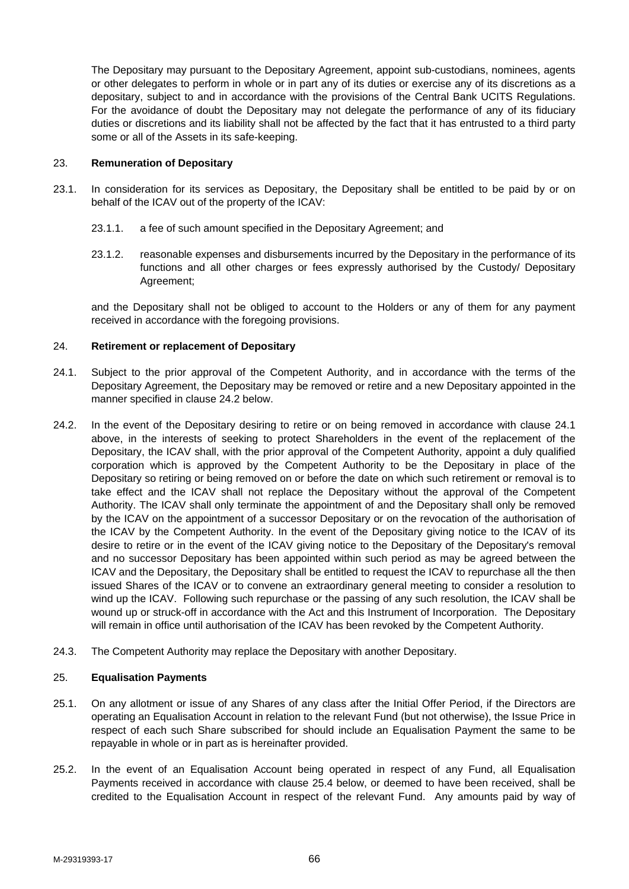The Depositary may pursuant to the Depositary Agreement, appoint sub-custodians, nominees, agents or other delegates to perform in whole or in part any of its duties or exercise any of its discretions as a depositary, subject to and in accordance with the provisions of the Central Bank UCITS Regulations. For the avoidance of doubt the Depositary may not delegate the performance of any of its fiduciary duties or discretions and its liability shall not be affected by the fact that it has entrusted to a third party some or all of the Assets in its safe-keeping.

23. **Remuneration of Depositary**

23.1. In consideration for its services as Depositary, the Depositary shall be entitled to be paid by or on behalf of the ICAV out of the property of the ICAV:

23.1.1. a fee of such amount specified in the Depositary Agreement; and

23.1.2. reasonable expenses and disbursements incurred by the Depositary in the performance of its functions and all other charges or fees expressly authorised by the Custody/ Depositary Agreement;

and the Depositary shall not be obliged to account to the Holders or any of them for any payment received in accordance with the foregoing provisions.

24. **Retirement or replacement of Depositary**

24.1. Subject to the prior approval of the Competent Authority, and in accordance with the terms of the Depositary Agreement, the Depositary may be removed or retire and a new Depositary appointed in the manner specified in clause 24.2 below.

24.2. In the event of the Depositary desiring to retire or on being removed in accordance with clause 24.1 above, in the interests of seeking to protect Shareholders in the event of the replacement of the Depositary, the ICAV shall, with the prior approval of the Competent Authority, appoint a duly qualified corporation which is approved by the Competent Authority to be the Depositary in place of the Depositary so retiring or being removed on or before the date on which such retirement or removal is to take effect and the ICAV shall not replace the Depositary without the approval of the Competent Authority. The ICAV shall only terminate the appointment of and the Depositary shall only be removed by the ICAV on the appointment of a successor Depositary or on the revocation of the authorisation of the ICAV by the Competent Authority. In the event of the Depositary giving notice to the ICAV of its desire to retire or in the event of the ICAV giving notice to the Depositary of the Depositary's removal and no successor Depositary has been appointed within such period as may be agreed between the ICAV and the Depositary, the Depositary shall be entitled to request the ICAV to repurchase all the then issued Shares of the ICAV or to convene an extraordinary general meeting to consider a resolution to wind up the ICAV. Following such repurchase or the passing of any such resolution, the ICAV shall be wound up or struck-off in accordance with the Act and this Instrument of Incorporation. The Depositary will remain in office until authorisation of the ICAV has been revoked by the Competent Authority.

24.3. The Competent Authority may replace the Depositary with another Depositary.

25. **Equalisation Payments**

25.1. On any allotment or issue of any Shares of any class after the Initial Offer Period, if the Directors are operating an Equalisation Account in relation to the relevant Fund (but not otherwise), the Issue Price in respect of each such Share subscribed for should include an Equalisation Payment the same to be repayable in whole or in part as is hereinafter provided.

25.2. In the event of an Equalisation Account being operated in respect of any Fund, all Equalisation Payments received in accordance with clause 25.4 below, or deemed to have been received, shall be credited to the Equalisation Account in respect of the relevant Fund. Any amounts paid by way of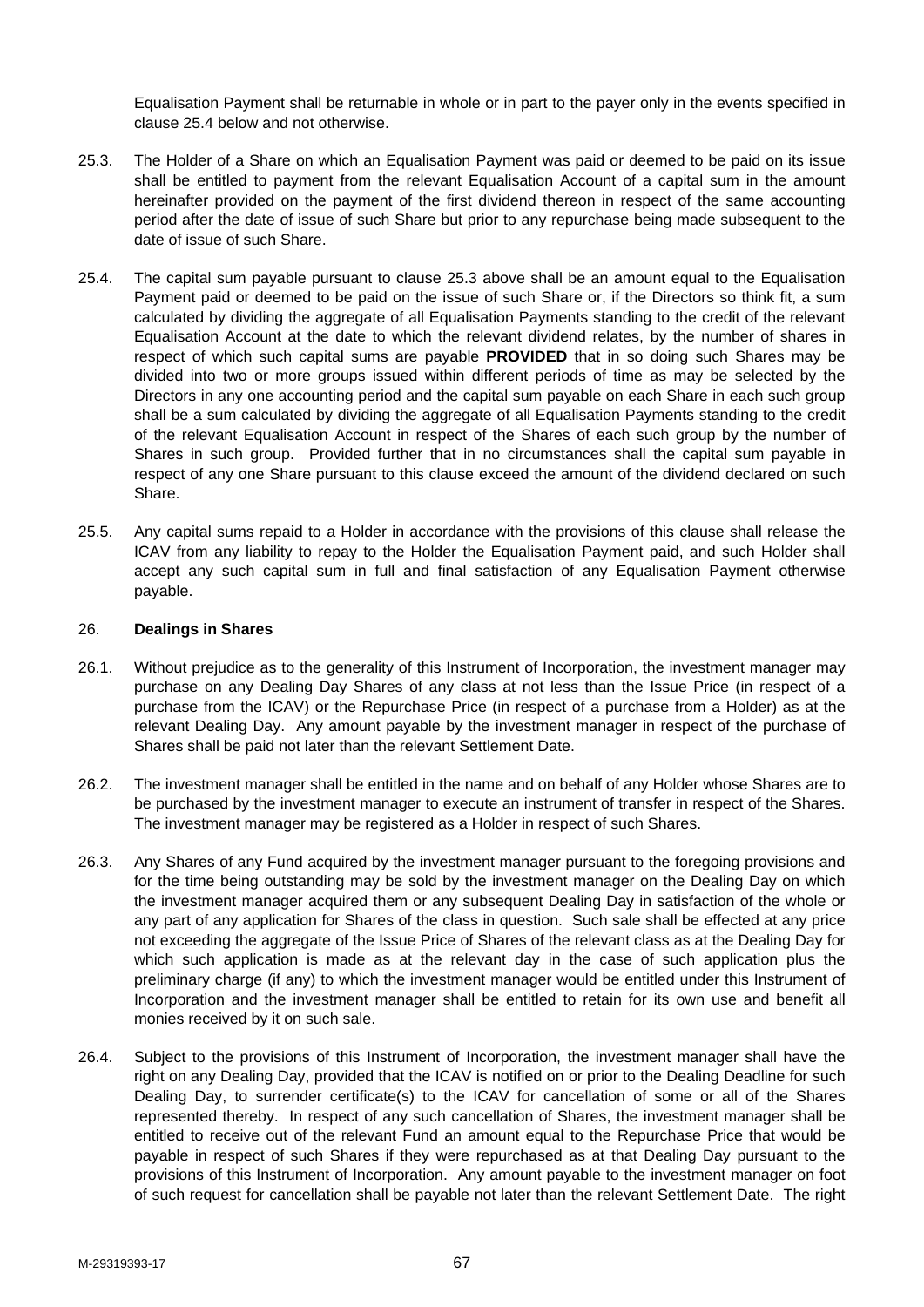Equalisation Payment shall be returnable in whole or in part to the payer only in the events specified in clause 25.4 below and not otherwise.

25.3. The Holder of a Share on which an Equalisation Payment was paid or deemed to be paid on its issue shall be entitled to payment from the relevant Equalisation Account of a capital sum in the amount hereinafter provided on the payment of the first dividend thereon in respect of the same accounting period after the date of issue of such Share but prior to any repurchase being made subsequent to the date of issue of such Share.

25.4. The capital sum payable pursuant to clause 25.3 above shall be an amount equal to the Equalisation Payment paid or deemed to be paid on the issue of such Share or, if the Directors so think fit, a sum calculated by dividing the aggregate of all Equalisation Payments standing to the credit of the relevant Equalisation Account at the date to which the relevant dividend relates, by the number of shares in respect of which such capital sums are payable **PROVIDED** that in so doing such Shares may be divided into two or more groups issued within different periods of time as may be selected by the Directors in any one accounting period and the capital sum payable on each Share in each such group shall be a sum calculated by dividing the aggregate of all Equalisation Payments standing to the credit of the relevant Equalisation Account in respect of the Shares of each such group by the number of Shares in such group. Provided further that in no circumstances shall the capital sum payable in respect of any one Share pursuant to this clause exceed the amount of the dividend declared on such Share.

25.5. Any capital sums repaid to a Holder in accordance with the provisions of this clause shall release the ICAV from any liability to repay to the Holder the Equalisation Payment paid, and such Holder shall accept any such capital sum in full and final satisfaction of any Equalisation Payment otherwise payable.

## 26. **Dealings in Shares**

26.1. Without prejudice as to the generality of this Instrument of Incorporation, the investment manager may purchase on any Dealing Day Shares of any class at not less than the Issue Price (in respect of a purchase from the ICAV) or the Repurchase Price (in respect of a purchase from a Holder) as at the relevant Dealing Day. Any amount payable by the investment manager in respect of the purchase of Shares shall be paid not later than the relevant Settlement Date.

26.2. The investment manager shall be entitled in the name and on behalf of any Holder whose Shares are to be purchased by the investment manager to execute an instrument of transfer in respect of the Shares. The investment manager may be registered as a Holder in respect of such Shares.

26.3. Any Shares of any Fund acquired by the investment manager pursuant to the foregoing provisions and for the time being outstanding may be sold by the investment manager on the Dealing Day on which the investment manager acquired them or any subsequent Dealing Day in satisfaction of the whole or any part of any application for Shares of the class in question. Such sale shall be effected at any price not exceeding the aggregate of the Issue Price of Shares of the relevant class as at the Dealing Day for which such application is made as at the relevant day in the case of such application plus the preliminary charge (if any) to which the investment manager would be entitled under this Instrument of Incorporation and the investment manager shall be entitled to retain for its own use and benefit all monies received by it on such sale.

26.4. Subject to the provisions of this Instrument of Incorporation, the investment manager shall have the right on any Dealing Day, provided that the ICAV is notified on or prior to the Dealing Deadline for such Dealing Day, to surrender certificate(s) to the ICAV for cancellation of some or all of the Shares represented thereby. In respect of any such cancellation of Shares, the investment manager shall be entitled to receive out of the relevant Fund an amount equal to the Repurchase Price that would be payable in respect of such Shares if they were repurchased as at that Dealing Day pursuant to the provisions of this Instrument of Incorporation. Any amount payable to the investment manager on foot of such request for cancellation shall be payable not later than the relevant Settlement Date. The right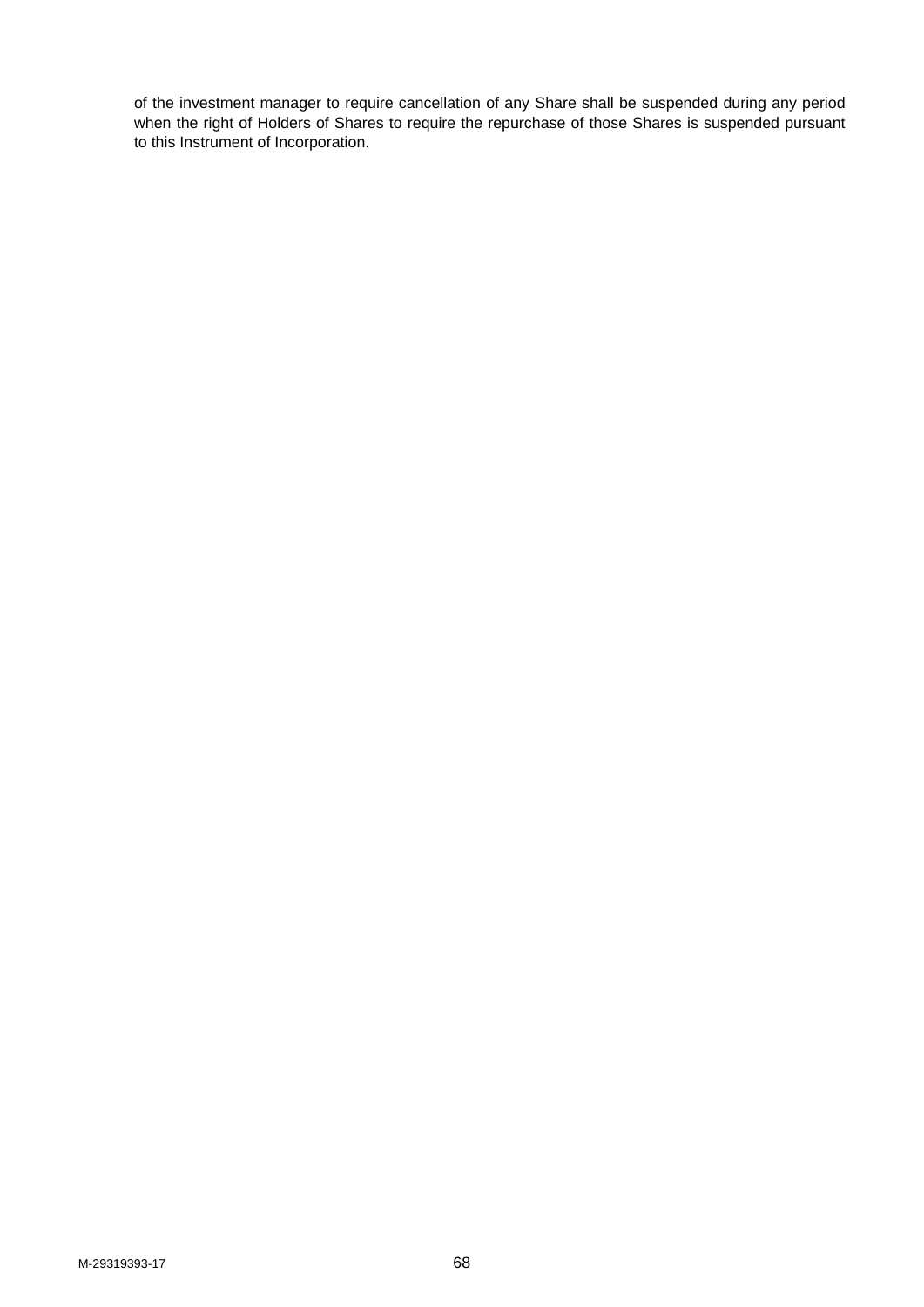of the investment manager to require cancellation of any Share shall be suspended during any period when the right of Holders of Shares to require the repurchase of those Shares is suspended pursuant to this Instrument of Incorporation.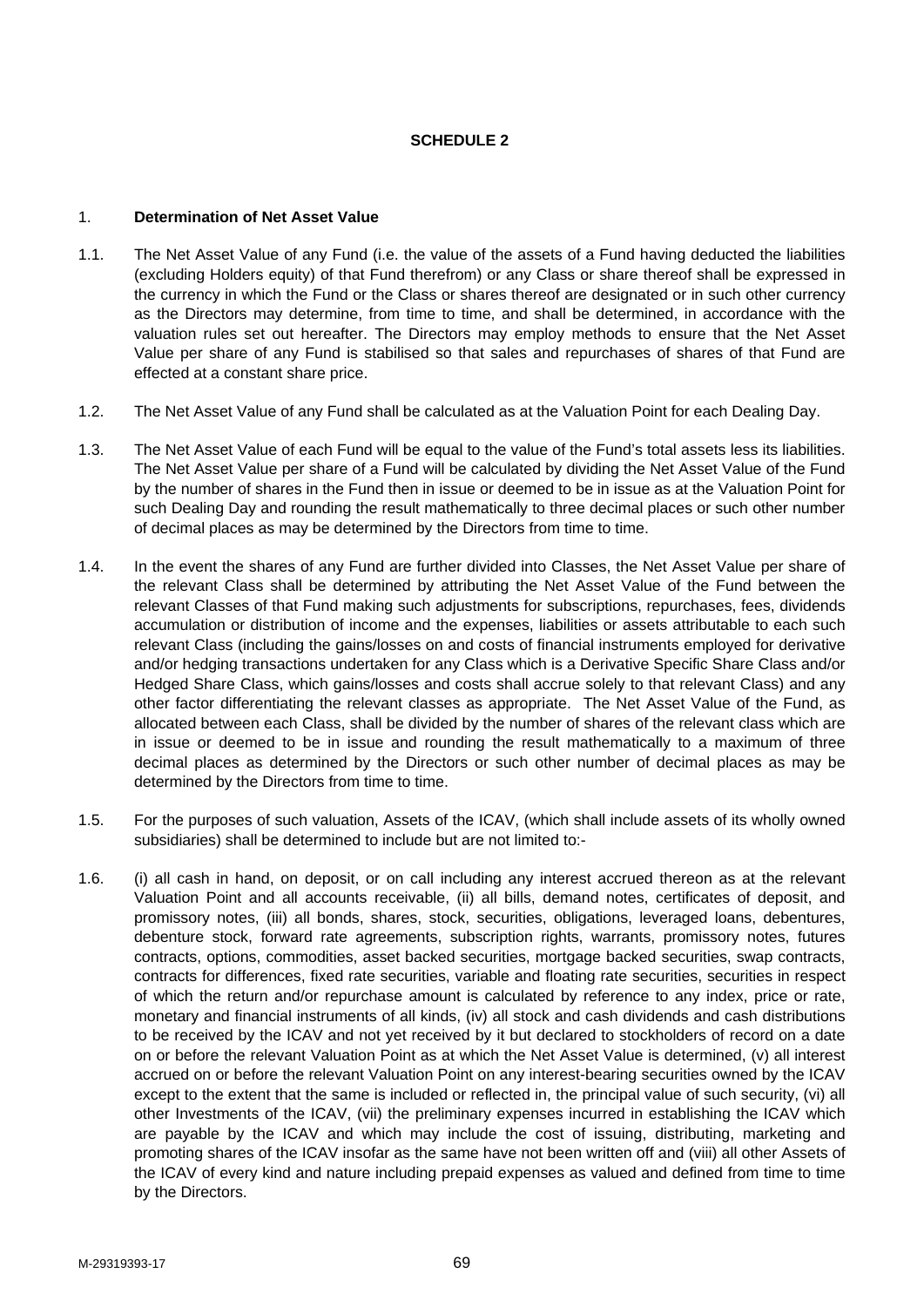# SCHEDULE 2

1. **Determination of Net Asset Value**

1.1. The Net Asset Value of any Fund (i.e. the value of the assets of a Fund having deducted the liabilities (excluding Holders equity) of that Fund therefrom) or any Class or share thereof shall be expressed in the currency in which the Fund or the Class or shares thereof are designated or in such other currency as the Directors may determine, from time to time, and shall be determined, in accordance with the valuation rules set out hereafter. The Directors may employ methods to ensure that the Net Asset Value per share of any Fund is stabilised so that sales and repurchases of shares of that Fund are effected at a constant share price.

1.2. The Net Asset Value of any Fund shall be calculated as at the Valuation Point for each Dealing Day.

1.3. The Net Asset Value of each Fund will be equal to the value of the Fund's total assets less its liabilities. The Net Asset Value per share of a Fund will be calculated by dividing the Net Asset Value of the Fund by the number of shares in the Fund then in issue or deemed to be in issue as at the Valuation Point for such Dealing Day and rounding the result mathematically to three decimal places or such other number of decimal places as may be determined by the Directors from time to time.

1.4. In the event the shares of any Fund are further divided into Classes, the Net Asset Value per share of the relevant Class shall be determined by attributing the Net Asset Value of the Fund between the relevant Classes of that Fund making such adjustments for subscriptions, repurchases, fees, dividends accumulation or distribution of income and the expenses, liabilities or assets attributable to each such relevant Class (including the gains/losses on and costs of financial instruments employed for derivative and/or hedging transactions undertaken for any Class which is a Derivative Specific Share Class and/or Hedged Share Class, which gains/losses and costs shall accrue solely to that relevant Class) and any other factor differentiating the relevant classes as appropriate. The Net Asset Value of the Fund, as allocated between each Class, shall be divided by the number of shares of the relevant class which are in issue or deemed to be in issue and rounding the result mathematically to a maximum of three decimal places as determined by the Directors or such other number of decimal places as may be determined by the Directors from time to time.

1.5. For the purposes of such valuation, Assets of the ICAV, (which shall include assets of its wholly owned subsidiaries) shall be determined to include but are not limited to:-

1.6. (i) all cash in hand, on deposit, or on call including any interest accrued thereon as at the relevant Valuation Point and all accounts receivable, (ii) all bills, demand notes, certificates of deposit, and promissory notes, (iii) all bonds, shares, stock, securities, obligations, leveraged loans, debentures, debenture stock, forward rate agreements, subscription rights, warrants, promissory notes, futures contracts, options, commodities, asset backed securities, mortgage backed securities, swap contracts, contracts for differences, fixed rate securities, variable and floating rate securities, securities in respect of which the return and/or repurchase amount is calculated by reference to any index, price or rate, monetary and financial instruments of all kinds, (iv) all stock and cash dividends and cash distributions to be received by the ICAV and not yet received by it but declared to stockholders of record on a date on or before the relevant Valuation Point as at which the Net Asset Value is determined, (v) all interest accrued on or before the relevant Valuation Point on any interest-bearing securities owned by the ICAV except to the extent that the same is included or reflected in, the principal value of such security, (vi) all other Investments of the ICAV, (vii) the preliminary expenses incurred in establishing the ICAV which are payable by the ICAV and which may include the cost of issuing, distributing, marketing and promoting shares of the ICAV insofar as the same have not been written off and (viii) all other Assets of the ICAV of every kind and nature including prepaid expenses as valued and defined from time to time by the Directors.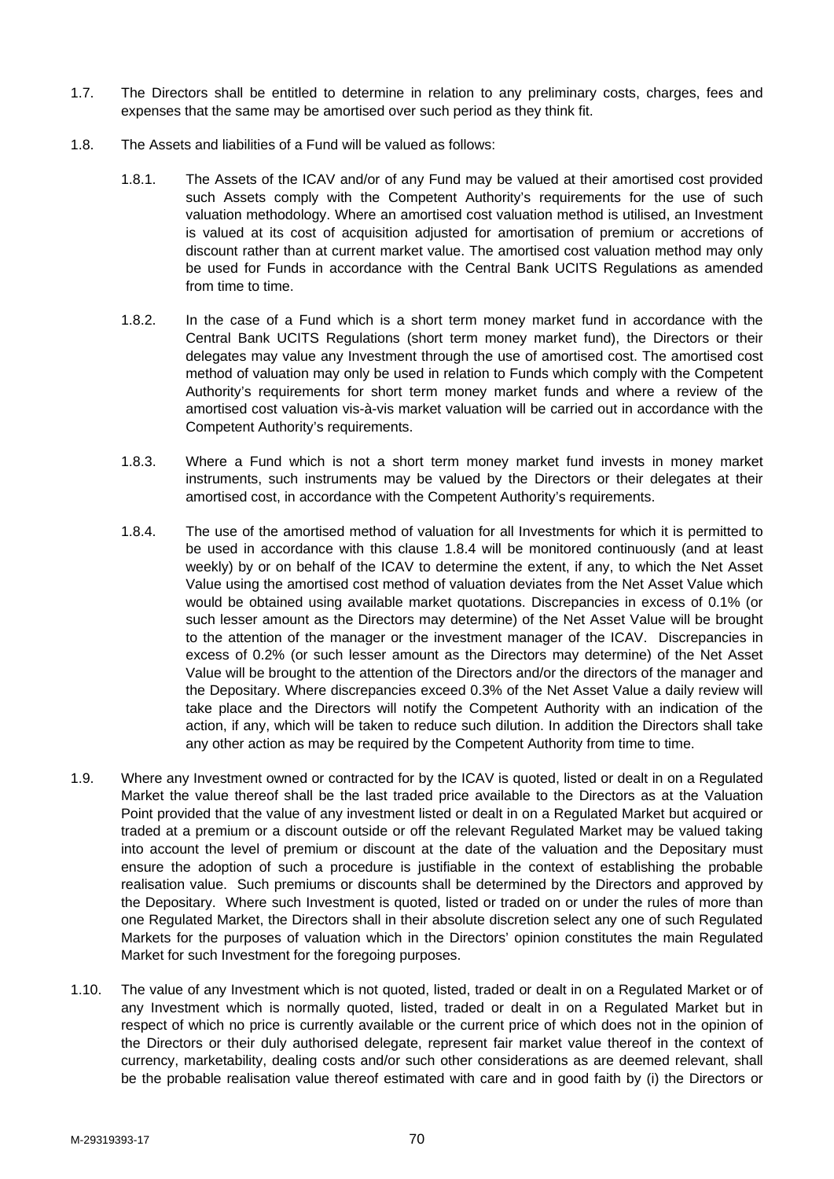1.7. The Directors shall be entitled to determine in relation to any preliminary costs, charges, fees and expenses that the same may be amortised over such period as they think fit.

1.8. The Assets and liabilities of a Fund will be valued as follows:

1.8.1. The Assets of the ICAV and/or of any Fund may be valued at their amortised cost provided such Assets comply with the Competent Authority's requirements for the use of such valuation methodology. Where an amortised cost valuation method is utilised, an Investment is valued at its cost of acquisition adjusted for amortisation of premium or accretions of discount rather than at current market value. The amortised cost valuation method may only be used for Funds in accordance with the Central Bank UCITS Regulations as amended from time to time.

1.8.2. In the case of a Fund which is a short term money market fund in accordance with the Central Bank UCITS Regulations (short term money market fund), the Directors or their delegates may value any Investment through the use of amortised cost. The amortised cost method of valuation may only be used in relation to Funds which comply with the Competent Authority's requirements for short term money market funds and where a review of the amortised cost valuation vis-à-vis market valuation will be carried out in accordance with the Competent Authority's requirements.

1.8.3. Where a Fund which is not a short term money market fund invests in money market instruments, such instruments may be valued by the Directors or their delegates at their amortised cost, in accordance with the Competent Authority's requirements.

1.8.4. The use of the amortised method of valuation for all Investments for which it is permitted to be used in accordance with this clause 1.8.4 will be monitored continuously (and at least weekly) by or on behalf of the ICAV to determine the extent, if any, to which the Net Asset Value using the amortised cost method of valuation deviates from the Net Asset Value which would be obtained using available market quotations. Discrepancies in excess of 0.1% (or such lesser amount as the Directors may determine) of the Net Asset Value will be brought to the attention of the manager or the investment manager of the ICAV. Discrepancies in excess of 0.2% (or such lesser amount as the Directors may determine) of the Net Asset Value will be brought to the attention of the Directors and/or the directors of the manager and the Depositary. Where discrepancies exceed 0.3% of the Net Asset Value a daily review will take place and the Directors will notify the Competent Authority with an indication of the action, if any, which will be taken to reduce such dilution. In addition the Directors shall take any other action as may be required by the Competent Authority from time to time.

1.9. Where any Investment owned or contracted for by the ICAV is quoted, listed or dealt in on a Regulated Market the value thereof shall be the last traded price available to the Directors as at the Valuation Point provided that the value of any investment listed or dealt in on a Regulated Market but acquired or traded at a premium or a discount outside or off the relevant Regulated Market may be valued taking into account the level of premium or discount at the date of the valuation and the Depositary must ensure the adoption of such a procedure is justifiable in the context of establishing the probable realisation value. Such premiums or discounts shall be determined by the Directors and approved by the Depositary. Where such Investment is quoted, listed or traded on or under the rules of more than one Regulated Market, the Directors shall in their absolute discretion select any one of such Regulated Markets for the purposes of valuation which in the Directors' opinion constitutes the main Regulated Market for such Investment for the foregoing purposes.

1.10. The value of any Investment which is not quoted, listed, traded or dealt in on a Regulated Market or of any Investment which is normally quoted, listed, traded or dealt in on a Regulated Market but in respect of which no price is currently available or the current price of which does not in the opinion of the Directors or their duly authorised delegate, represent fair market value thereof in the context of currency, marketability, dealing costs and/or such other considerations as are deemed relevant, shall be the probable realisation value thereof estimated with care and in good faith by (i) the Directors or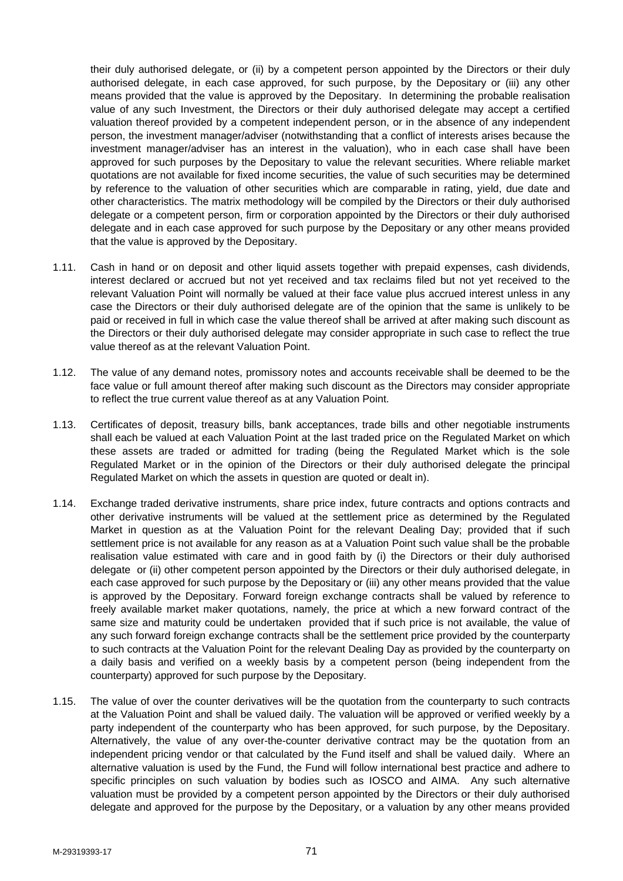their duly authorised delegate, or (ii) by a competent person appointed by the Directors or their duly authorised delegate, in each case approved, for such purpose, by the Depositary or (iii) any other means provided that the value is approved by the Depositary. In determining the probable realisation value of any such Investment, the Directors or their duly authorised delegate may accept a certified valuation thereof provided by a competent independent person, or in the absence of any independent person, the investment manager/adviser (notwithstanding that a conflict of interests arises because the investment manager/adviser has an interest in the valuation), who in each case shall have been approved for such purposes by the Depositary to value the relevant securities. Where reliable market quotations are not available for fixed income securities, the value of such securities may be determined by reference to the valuation of other securities which are comparable in rating, yield, due date and other characteristics. The matrix methodology will be compiled by the Directors or their duly authorised delegate or a competent person, firm or corporation appointed by the Directors or their duly authorised delegate and in each case approved for such purpose by the Depositary or any other means provided that the value is approved by the Depositary.

1.11. Cash in hand or on deposit and other liquid assets together with prepaid expenses, cash dividends, interest declared or accrued but not yet received and tax reclaims filed but not yet received to the relevant Valuation Point will normally be valued at their face value plus accrued interest unless in any case the Directors or their duly authorised delegate are of the opinion that the same is unlikely to be paid or received in full in which case the value thereof shall be arrived at after making such discount as the Directors or their duly authorised delegate may consider appropriate in such case to reflect the true value thereof as at the relevant Valuation Point.

1.12. The value of any demand notes, promissory notes and accounts receivable shall be deemed to be the face value or full amount thereof after making such discount as the Directors may consider appropriate to reflect the true current value thereof as at any Valuation Point.

1.13. Certificates of deposit, treasury bills, bank acceptances, trade bills and other negotiable instruments shall each be valued at each Valuation Point at the last traded price on the Regulated Market on which these assets are traded or admitted for trading (being the Regulated Market which is the sole Regulated Market or in the opinion of the Directors or their duly authorised delegate the principal Regulated Market on which the assets in question are quoted or dealt in).

1.14. Exchange traded derivative instruments, share price index, future contracts and options contracts and other derivative instruments will be valued at the settlement price as determined by the Regulated Market in question as at the Valuation Point for the relevant Dealing Day; provided that if such settlement price is not available for any reason as at a Valuation Point such value shall be the probable realisation value estimated with care and in good faith by (i) the Directors or their duly authorised delegate or (ii) other competent person appointed by the Directors or their duly authorised delegate, in each case approved for such purpose by the Depositary or (iii) any other means provided that the value is approved by the Depositary. Forward foreign exchange contracts shall be valued by reference to freely available market maker quotations, namely, the price at which a new forward contract of the same size and maturity could be undertaken provided that if such price is not available, the value of any such forward foreign exchange contracts shall be the settlement price provided by the counterparty to such contracts at the Valuation Point for the relevant Dealing Day as provided by the counterparty on a daily basis and verified on a weekly basis by a competent person (being independent from the counterparty) approved for such purpose by the Depositary.

1.15. The value of over the counter derivatives will be the quotation from the counterparty to such contracts at the Valuation Point and shall be valued daily. The valuation will be approved or verified weekly by a party independent of the counterparty who has been approved, for such purpose, by the Depositary. Alternatively, the value of any over-the-counter derivative contract may be the quotation from an independent pricing vendor or that calculated by the Fund itself and shall be valued daily. Where an alternative valuation is used by the Fund, the Fund will follow international best practice and adhere to specific principles on such valuation by bodies such as IOSCO and AIMA. Any such alternative valuation must be provided by a competent person appointed by the Directors or their duly authorised delegate and approved for the purpose by the Depositary, or a valuation by any other means provided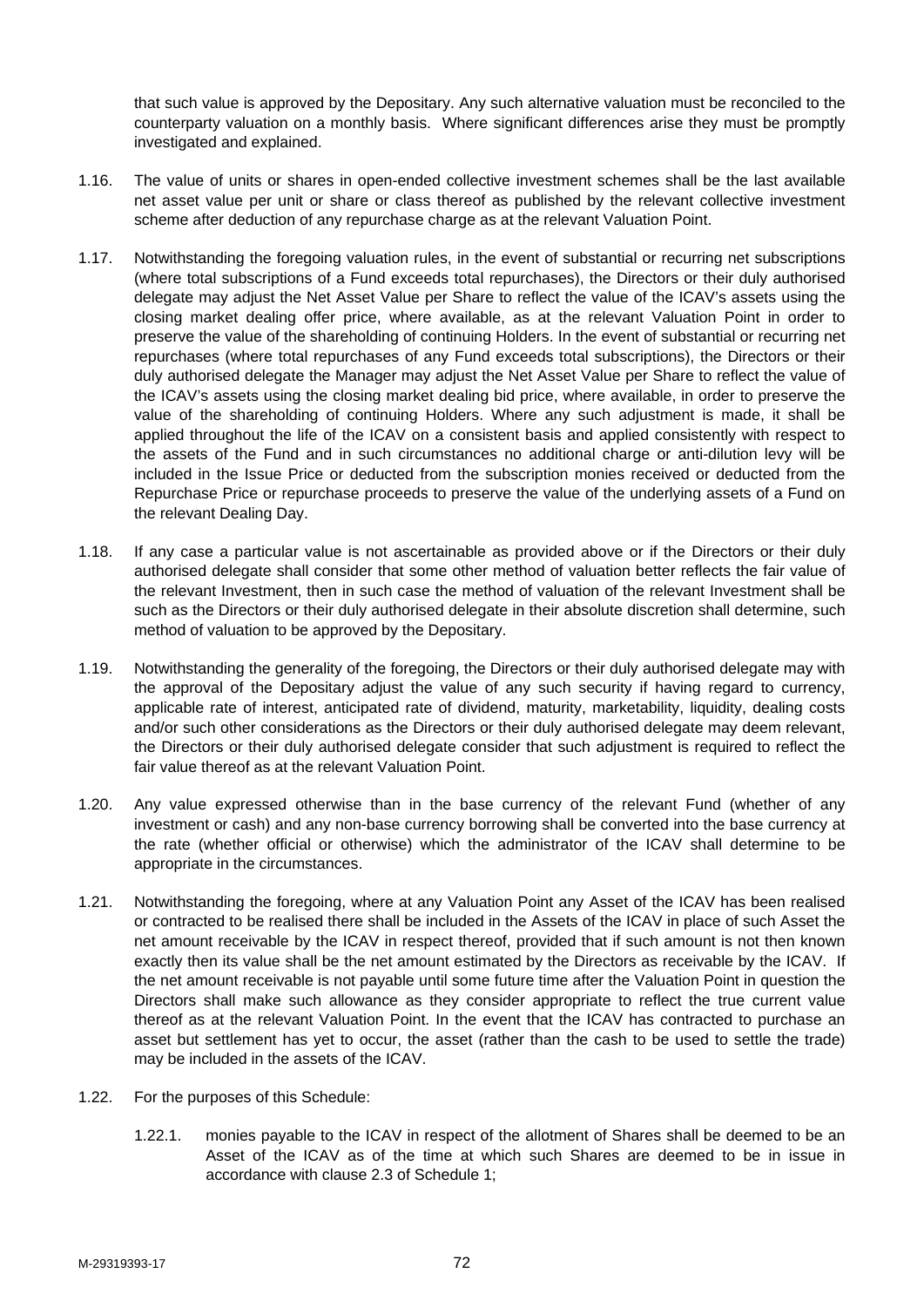that such value is approved by the Depositary. Any such alternative valuation must be reconciled to the counterparty valuation on a monthly basis. Where significant differences arise they must be promptly investigated and explained.

1.16. The value of units or shares in open-ended collective investment schemes shall be the last available net asset value per unit or share or class thereof as published by the relevant collective investment scheme after deduction of any repurchase charge as at the relevant Valuation Point.

1.17. Notwithstanding the foregoing valuation rules, in the event of substantial or recurring net subscriptions (where total subscriptions of a Fund exceeds total repurchases), the Directors or their duly authorised delegate may adjust the Net Asset Value per Share to reflect the value of the ICAV's assets using the closing market dealing offer price, where available, as at the relevant Valuation Point in order to preserve the value of the shareholding of continuing Holders. In the event of substantial or recurring net repurchases (where total repurchases of any Fund exceeds total subscriptions), the Directors or their duly authorised delegate the Manager may adjust the Net Asset Value per Share to reflect the value of the ICAV's assets using the closing market dealing bid price, where available, in order to preserve the value of the shareholding of continuing Holders. Where any such adjustment is made, it shall be applied throughout the life of the ICAV on a consistent basis and applied consistently with respect to the assets of the Fund and in such circumstances no additional charge or anti-dilution levy will be included in the Issue Price or deducted from the subscription monies received or deducted from the Repurchase Price or repurchase proceeds to preserve the value of the underlying assets of a Fund on the relevant Dealing Day.

1.18. If any case a particular value is not ascertainable as provided above or if the Directors or their duly authorised delegate shall consider that some other method of valuation better reflects the fair value of the relevant Investment, then in such case the method of valuation of the relevant Investment shall be such as the Directors or their duly authorised delegate in their absolute discretion shall determine, such method of valuation to be approved by the Depositary.

1.19. Notwithstanding the generality of the foregoing, the Directors or their duly authorised delegate may with the approval of the Depositary adjust the value of any such security if having regard to currency, applicable rate of interest, anticipated rate of dividend, maturity, marketability, liquidity, dealing costs and/or such other considerations as the Directors or their duly authorised delegate may deem relevant, the Directors or their duly authorised delegate consider that such adjustment is required to reflect the fair value thereof as at the relevant Valuation Point.

1.20. Any value expressed otherwise than in the base currency of the relevant Fund (whether of any investment or cash) and any non-base currency borrowing shall be converted into the base currency at the rate (whether official or otherwise) which the administrator of the ICAV shall determine to be appropriate in the circumstances.

1.21. Notwithstanding the foregoing, where at any Valuation Point any Asset of the ICAV has been realised or contracted to be realised there shall be included in the Assets of the ICAV in place of such Asset the net amount receivable by the ICAV in respect thereof, provided that if such amount is not then known exactly then its value shall be the net amount estimated by the Directors as receivable by the ICAV. If the net amount receivable is not payable until some future time after the Valuation Point in question the Directors shall make such allowance as they consider appropriate to reflect the true current value thereof as at the relevant Valuation Point. In the event that the ICAV has contracted to purchase an asset but settlement has yet to occur, the asset (rather than the cash to be used to settle the trade) may be included in the assets of the ICAV.

1.22. For the purposes of this Schedule:

1.22.1. monies payable to the ICAV in respect of the allotment of Shares shall be deemed to be an Asset of the ICAV as of the time at which such Shares are deemed to be in issue in accordance with clause 2.3 of Schedule 1;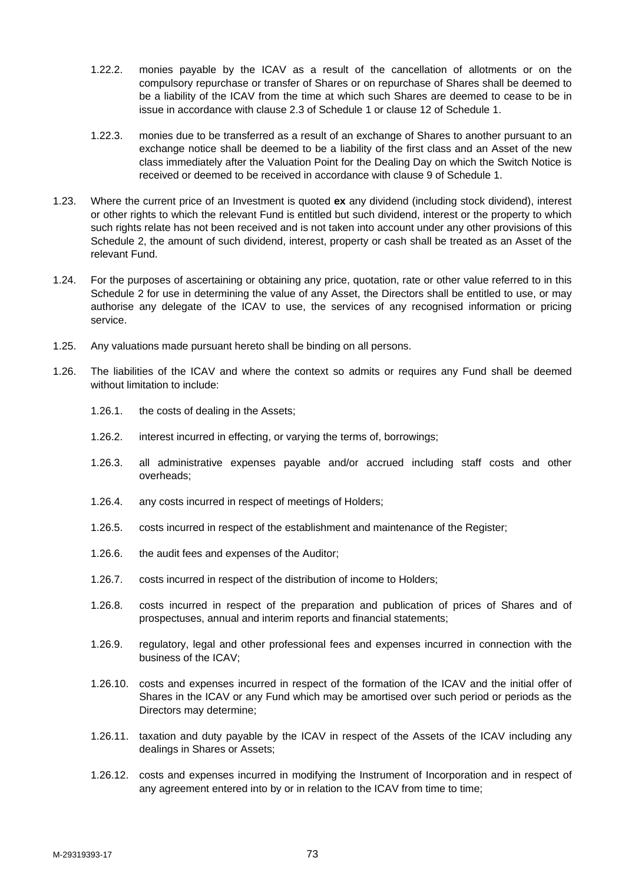1.22.2. monies payable by the ICAV as a result of the cancellation of allotments or on the compulsory repurchase or transfer of Shares or on repurchase of Shares shall be deemed to be a liability of the ICAV from the time at which such Shares are deemed to cease to be in issue in accordance with clause 2.3 of Schedule 1 or clause 12 of Schedule 1.

1.22.3. monies due to be transferred as a result of an exchange of Shares to another pursuant to an exchange notice shall be deemed to be a liability of the first class and an Asset of the new class immediately after the Valuation Point for the Dealing Day on which the Switch Notice is received or deemed to be received in accordance with clause 9 of Schedule 1.

1.23. Where the current price of an Investment is quoted **ex** any dividend (including stock dividend), interest or other rights to which the relevant Fund is entitled but such dividend, interest or the property to which such rights relate has not been received and is not taken into account under any other provisions of this Schedule 2, the amount of such dividend, interest, property or cash shall be treated as an Asset of the relevant Fund.

1.24. For the purposes of ascertaining or obtaining any price, quotation, rate or other value referred to in this Schedule 2 for use in determining the value of any Asset, the Directors shall be entitled to use, or may authorise any delegate of the ICAV to use, the services of any recognised information or pricing service.

1.25. Any valuations made pursuant hereto shall be binding on all persons.

1.26. The liabilities of the ICAV and where the context so admits or requires any Fund shall be deemed without limitation to include:

1.26.1. the costs of dealing in the Assets;

1.26.2. interest incurred in effecting, or varying the terms of, borrowings;

1.26.3. all administrative expenses payable and/or accrued including staff costs and other overheads;

1.26.4. any costs incurred in respect of meetings of Holders;

1.26.5. costs incurred in respect of the establishment and maintenance of the Register;

1.26.6. the audit fees and expenses of the Auditor;

1.26.7. costs incurred in respect of the distribution of income to Holders;

1.26.8. costs incurred in respect of the preparation and publication of prices of Shares and of prospectuses, annual and interim reports and financial statements;

1.26.9. regulatory, legal and other professional fees and expenses incurred in connection with the business of the ICAV;

1.26.10. costs and expenses incurred in respect of the formation of the ICAV and the initial offer of Shares in the ICAV or any Fund which may be amortised over such period or periods as the Directors may determine;

1.26.11. taxation and duty payable by the ICAV in respect of the Assets of the ICAV including any dealings in Shares or Assets;

1.26.12. costs and expenses incurred in modifying the Instrument of Incorporation and in respect of any agreement entered into by or in relation to the ICAV from time to time;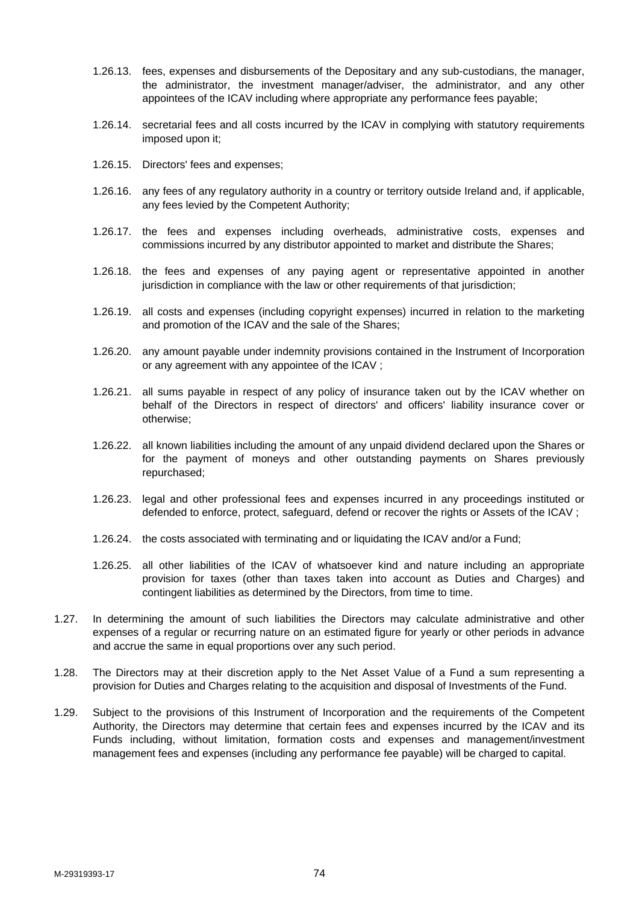1.26.13. fees, expenses and disbursements of the Depositary and any sub-custodians, the manager, the administrator, the investment manager/adviser, the administrator, and any other appointees of the ICAV including where appropriate any performance fees payable;

1.26.14. secretarial fees and all costs incurred by the ICAV in complying with statutory requirements imposed upon it;

1.26.15. Directors' fees and expenses;

1.26.16. any fees of any regulatory authority in a country or territory outside Ireland and, if applicable, any fees levied by the Competent Authority;

1.26.17. the fees and expenses including overheads, administrative costs, expenses and commissions incurred by any distributor appointed to market and distribute the Shares;

1.26.18. the fees and expenses of any paying agent or representative appointed in another jurisdiction in compliance with the law or other requirements of that jurisdiction;

1.26.19. all costs and expenses (including copyright expenses) incurred in relation to the marketing and promotion of the ICAV and the sale of the Shares;

1.26.20. any amount payable under indemnity provisions contained in the Instrument of Incorporation or any agreement with any appointee of the ICAV ;

1.26.21. all sums payable in respect of any policy of insurance taken out by the ICAV whether on behalf of the Directors in respect of directors' and officers' liability insurance cover or otherwise;

1.26.22. all known liabilities including the amount of any unpaid dividend declared upon the Shares or for the payment of moneys and other outstanding payments on Shares previously repurchased;

1.26.23. legal and other professional fees and expenses incurred in any proceedings instituted or defended to enforce, protect, safeguard, defend or recover the rights or Assets of the ICAV ;

1.26.24. the costs associated with terminating and or liquidating the ICAV and/or a Fund;

1.26.25. all other liabilities of the ICAV of whatsoever kind and nature including an appropriate provision for taxes (other than taxes taken into account as Duties and Charges) and contingent liabilities as determined by the Directors, from time to time.

1.27. In determining the amount of such liabilities the Directors may calculate administrative and other expenses of a regular or recurring nature on an estimated figure for yearly or other periods in advance and accrue the same in equal proportions over any such period.

1.28. The Directors may at their discretion apply to the Net Asset Value of a Fund a sum representing a provision for Duties and Charges relating to the acquisition and disposal of Investments of the Fund.

1.29. Subject to the provisions of this Instrument of Incorporation and the requirements of the Competent Authority, the Directors may determine that certain fees and expenses incurred by the ICAV and its Funds including, without limitation, formation costs and expenses and management/investment management fees and expenses (including any performance fee payable) will be charged to capital.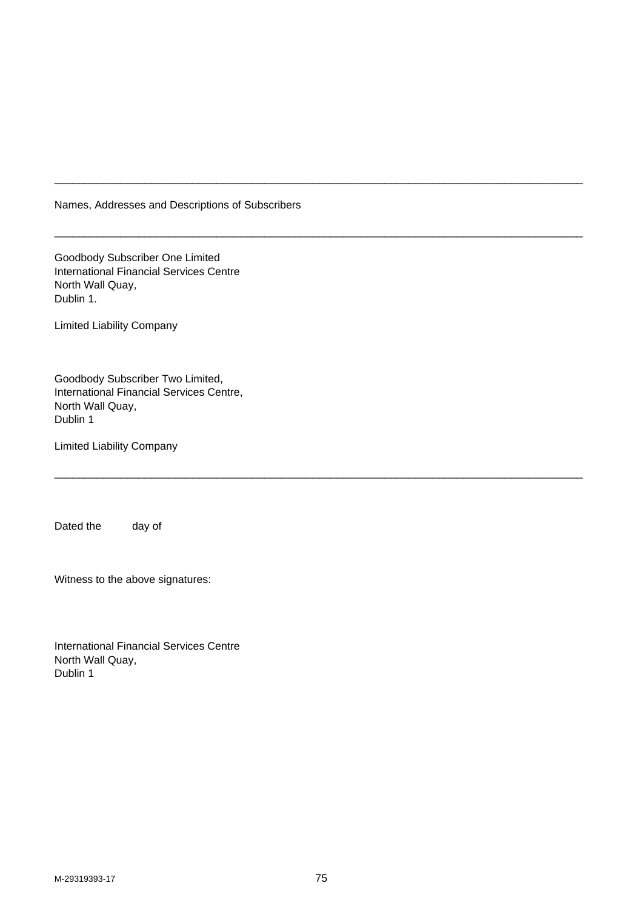---

Names, Addresses and Descriptions of Subscribers

---

Goodbody Subscriber One Limited
International Financial Services Centre
North Wall Quay,
Dublin 1.

Limited Liability Company

Goodbody Subscriber Two Limited,
International Financial Services Centre,
North Wall Quay,
Dublin 1

Limited Liability Company

---

Dated the day of

Witness to the above signatures:

International Financial Services Centre
North Wall Quay,
Dublin 1